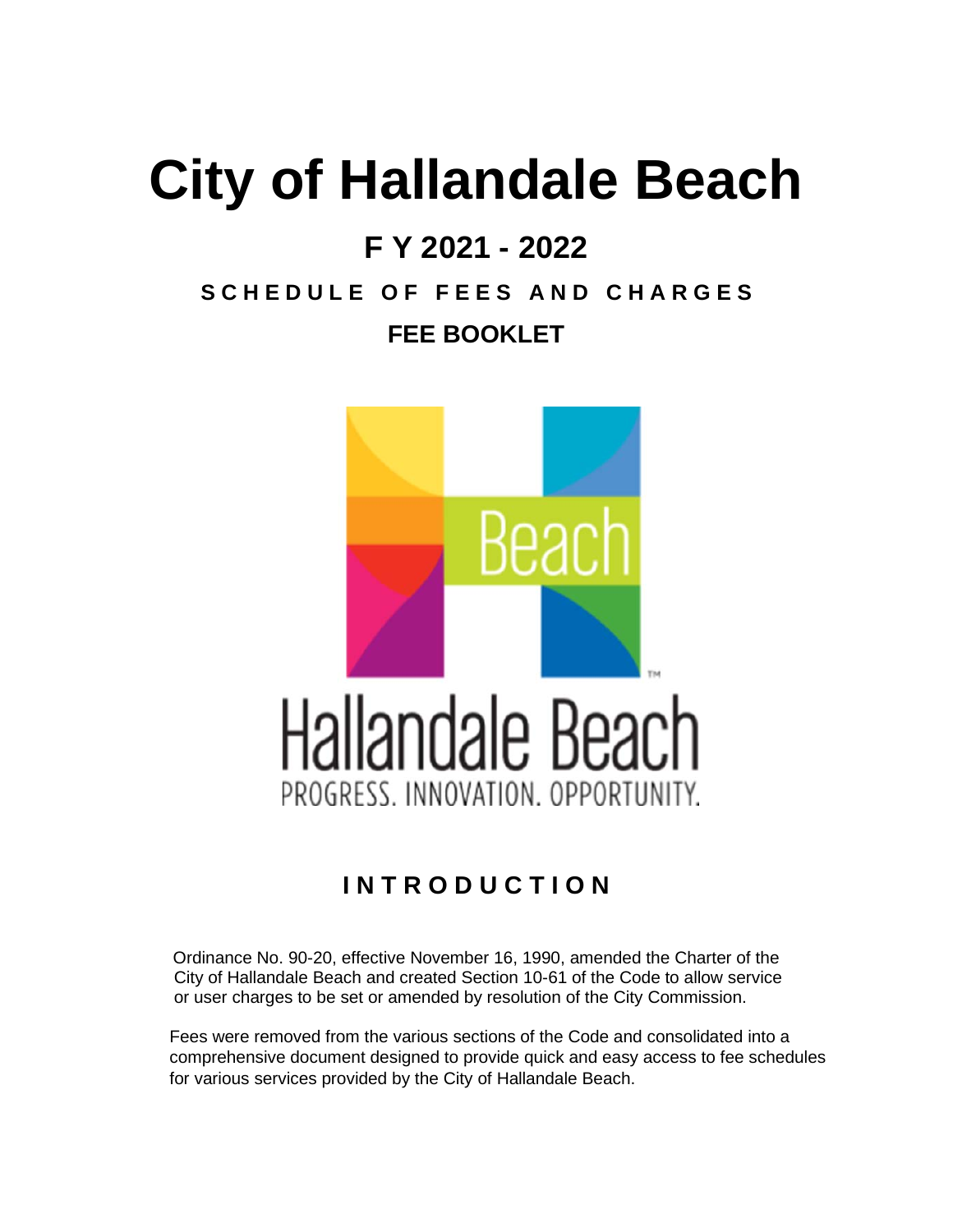# City of Hallandale Beach

## F Y 2021 - 2022

### SCHEDULE OF FEES AND CHARGES

### FEE BOOKLET

Beach

Hallandale Beach

PROGRESS. INNOVATION. OPPORTUNITY.

## INTRODUCTION

Ordinance No. 90-20, effective November 16, 1990, amended the Charter of the City of Hallandale Beach and created Section 10-61 of the Code to allow service or user charges to be set or amended by resolution of the City Commission.

Fees were removed from the various sections of the Code and consolidated into a comprehensive document designed to provide quick and easy access to fee schedules for various services provided by the City of Hallandale Beach.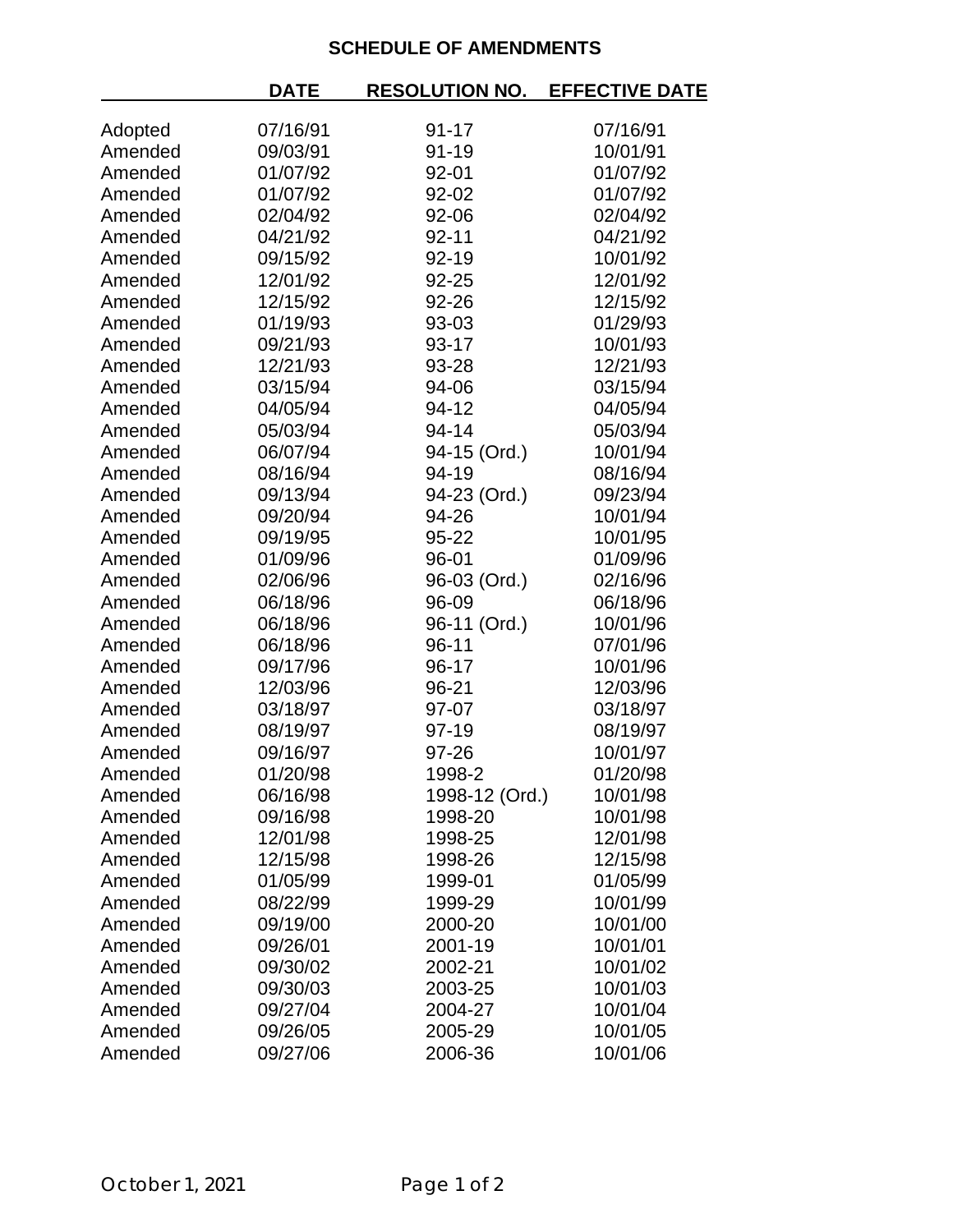## SCHEDULE OF AMENDMENTS

| | DATE | RESOLUTION NO. | EFFECTIVE DATE |
|---|---|---|---|
| Adopted | 07/16/91 | 91-17 | 07/16/91 |
| Amended | 09/03/91 | 91-19 | 10/01/91 |
| Amended | 01/07/92 | 92-01 | 01/07/92 |
| Amended | 01/07/92 | 92-02 | 01/07/92 |
| Amended | 02/04/92 | 92-06 | 02/04/92 |
| Amended | 04/21/92 | 92-11 | 04/21/92 |
| Amended | 09/15/92 | 92-19 | 10/01/92 |
| Amended | 12/01/92 | 92-25 | 12/01/92 |
| Amended | 12/15/92 | 92-26 | 12/15/92 |
| Amended | 01/19/93 | 93-03 | 01/29/93 |
| Amended | 09/21/93 | 93-17 | 10/01/93 |
| Amended | 12/21/93 | 93-28 | 12/21/93 |
| Amended | 03/15/94 | 94-06 | 03/15/94 |
| Amended | 04/05/94 | 94-12 | 04/05/94 |
| Amended | 05/03/94 | 94-14 | 05/03/94 |
| Amended | 06/07/94 | 94-15 (Ord.) | 10/01/94 |
| Amended | 08/16/94 | 94-19 | 08/16/94 |
| Amended | 09/13/94 | 94-23 (Ord.) | 09/23/94 |
| Amended | 09/20/94 | 94-26 | 10/01/94 |
| Amended | 09/19/95 | 95-22 | 10/01/95 |
| Amended | 01/09/96 | 96-01 | 01/09/96 |
| Amended | 02/06/96 | 96-03 (Ord.) | 02/16/96 |
| Amended | 06/18/96 | 96-09 | 06/18/96 |
| Amended | 06/18/96 | 96-11 (Ord.) | 10/01/96 |
| Amended | 06/18/96 | 96-11 | 07/01/96 |
| Amended | 09/17/96 | 96-17 | 10/01/96 |
| Amended | 12/03/96 | 96-21 | 12/03/96 |
| Amended | 03/18/97 | 97-07 | 03/18/97 |
| Amended | 08/19/97 | 97-19 | 08/19/97 |
| Amended | 09/16/97 | 97-26 | 10/01/97 |
| Amended | 01/20/98 | 1998-2 | 01/20/98 |
| Amended | 06/16/98 | 1998-12 (Ord.) | 10/01/98 |
| Amended | 09/16/98 | 1998-20 | 10/01/98 |
| Amended | 12/01/98 | 1998-25 | 12/01/98 |
| Amended | 12/15/98 | 1998-26 | 12/15/98 |
| Amended | 01/05/99 | 1999-01 | 01/05/99 |
| Amended | 08/22/99 | 1999-29 | 10/01/99 |
| Amended | 09/19/00 | 2000-20 | 10/01/00 |
| Amended | 09/26/01 | 2001-19 | 10/01/01 |
| Amended | 09/30/02 | 2002-21 | 10/01/02 |
| Amended | 09/30/03 | 2003-25 | 10/01/03 |
| Amended | 09/27/04 | 2004-27 | 10/01/04 |
| Amended | 09/26/05 | 2005-29 | 10/01/05 |
| Amended | 09/27/06 | 2006-36 | 10/01/06 |

October 1, 2021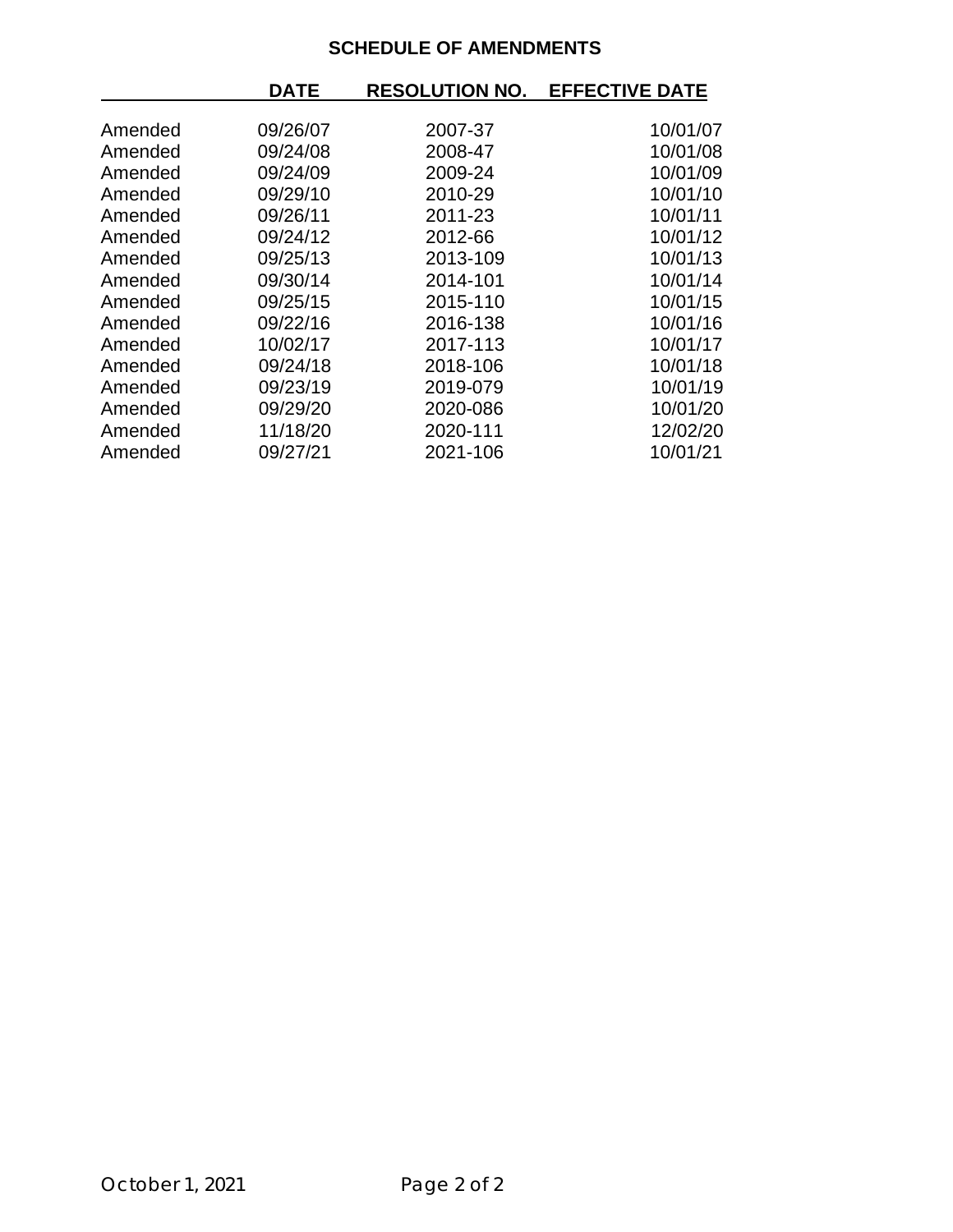## SCHEDULE OF AMENDMENTS

| | DATE | RESOLUTION NO. | EFFECTIVE DATE |
|---|---|---|---|
| Amended | 09/26/07 | 2007-37 | 10/01/07 |
| Amended | 09/24/08 | 2008-47 | 10/01/08 |
| Amended | 09/24/09 | 2009-24 | 10/01/09 |
| Amended | 09/29/10 | 2010-29 | 10/01/10 |
| Amended | 09/26/11 | 2011-23 | 10/01/11 |
| Amended | 09/24/12 | 2012-66 | 10/01/12 |
| Amended | 09/25/13 | 2013-109 | 10/01/13 |
| Amended | 09/30/14 | 2014-101 | 10/01/14 |
| Amended | 09/25/15 | 2015-110 | 10/01/15 |
| Amended | 09/22/16 | 2016-138 | 10/01/16 |
| Amended | 10/02/17 | 2017-113 | 10/01/17 |
| Amended | 09/24/18 | 2018-106 | 10/01/18 |
| Amended | 09/23/19 | 2019-079 | 10/01/19 |
| Amended | 09/29/20 | 2020-086 | 10/01/20 |
| Amended | 11/18/20 | 2020-111 | 12/02/20 |
| Amended | 09/27/21 | 2021-106 | 10/01/21 |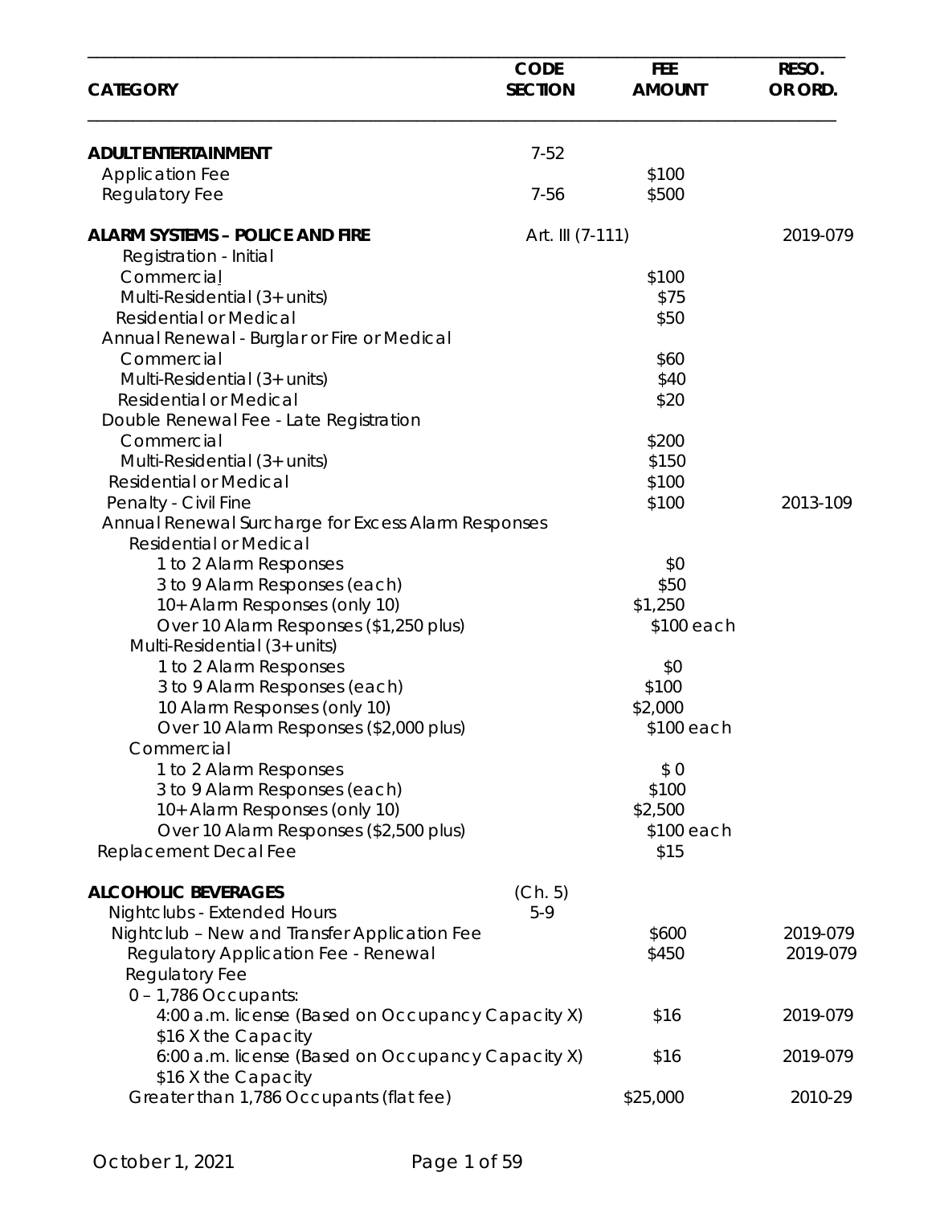| CATEGORY | CODE SECTION | FEE AMOUNT | RESO. OR ORD. |
|---|---|---|---|
| **ADULT ENTERTAINMENT** | 7-52 | | |
| Application Fee | | $100 | |
| Regulatory Fee | 7-56 | $500 | |
| | | | |
| **ALARM SYSTEMS – POLICE AND FIRE** | Art. III (7-111) | | 2019-079 |
| Registration - Initial | | | |
| Commercial | | $100 | |
| Multi-Residential (3+ units) | | $75 | |
| Residential or Medical | | $50 | |
| Annual Renewal - Burglar or Fire or Medical | | | |
| Commercial | | $60 | |
| Multi-Residential (3+ units) | | $40 | |
| Residential or Medical | | $20 | |
| Double Renewal Fee - Late Registration | | | |
| Commercial | | $200 | |
| Multi-Residential (3+ units) | | $150 | |
| Residential or Medical | | $100 | |
| Penalty - Civil Fine | | $100 | 2013-109 |
| Annual Renewal Surcharge for Excess Alarm Responses | | | |
| Residential or Medical | | | |
| 1 to 2 Alarm Responses | | $0 | |
| 3 to 9 Alarm Responses (each) | | $50 | |
| 10+ Alarm Responses (only 10) | | $1,250 | |
| Over 10 Alarm Responses ($1,250 plus) | | $100 each | |
| Multi-Residential (3+ units) | | | |
| 1 to 2 Alarm Responses | | $0 | |
| 3 to 9 Alarm Responses (each) | | $100 | |
| 10 Alarm Responses (only 10) | | $2,000 | |
| Over 10 Alarm Responses ($2,000 plus) | | $100 each | |
| Commercial | | | |
| 1 to 2 Alarm Responses | | $ 0 | |
| 3 to 9 Alarm Responses (each) | | $100 | |
| 10+ Alarm Responses (only 10) | | $2,500 | |
| Over 10 Alarm Responses ($2,500 plus) | | $100 each | |
| Replacement Decal Fee | | $15 | |
| | | | |
| **ALCOHOLIC BEVERAGES** | (Ch. 5) | | |
| Nightclubs - Extended Hours | 5-9 | | |
| Nightclub – New and Transfer Application Fee | | $600 | 2019-079 |
| Regulatory Application Fee - Renewal | | $450 | 2019-079 |
| Regulatory Fee | | | |
| 0 – 1,786 Occupants: | | | |
| 4:00 a.m. license (Based on Occupancy Capacity X) $16 X the Capacity | | $16 | 2019-079 |
| 6:00 a.m. license (Based on Occupancy Capacity X) $16 X the Capacity | | $16 | 2019-079 |
| Greater than 1,786 Occupants (flat fee) | | $25,000 | 2010-29 |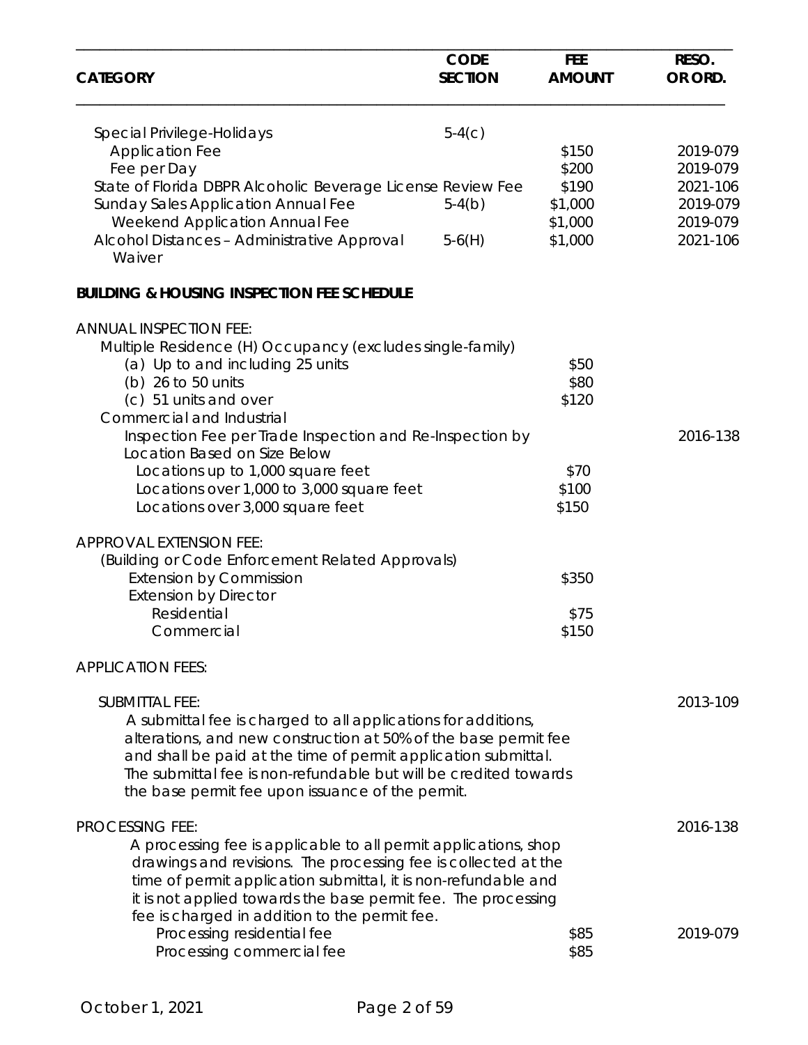| CATEGORY | CODE SECTION | FEE AMOUNT | RESO. OR ORD. |
|---|---|---|---|
| Special Privilege-Holidays | 5-4(c) | | |
| Application Fee | | $150 | 2019-079 |
| Fee per Day | | $200 | 2019-079 |
| State of Florida DBPR Alcoholic Beverage License Review Fee | | $190 | 2021-106 |
| Sunday Sales Application Annual Fee | 5-4(b) | $1,000 | 2019-079 |
| Weekend Application Annual Fee | | $1,000 | 2019-079 |
| Alcohol Distances – Administrative Approval Waiver | 5-6(H) | $1,000 | 2021-106 |

**BUILDING & HOUSING INSPECTION FEE SCHEDULE**

| CATEGORY | CODE SECTION | FEE AMOUNT | RESO. OR ORD. |
|---|---|---|---|
| ANNUAL INSPECTION FEE: | | | |
| Multiple Residence (H) Occupancy (excludes single-family) | | | |
| (a) Up to and including 25 units | | $50 | |
| (b) 26 to 50 units | | $80 | |
| (c) 51 units and over | | $120 | |
| Commercial and Industrial | | | |
| Inspection Fee per Trade Inspection and Re-Inspection by Location Based on Size Below | | | 2016-138 |
| Locations up to 1,000 square feet | | $70 | |
| Locations over 1,000 to 3,000 square feet | | $100 | |
| Locations over 3,000 square feet | | $150 | |
| APPROVAL EXTENSION FEE: | | | |
| (Building or Code Enforcement Related Approvals) | | | |
| Extension by Commission | | $350 | |
| Extension by Director | | | |
| Residential | | $75 | |
| Commercial | | $150 | |

APPLICATION FEES:

SUBMITTAL FEE: 2013-109

A submittal fee is charged to all applications for additions, alterations, and new construction at 50% of the base permit fee and shall be paid at the time of permit application submittal. The submittal fee is non-refundable but will be credited towards the base permit fee upon issuance of the permit.

PROCESSING FEE: 2016-138

A processing fee is applicable to all permit applications, shop drawings and revisions. The processing fee is collected at the time of permit application submittal, it is non-refundable and it is not applied towards the base permit fee. The processing fee is charged in addition to the permit fee.

| CATEGORY | CODE SECTION | FEE AMOUNT | RESO. OR ORD. |
|---|---|---|---|
| Processing residential fee | | $85 | 2019-079 |
| Processing commercial fee | | $85 | |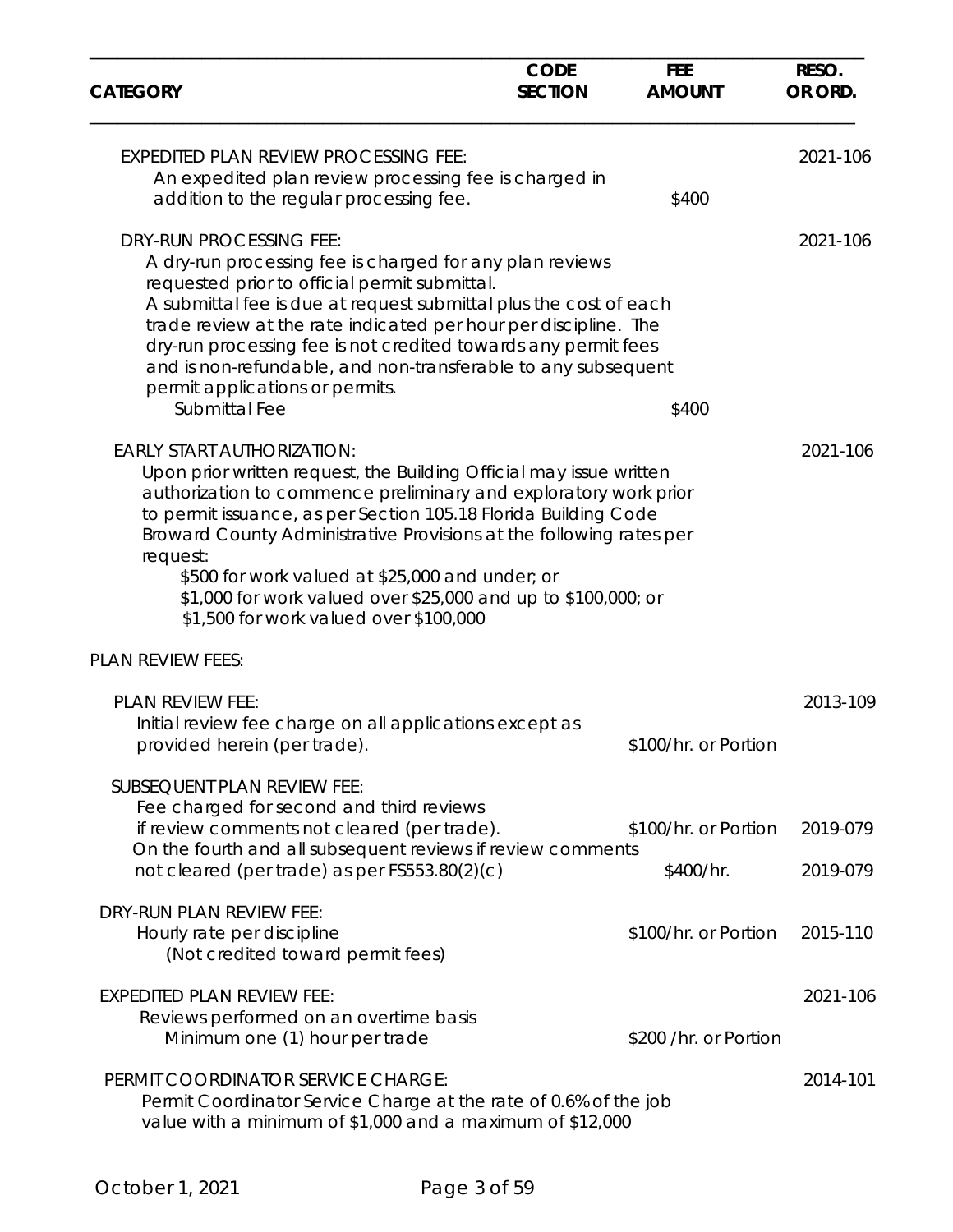| CATEGORY | CODE SECTION | FEE AMOUNT | RESO. OR ORD. |
|---|---|---|---|
| EXPEDITED PLAN REVIEW PROCESSING FEE: | | | 2021-106 |
| An expedited plan review processing fee is charged in addition to the regular processing fee. | | $400 | |
| DRY-RUN PROCESSING FEE: | | | 2021-106 |
| A dry-run processing fee is charged for any plan reviews requested prior to official permit submittal. A submittal fee is due at request submittal plus the cost of each trade review at the rate indicated per hour per discipline. The dry-run processing fee is not credited towards any permit fees and is non-refundable, and non-transferable to any subsequent permit applications or permits. | | | |
| Submittal Fee | | $400 | |
| EARLY START AUTHORIZATION: | | | 2021-106 |
| Upon prior written request, the Building Official may issue written authorization to commence preliminary and exploratory work prior to permit issuance, as per Section 105.18 Florida Building Code Broward County Administrative Provisions at the following rates per request:<br>$500 for work valued at $25,000 and under; or<br>$1,000 for work valued over $25,000 and up to $100,000; or<br>$1,500 for work valued over $100,000 | | | |
| PLAN REVIEW FEES: | | | |
| PLAN REVIEW FEE: | | | 2013-109 |
| Initial review fee charge on all applications except as provided herein (per trade). | | $100/hr. or Portion | |
| SUBSEQUENT PLAN REVIEW FEE: | | | |
| Fee charged for second and third reviews if review comments not cleared (per trade). | | $100/hr. or Portion | 2019-079 |
| On the fourth and all subsequent reviews if review comments not cleared (per trade) as per FS553.80(2)(c) | | $400/hr. | 2019-079 |
| DRY-RUN PLAN REVIEW FEE: | | | |
| Hourly rate per discipline (Not credited toward permit fees) | | $100/hr. or Portion | 2015-110 |
| EXPEDITED PLAN REVIEW FEE: | | | 2021-106 |
| Reviews performed on an overtime basis<br>Minimum one (1) hour per trade | | $200 /hr. or Portion | |
| PERMIT COORDINATOR SERVICE CHARGE: | | | 2014-101 |
| Permit Coordinator Service Charge at the rate of 0.6% of the job value with a minimum of $1,000 and a maximum of $12,000 | | | |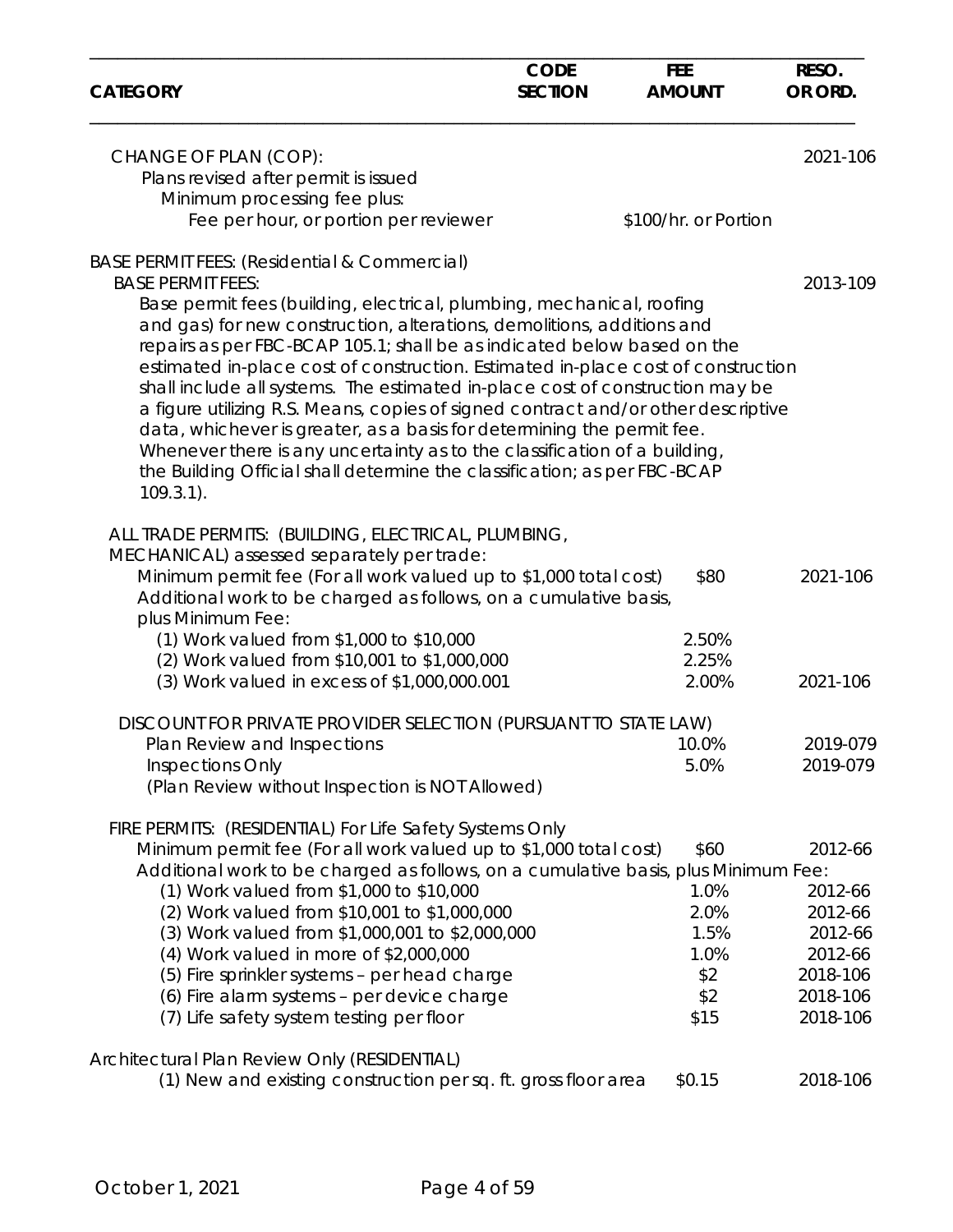| CATEGORY | CODE SECTION | FEE AMOUNT | RESO. OR ORD. |
|---|---|---|---|
| CHANGE OF PLAN (COP): | | | 2021-106 |
| Plans revised after permit is issued | | | |
| Minimum processing fee plus: | | | |
| Fee per hour, or portion per reviewer | | \$100/hr. or Portion | |
| BASE PERMIT FEES: (Residential & Commercial) | | | |
| BASE PERMIT FEES: | | | 2013-109 |
| Base permit fees (building, electrical, plumbing, mechanical, roofing and gas) for new construction, alterations, demolitions, additions and repairs as per FBC-BCAP 105.1; shall be as indicated below based on the estimated in-place cost of construction. Estimated in-place cost of construction shall include all systems. The estimated in-place cost of construction may be a figure utilizing R.S. Means, copies of signed contract and/or other descriptive data, whichever is greater, as a basis for determining the permit fee. Whenever there is any uncertainty as to the classification of a building, the Building Official shall determine the classification; as per FBC-BCAP 109.3.1). | | | |
| ALL TRADE PERMITS: (BUILDING, ELECTRICAL, PLUMBING, MECHANICAL) assessed separately per trade: | | | |
| Minimum permit fee (For all work valued up to \$1,000 total cost) | | \$80 | 2021-106 |
| Additional work to be charged as follows, on a cumulative basis, plus Minimum Fee: | | | |
| (1) Work valued from \$1,000 to \$10,000 | | 2.50% | |
| (2) Work valued from \$10,001 to \$1,000,000 | | 2.25% | |
| (3) Work valued in excess of \$1,000,000.001 | | 2.00% | 2021-106 |
| DISCOUNT FOR PRIVATE PROVIDER SELECTION (PURSUANT TO STATE LAW) | | | |
| Plan Review and Inspections | | 10.0% | 2019-079 |
| Inspections Only | | 5.0% | 2019-079 |
| (Plan Review without Inspection is NOT Allowed) | | | |
| FIRE PERMITS: (RESIDENTIAL) For Life Safety Systems Only | | | |
| Minimum permit fee (For all work valued up to \$1,000 total cost) | | \$60 | 2012-66 |
| Additional work to be charged as follows, on a cumulative basis, plus Minimum Fee: | | | |
| (1) Work valued from \$1,000 to \$10,000 | | 1.0% | 2012-66 |
| (2) Work valued from \$10,001 to \$1,000,000 | | 2.0% | 2012-66 |
| (3) Work valued from \$1,000,001 to \$2,000,000 | | 1.5% | 2012-66 |
| (4) Work valued in more of \$2,000,000 | | 1.0% | 2012-66 |
| (5) Fire sprinkler systems – per head charge | | \$2 | 2018-106 |
| (6) Fire alarm systems – per device charge | | \$2 | 2018-106 |
| (7) Life safety system testing per floor | | \$15 | 2018-106 |
| Architectural Plan Review Only (RESIDENTIAL) | | | |
| (1) New and existing construction per sq. ft. gross floor area | | \$0.15 | 2018-106 |

October 1, 2021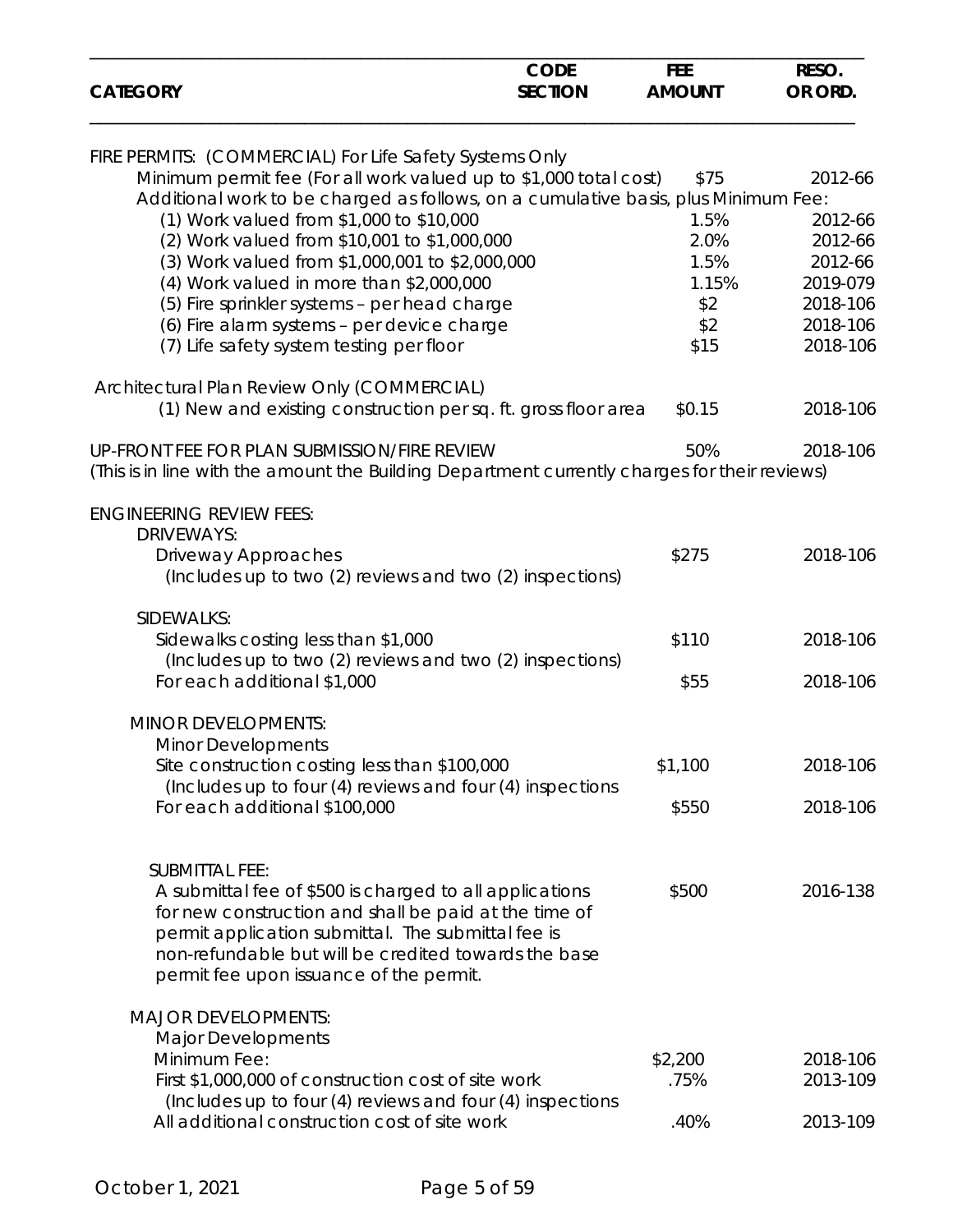| CATEGORY | CODE SECTION | FEE AMOUNT | RESO. OR ORD. |
|---|---|---|---|
| FIRE PERMITS: (COMMERCIAL) For Life Safety Systems Only | | | |
| Minimum permit fee (For all work valued up to $1,000 total cost) | | $75 | 2012-66 |
| Additional work to be charged as follows, on a cumulative basis, plus Minimum Fee: | | | |
| (1) Work valued from $1,000 to $10,000 | | 1.5% | 2012-66 |
| (2) Work valued from $10,001 to $1,000,000 | | 2.0% | 2012-66 |
| (3) Work valued from $1,000,001 to $2,000,000 | | 1.5% | 2012-66 |
| (4) Work valued in more than $2,000,000 | | 1.15% | 2019-079 |
| (5) Fire sprinkler systems – per head charge | | $2 | 2018-106 |
| (6) Fire alarm systems – per device charge | | $2 | 2018-106 |
| (7) Life safety system testing per floor | | $15 | 2018-106 |
| Architectural Plan Review Only (COMMERCIAL) | | | |
| (1) New and existing construction per sq. ft. gross floor area | | $0.15 | 2018-106 |
| UP-FRONT FEE FOR PLAN SUBMISSION/FIRE REVIEW | | 50% | 2018-106 |
| (This is in line with the amount the Building Department currently charges for their reviews) | | | |
| ENGINEERING REVIEW FEES: | | | |
| DRIVEWAYS: | | | |
| Driveway Approaches (Includes up to two (2) reviews and two (2) inspections) | | $275 | 2018-106 |
| SIDEWALKS: | | | |
| Sidewalks costing less than $1,000 (Includes up to two (2) reviews and two (2) inspections) | | $110 | 2018-106 |
| For each additional $1,000 | | $55 | 2018-106 |
| MINOR DEVELOPMENTS: | | | |
| Minor Developments | | | |
| Site construction costing less than $100,000 (Includes up to four (4) reviews and four (4) inspections | | $1,100 | 2018-106 |
| For each additional $100,000 | | $550 | 2018-106 |
| SUBMITTAL FEE: | | | |
| A submittal fee of $500 is charged to all applications for new construction and shall be paid at the time of permit application submittal. The submittal fee is non-refundable but will be credited towards the base permit fee upon issuance of the permit. | | $500 | 2016-138 |
| MAJOR DEVELOPMENTS: | | | |
| Major Developments | | | |
| Minimum Fee: | | $2,200 | 2018-106 |
| First $1,000,000 of construction cost of site work (Includes up to four (4) reviews and four (4) inspections | | .75% | 2013-109 |
| All additional construction cost of site work | | .40% | 2013-109 |

October 1, 2021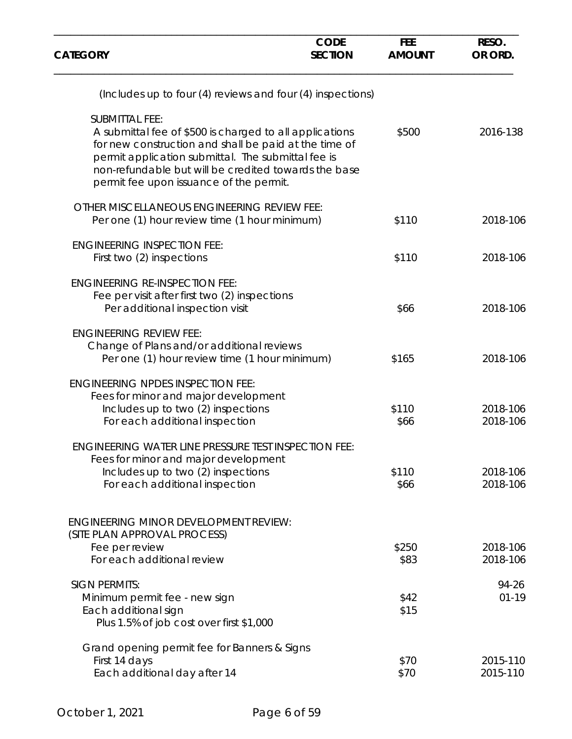| CATEGORY | CODE SECTION | FEE AMOUNT | RESO. OR ORD. |
|---|---|---|---|
| (Includes up to four (4) reviews and four (4) inspections) | | | |
| SUBMITTAL FEE: | | | |
| A submittal fee of $500 is charged to all applications for new construction and shall be paid at the time of permit application submittal. The submittal fee is non-refundable but will be credited towards the base permit fee upon issuance of the permit. | | $500 | 2016-138 |
| OTHER MISCELLANEOUS ENGINEERING REVIEW FEE: | | | |
| Per one (1) hour review time (1 hour minimum) | | $110 | 2018-106 |
| ENGINEERING INSPECTION FEE: | | | |
| First two (2) inspections | | $110 | 2018-106 |
| ENGINEERING RE-INSPECTION FEE: | | | |
| Fee per visit after first two (2) inspections | | | |
| Per additional inspection visit | | $66 | 2018-106 |
| ENGINEERING REVIEW FEE: | | | |
| Change of Plans and/or additional reviews | | | |
| Per one (1) hour review time (1 hour minimum) | | $165 | 2018-106 |
| ENGINEERING NPDES INSPECTION FEE: | | | |
| Fees for minor and major development | | | |
| Includes up to two (2) inspections | | $110 | 2018-106 |
| For each additional inspection | | $66 | 2018-106 |
| ENGINEERING WATER LINE PRESSURE TEST INSPECTION FEE: | | | |
| Fees for minor and major development | | | |
| Includes up to two (2) inspections | | $110 | 2018-106 |
| For each additional inspection | | $66 | 2018-106 |
| ENGINEERING MINOR DEVELOPMENT REVIEW: (SITE PLAN APPROVAL PROCESS) | | | |
| Fee per review | | $250 | 2018-106 |
| For each additional review | | $83 | 2018-106 |
| SIGN PERMITS: | | | 94-26 |
| Minimum permit fee - new sign | | $42 | 01-19 |
| Each additional sign | | $15 | |
| Plus 1.5% of job cost over first $1,000 | | | |
| Grand opening permit fee for Banners & Signs | | | |
| First 14 days | | $70 | 2015-110 |
| Each additional day after 14 | | $70 | 2015-110 |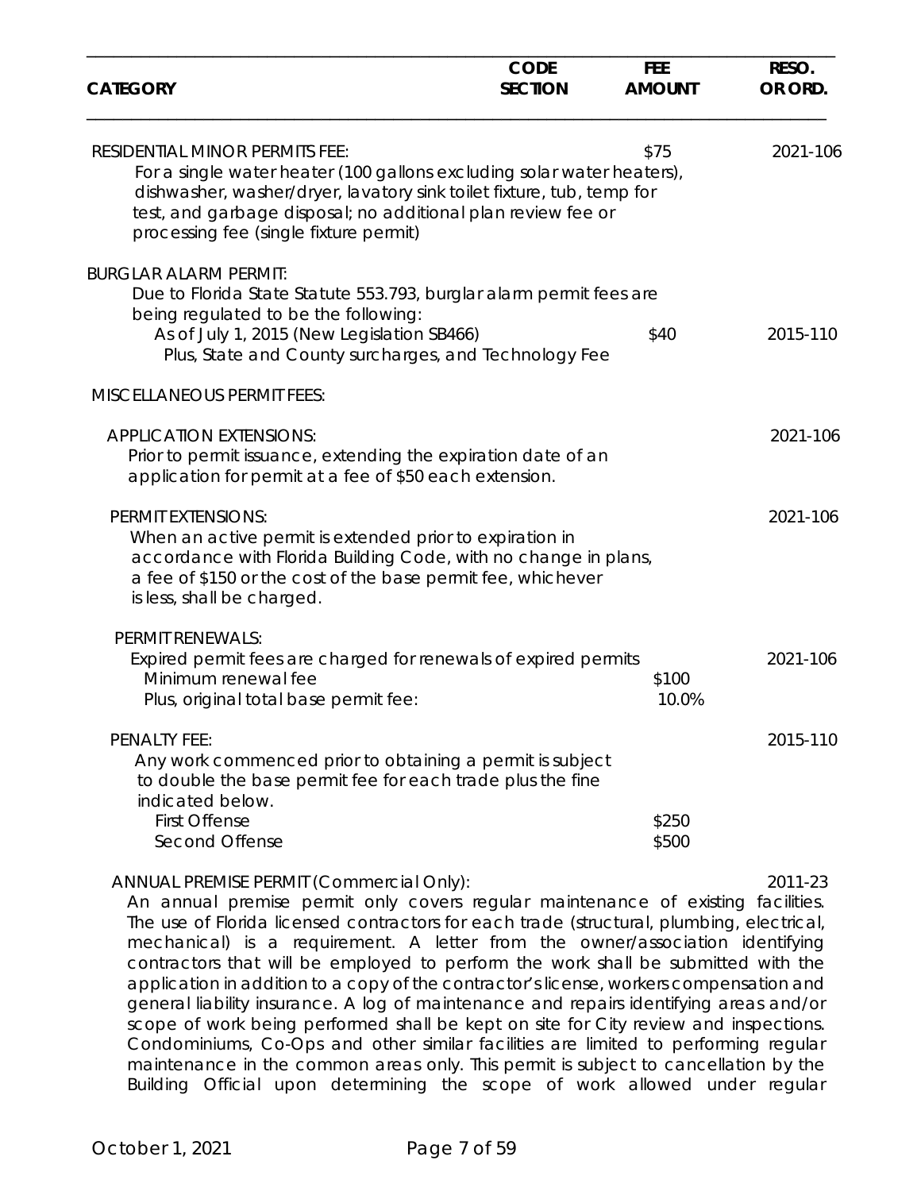| CATEGORY | CODE SECTION | FEE AMOUNT | RESO. OR ORD. |
|---|---|---|---|
| RESIDENTIAL MINOR PERMITS FEE: For a single water heater (100 gallons excluding solar water heaters), dishwasher, washer/dryer, lavatory sink toilet fixture, tub, temp for test, and garbage disposal; no additional plan review fee or processing fee (single fixture permit) | | $75 | 2021-106 |
| BURGLAR ALARM PERMIT: Due to Florida State Statute 553.793, burglar alarm permit fees are being regulated to be the following: | | | |
| As of July 1, 2015 (New Legislation SB466) Plus, State and County surcharges, and Technology Fee | | $40 | 2015-110 |
| MISCELLANEOUS PERMIT FEES: | | | |
| APPLICATION EXTENSIONS: Prior to permit issuance, extending the expiration date of an application for permit at a fee of $50 each extension. | | | 2021-106 |
| PERMIT EXTENSIONS: When an active permit is extended prior to expiration in accordance with Florida Building Code, with no change in plans, a fee of $150 or the cost of the base permit fee, whichever is less, shall be charged. | | | 2021-106 |
| PERMIT RENEWALS: Expired permit fees are charged for renewals of expired permits | | | 2021-106 |
| Minimum renewal fee | | $100 | |
| Plus, original total base permit fee: | | 10.0% | |
| PENALTY FEE: Any work commenced prior to obtaining a permit is subject to double the base permit fee for each trade plus the fine indicated below. | | | 2015-110 |
| First Offense | | $250 | |
| Second Offense | | $500 | |
| ANNUAL PREMISE PERMIT (Commercial Only): | | | 2011-23 |

An annual premise permit only covers regular maintenance of existing facilities. The use of Florida licensed contractors for each trade (structural, plumbing, electrical, mechanical) is a requirement. A letter from the owner/association identifying contractors that will be employed to perform the work shall be submitted with the application in addition to a copy of the contractor's license, workers compensation and general liability insurance. A log of maintenance and repairs identifying areas and/or scope of work being performed shall be kept on site for City review and inspections. Condominiums, Co-Ops and other similar facilities are limited to performing regular maintenance in the common areas only. This permit is subject to cancellation by the Building Official upon determining the scope of work allowed under regular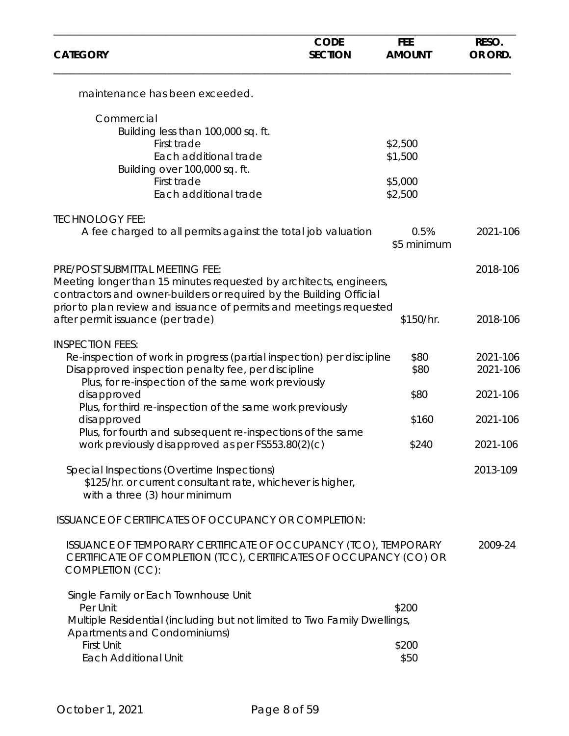| CATEGORY | CODE SECTION | FEE AMOUNT | RESO. OR ORD. |
|---|---|---|---|
| maintenance has been exceeded. | | | |
| Commercial | | | |
| Building less than 100,000 sq. ft. | | | |
| First trade | | $2,500 | |
| Each additional trade | | $1,500 | |
| Building over 100,000 sq. ft. | | | |
| First trade | | $5,000 | |
| Each additional trade | | $2,500 | |
| TECHNOLOGY FEE: | | | |
| A fee charged to all permits against the total job valuation | | 0.5% $5 minimum | 2021-106 |
| PRE/POST SUBMITTAL MEETING FEE: | | | 2018-106 |
| Meeting longer than 15 minutes requested by architects, engineers, contractors and owner-builders or required by the Building Official prior to plan review and issuance of permits and meetings requested after permit issuance (per trade) | | $150/hr. | 2018-106 |
| INSPECTION FEES: | | | |
| Re-inspection of work in progress (partial inspection) per discipline | | $80 | 2021-106 |
| Disapproved inspection penalty fee, per discipline | | $80 | 2021-106 |
| Plus, for re-inspection of the same work previously disapproved | | $80 | 2021-106 |
| Plus, for third re-inspection of the same work previously disapproved | | $160 | 2021-106 |
| Plus, for fourth and subsequent re-inspections of the same work previously disapproved as per FS553.80(2)(c) | | $240 | 2021-106 |
| Special Inspections (Overtime Inspections) $125/hr. or current consultant rate, whichever is higher, with a three (3) hour minimum | | | 2013-109 |
| ISSUANCE OF CERTIFICATES OF OCCUPANCY OR COMPLETION: | | | |
| ISSUANCE OF TEMPORARY CERTIFICATE OF OCCUPANCY (TCO), TEMPORARY CERTIFICATE OF COMPLETION (TCC), CERTIFICATES OF OCCUPANCY (CO) OR COMPLETION (CC): | | | 2009-24 |
| Single Family or Each Townhouse Unit | | | |
| Per Unit | | $200 | |
| Multiple Residential (including but not limited to Two Family Dwellings, Apartments and Condominiums) | | | |
| First Unit | | $200 | |
| Each Additional Unit | | $50 | |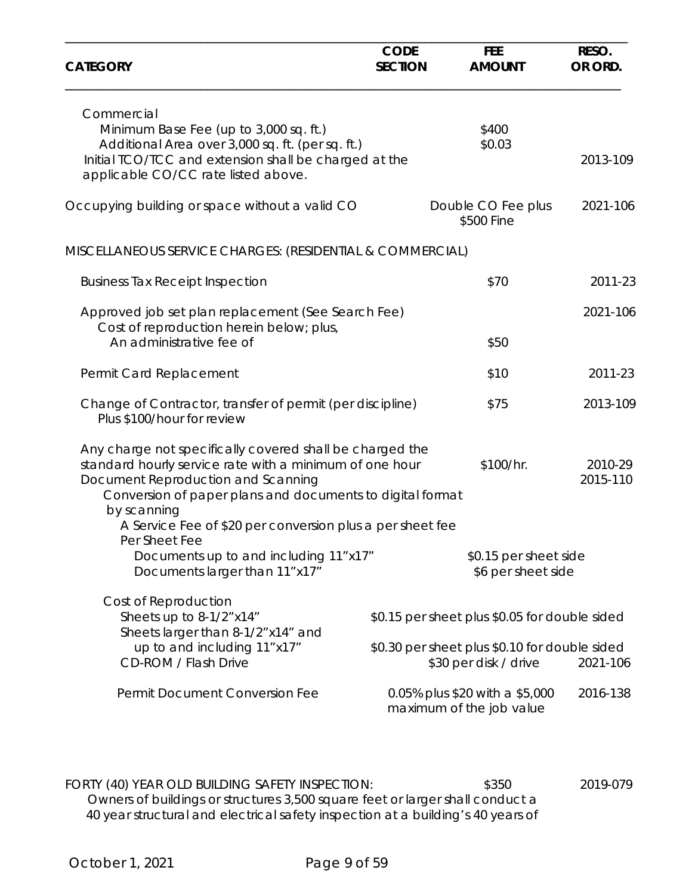| CATEGORY | CODE SECTION | FEE AMOUNT | RESO. OR ORD. |
|---|---|---|---|
| Commercial | | | |
| Minimum Base Fee (up to 3,000 sq. ft.) | | $400 | |
| Additional Area over 3,000 sq. ft. (per sq. ft.) | | $0.03 | |
| Initial TCO/TCC and extension shall be charged at the applicable CO/CC rate listed above. | | | 2013-109 |
| Occupying building or space without a valid CO | | Double CO Fee plus $500 Fine | 2021-106 |
| MISCELLANEOUS SERVICE CHARGES: (RESIDENTIAL & COMMERCIAL) | | | |
| Business Tax Receipt Inspection | | $70 | 2011-23 |
| Approved job set plan replacement (See Search Fee) | | | 2021-106 |
| Cost of reproduction herein below; plus, An administrative fee of | | $50 | |
| Permit Card Replacement | | $10 | 2011-23 |
| Change of Contractor, transfer of permit (per discipline) Plus $100/hour for review | | $75 | 2013-109 |
| Any charge not specifically covered shall be charged the standard hourly service rate with a minimum of one hour | | $100/hr. | 2010-29 |
| Document Reproduction and Scanning | | | 2015-110 |
| Conversion of paper plans and documents to digital format by scanning | | | |
| A Service Fee of $20 per conversion plus a per sheet fee | | | |
| Per Sheet Fee | | | |
| Documents up to and including 11"x17" | | $0.15 per sheet side | |
| Documents larger than 11"x17" | | $6 per sheet side | |
| Cost of Reproduction | | | |
| Sheets up to 8-1/2"x14" | | $0.15 per sheet plus $0.05 for double sided | |
| Sheets larger than 8-1/2"x14" and up to and including 11"x17" | | $0.30 per sheet plus $0.10 for double sided | |
| CD-ROM / Flash Drive | | $30 per disk / drive | 2021-106 |
| Permit Document Conversion Fee | | 0.05% plus $20 with a $5,000 maximum of the job value | 2016-138 |
| FORTY (40) YEAR OLD BUILDING SAFETY INSPECTION: | | $350 | 2019-079 |

Owners of buildings or structures 3,500 square feet or larger shall conduct a 40 year structural and electrical safety inspection at a building's 40 years of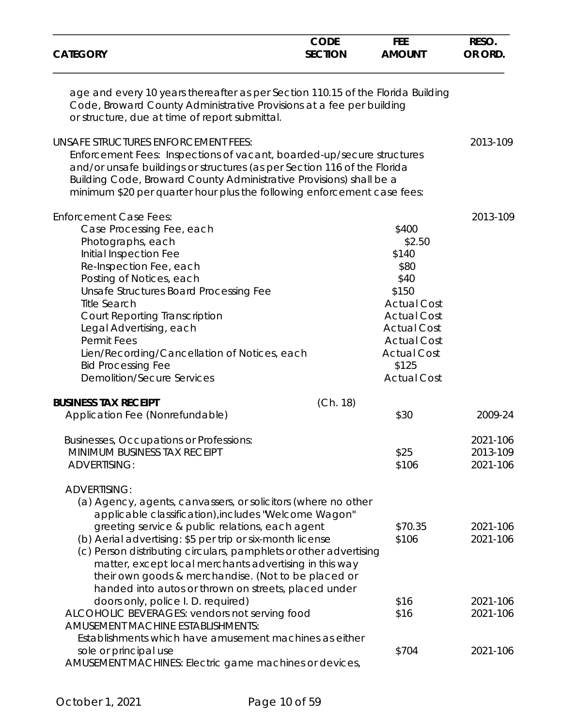| CATEGORY | CODE SECTION | FEE AMOUNT | RESO. OR ORD. |
|---|---|---|---|
| age and every 10 years thereafter as per Section 110.15 of the Florida Building Code, Broward County Administrative Provisions at a fee per building or structure, due at time of report submittal. | | | |
| UNSAFE STRUCTURES ENFORCEMENT FEES: Enforcement Fees: Inspections of vacant, boarded-up/secure structures and/or unsafe buildings or structures (as per Section 116 of the Florida Building Code, Broward County Administrative Provisions) shall be a minimum $20 per quarter hour plus the following enforcement case fees: | | | 2013-109 |
| Enforcement Case Fees: | | | 2013-109 |
| Case Processing Fee, each | | $400 | |
| Photographs, each | | $2.50 | |
| Initial Inspection Fee | | $140 | |
| Re-Inspection Fee, each | | $80 | |
| Posting of Notices, each | | $40 | |
| Unsafe Structures Board Processing Fee | | $150 | |
| Title Search | | Actual Cost | |
| Court Reporting Transcription | | Actual Cost | |
| Legal Advertising, each | | Actual Cost | |
| Permit Fees | | Actual Cost | |
| Lien/Recording/Cancellation of Notices, each | | Actual Cost | |
| Bid Processing Fee | | $125 | |
| Demolition/Secure Services | | Actual Cost | |
| **BUSINESS TAX RECEIPT** | (Ch. 18) | | |
| Application Fee (Nonrefundable) | | $30 | 2009-24 |
| Businesses, Occupations or Professions: | | | 2021-106 |
| MINIMUM BUSINESS TAX RECEIPT | | $25 | 2013-109 |
| ADVERTISING: | | $106 | 2021-106 |
| ADVERTISING: | | | |
| (a) Agency, agents, canvassers, or solicitors (where no other applicable classification), includes "Welcome Wagon" greeting service & public relations, each agent | | $70.35 | 2021-106 |
| (b) Aerial advertising: $5 per trip or six-month license | | $106 | 2021-106 |
| (c) Person distributing circulars, pamphlets or other advertising matter, except local merchants advertising in this way their own goods & merchandise. (Not to be placed or handed into autos or thrown on streets, placed under doors only, police I. D. required) | | $16 | 2021-106 |
| ALCOHOLIC BEVERAGES: vendors not serving food | | $16 | 2021-106 |
| AMUSEMENT MACHINE ESTABLISHMENTS: Establishments which have amusement machines as either sole or principal use | | $704 | 2021-106 |
| AMUSEMENT MACHINES: Electric game machines or devices, | | | |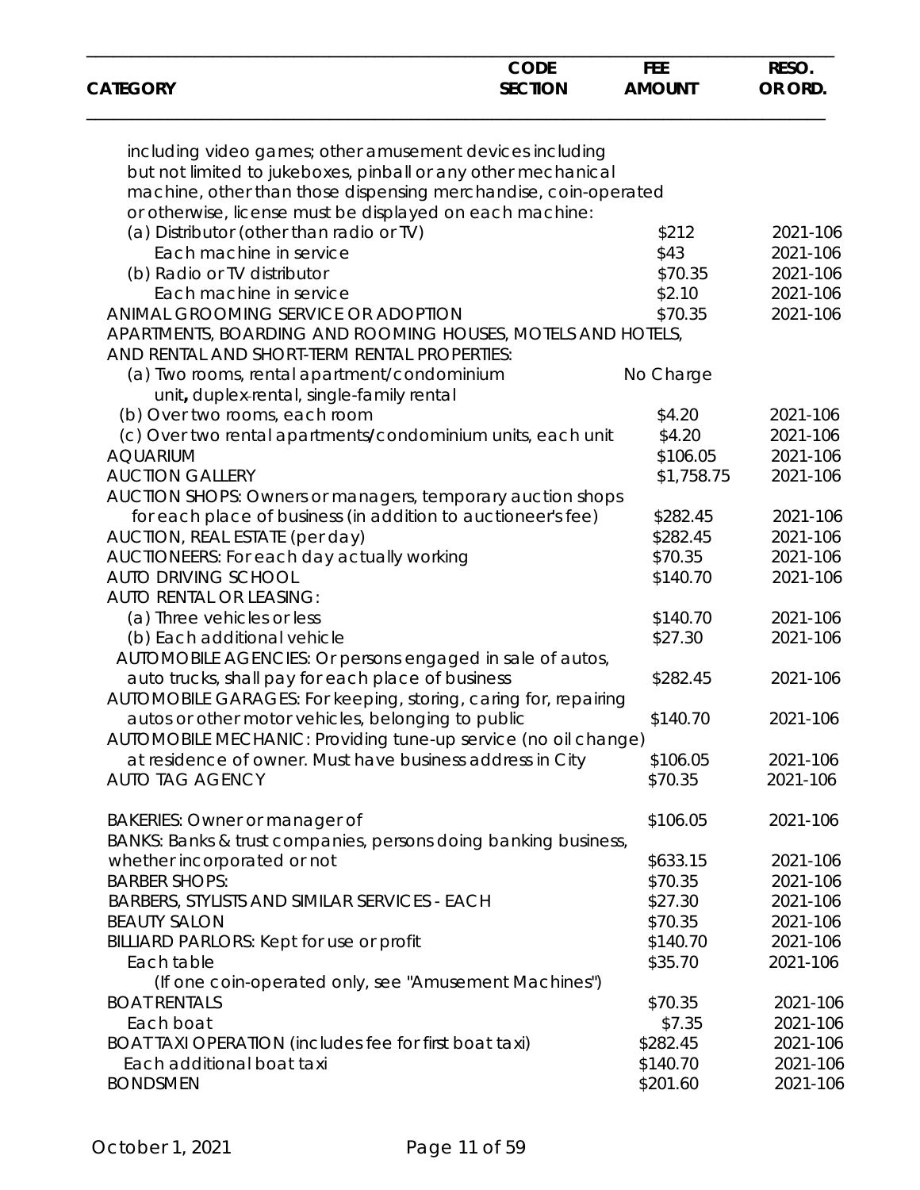| CATEGORY | CODE SECTION | FEE AMOUNT | RESO. OR ORD. |
|---|---|---|---|
| including video games; other amusement devices including but not limited to jukeboxes, pinball or any other mechanical machine, other than those dispensing merchandise, coin-operated or otherwise, license must be displayed on each machine: | | | |
| (a) Distributor (other than radio or TV) | | $212 | 2021-106 |
| Each machine in service | | $43 | 2021-106 |
| (b) Radio or TV distributor | | $70.35 | 2021-106 |
| Each machine in service | | $2.10 | 2021-106 |
| ANIMAL GROOMING SERVICE OR ADOPTION | | $70.35 | 2021-106 |
| APARTMENTS, BOARDING AND ROOMING HOUSES, MOTELS AND HOTELS, AND RENTAL AND SHORT-TERM RENTAL PROPERTIES: | | | |
| (a) Two rooms, rental apartment/condominium unit**,** duplex-rental, single-family rental | | No Charge | |
| (b) Over two rooms, each room | | $4.20 | 2021-106 |
| (c) Over two rental apartments/condominium units, each unit | | $4.20 | 2021-106 |
| AQUARIUM | | $106.05 | 2021-106 |
| AUCTION GALLERY | | $1,758.75 | 2021-106 |
| AUCTION SHOPS: Owners or managers, temporary auction shops for each place of business (in addition to auctioneer's fee) | | $282.45 | 2021-106 |
| AUCTION, REAL ESTATE (per day) | | $282.45 | 2021-106 |
| AUCTIONEERS: For each day actually working | | $70.35 | 2021-106 |
| AUTO DRIVING SCHOOL | | $140.70 | 2021-106 |
| AUTO RENTAL OR LEASING: | | | |
| (a) Three vehicles or less | | $140.70 | 2021-106 |
| (b) Each additional vehicle | | $27.30 | 2021-106 |
| AUTOMOBILE AGENCIES: Or persons engaged in sale of autos, auto trucks, shall pay for each place of business | | $282.45 | 2021-106 |
| AUTOMOBILE GARAGES: For keeping, storing, caring for, repairing autos or other motor vehicles, belonging to public | | $140.70 | 2021-106 |
| AUTOMOBILE MECHANIC: Providing tune-up service (no oil change) at residence of owner. Must have business address in City | | $106.05 | 2021-106 |
| AUTO TAG AGENCY | | $70.35 | 2021-106 |
| BAKERIES: Owner or manager of | | $106.05 | 2021-106 |
| BANKS: Banks & trust companies, persons doing banking business, whether incorporated or not | | $633.15 | 2021-106 |
| BARBER SHOPS: | | $70.35 | 2021-106 |
| BARBERS, STYLISTS AND SIMILAR SERVICES - EACH | | $27.30 | 2021-106 |
| BEAUTY SALON | | $70.35 | 2021-106 |
| BILLIARD PARLORS: Kept for use or profit | | $140.70 | 2021-106 |
| Each table | | $35.70 | 2021-106 |
| (If one coin-operated only, see "Amusement Machines") | | | |
| BOAT RENTALS | | $70.35 | 2021-106 |
| Each boat | | $7.35 | 2021-106 |
| BOAT TAXI OPERATION (includes fee for first boat taxi) | | $282.45 | 2021-106 |
| Each additional boat taxi | | $140.70 | 2021-106 |
| BONDSMEN | | $201.60 | 2021-106 |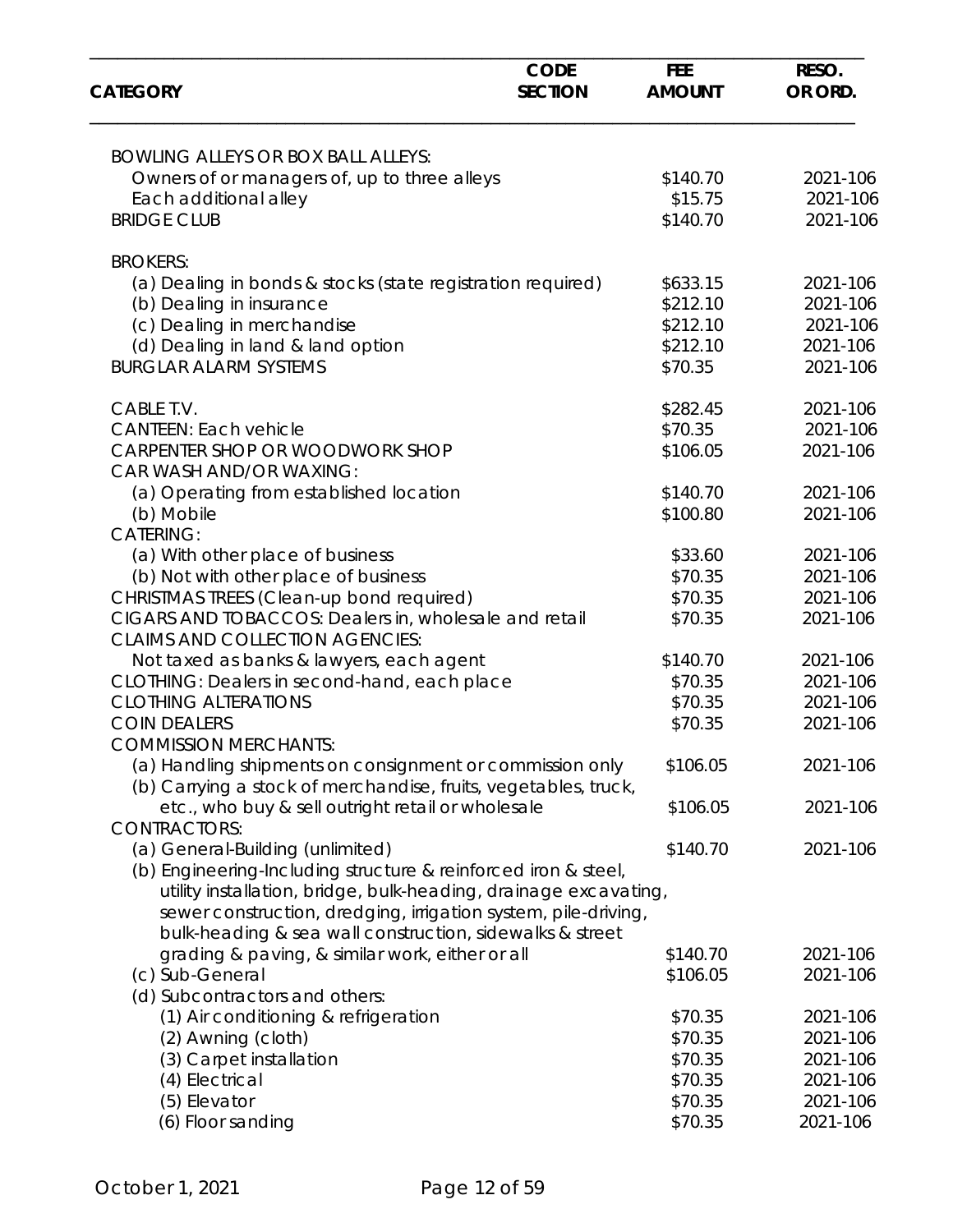| CATEGORY | CODE SECTION | FEE AMOUNT | RESO. OR ORD. |
|---|---|---|---|
| BOWLING ALLEYS OR BOX BALL ALLEYS: | | | |
| Owners of or managers of, up to three alleys | | $140.70 | 2021-106 |
| Each additional alley | | $15.75 | 2021-106 |
| BRIDGE CLUB | | $140.70 | 2021-106 |
| BROKERS: | | | |
| (a) Dealing in bonds & stocks (state registration required) | | $633.15 | 2021-106 |
| (b) Dealing in insurance | | $212.10 | 2021-106 |
| (c) Dealing in merchandise | | $212.10 | 2021-106 |
| (d) Dealing in land & land option | | $212.10 | 2021-106 |
| BURGLAR ALARM SYSTEMS | | $70.35 | 2021-106 |
| CABLE T.V. | | $282.45 | 2021-106 |
| CANTEEN: Each vehicle | | $70.35 | 2021-106 |
| CARPENTER SHOP OR WOODWORK SHOP | | $106.05 | 2021-106 |
| CAR WASH AND/OR WAXING: | | | |
| (a) Operating from established location | | $140.70 | 2021-106 |
| (b) Mobile | | $100.80 | 2021-106 |
| CATERING: | | | |
| (a) With other place of business | | $33.60 | 2021-106 |
| (b) Not with other place of business | | $70.35 | 2021-106 |
| CHRISTMAS TREES (Clean-up bond required) | | $70.35 | 2021-106 |
| CIGARS AND TOBACCOS: Dealers in, wholesale and retail | | $70.35 | 2021-106 |
| CLAIMS AND COLLECTION AGENCIES: | | | |
| Not taxed as banks & lawyers, each agent | | $140.70 | 2021-106 |
| CLOTHING: Dealers in second-hand, each place | | $70.35 | 2021-106 |
| CLOTHING ALTERATIONS | | $70.35 | 2021-106 |
| COIN DEALERS | | $70.35 | 2021-106 |
| COMMISSION MERCHANTS: | | | |
| (a) Handling shipments on consignment or commission only | | $106.05 | 2021-106 |
| (b) Carrying a stock of merchandise, fruits, vegetables, truck, etc., who buy & sell outright retail or wholesale | | $106.05 | 2021-106 |
| CONTRACTORS: | | | |
| (a) General-Building (unlimited) | | $140.70 | 2021-106 |
| (b) Engineering-Including structure & reinforced iron & steel, utility installation, bridge, bulk-heading, drainage excavating, sewer construction, dredging, irrigation system, pile-driving, bulk-heading & sea wall construction, sidewalks & street grading & paving, & similar work, either or all | | $140.70 | 2021-106 |
| (c) Sub-General | | $106.05 | 2021-106 |
| (d) Subcontractors and others: | | | |
| (1) Air conditioning & refrigeration | | $70.35 | 2021-106 |
| (2) Awning (cloth) | | $70.35 | 2021-106 |
| (3) Carpet installation | | $70.35 | 2021-106 |
| (4) Electrical | | $70.35 | 2021-106 |
| (5) Elevator | | $70.35 | 2021-106 |
| (6) Floor sanding | | $70.35 | 2021-106 |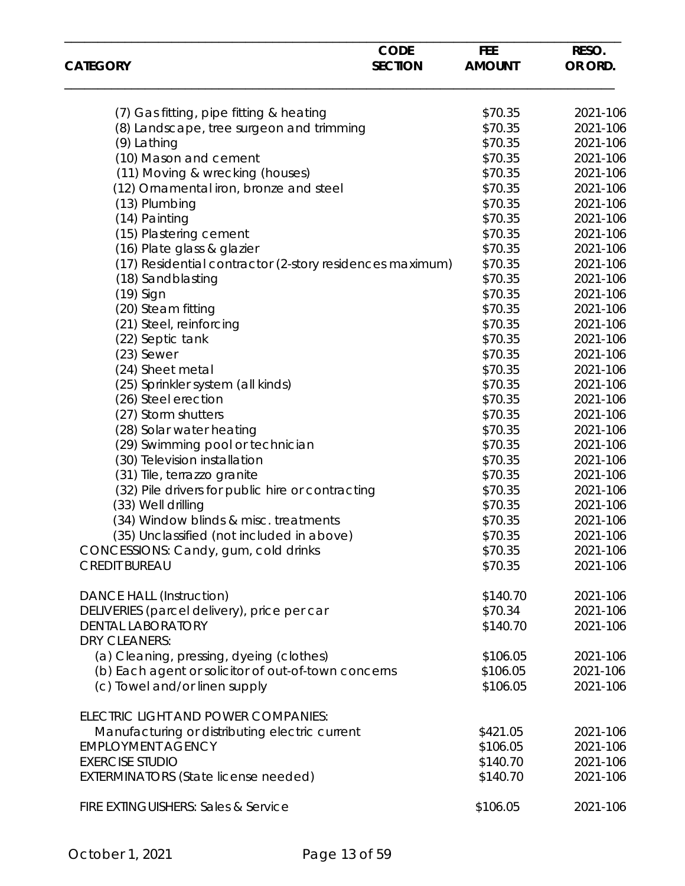| CATEGORY | CODE SECTION | FEE AMOUNT | RESO. OR ORD. |
|---|---|---|---|
| (7) Gas fitting, pipe fitting & heating | | $70.35 | 2021-106 |
| (8) Landscape, tree surgeon and trimming | | $70.35 | 2021-106 |
| (9) Lathing | | $70.35 | 2021-106 |
| (10) Mason and cement | | $70.35 | 2021-106 |
| (11) Moving & wrecking (houses) | | $70.35 | 2021-106 |
| (12) Ornamental iron, bronze and steel | | $70.35 | 2021-106 |
| (13) Plumbing | | $70.35 | 2021-106 |
| (14) Painting | | $70.35 | 2021-106 |
| (15) Plastering cement | | $70.35 | 2021-106 |
| (16) Plate glass & glazier | | $70.35 | 2021-106 |
| (17) Residential contractor (2-story residences maximum) | | $70.35 | 2021-106 |
| (18) Sandblasting | | $70.35 | 2021-106 |
| (19) Sign | | $70.35 | 2021-106 |
| (20) Steam fitting | | $70.35 | 2021-106 |
| (21) Steel, reinforcing | | $70.35 | 2021-106 |
| (22) Septic tank | | $70.35 | 2021-106 |
| (23) Sewer | | $70.35 | 2021-106 |
| (24) Sheet metal | | $70.35 | 2021-106 |
| (25) Sprinkler system (all kinds) | | $70.35 | 2021-106 |
| (26) Steel erection | | $70.35 | 2021-106 |
| (27) Storm shutters | | $70.35 | 2021-106 |
| (28) Solar water heating | | $70.35 | 2021-106 |
| (29) Swimming pool or technician | | $70.35 | 2021-106 |
| (30) Television installation | | $70.35 | 2021-106 |
| (31) Tile, terrazzo granite | | $70.35 | 2021-106 |
| (32) Pile drivers for public hire or contracting | | $70.35 | 2021-106 |
| (33) Well drilling | | $70.35 | 2021-106 |
| (34) Window blinds & misc. treatments | | $70.35 | 2021-106 |
| (35) Unclassified (not included in above) | | $70.35 | 2021-106 |
| CONCESSIONS: Candy, gum, cold drinks | | $70.35 | 2021-106 |
| CREDIT BUREAU | | $70.35 | 2021-106 |
| DANCE HALL (Instruction) | | $140.70 | 2021-106 |
| DELIVERIES (parcel delivery), price per car | | $70.34 | 2021-106 |
| DENTAL LABORATORY | | $140.70 | 2021-106 |
| DRY CLEANERS: | | | |
| (a) Cleaning, pressing, dyeing (clothes) | | $106.05 | 2021-106 |
| (b) Each agent or solicitor of out-of-town concerns | | $106.05 | 2021-106 |
| (c) Towel and/or linen supply | | $106.05 | 2021-106 |
| ELECTRIC LIGHT AND POWER COMPANIES: | | | |
| Manufacturing or distributing electric current | | $421.05 | 2021-106 |
| EMPLOYMENT AGENCY | | $106.05 | 2021-106 |
| EXERCISE STUDIO | | $140.70 | 2021-106 |
| EXTERMINATORS (State license needed) | | $140.70 | 2021-106 |
| FIRE EXTINGUISHERS: Sales & Service | | $106.05 | 2021-106 |

October 1, 2021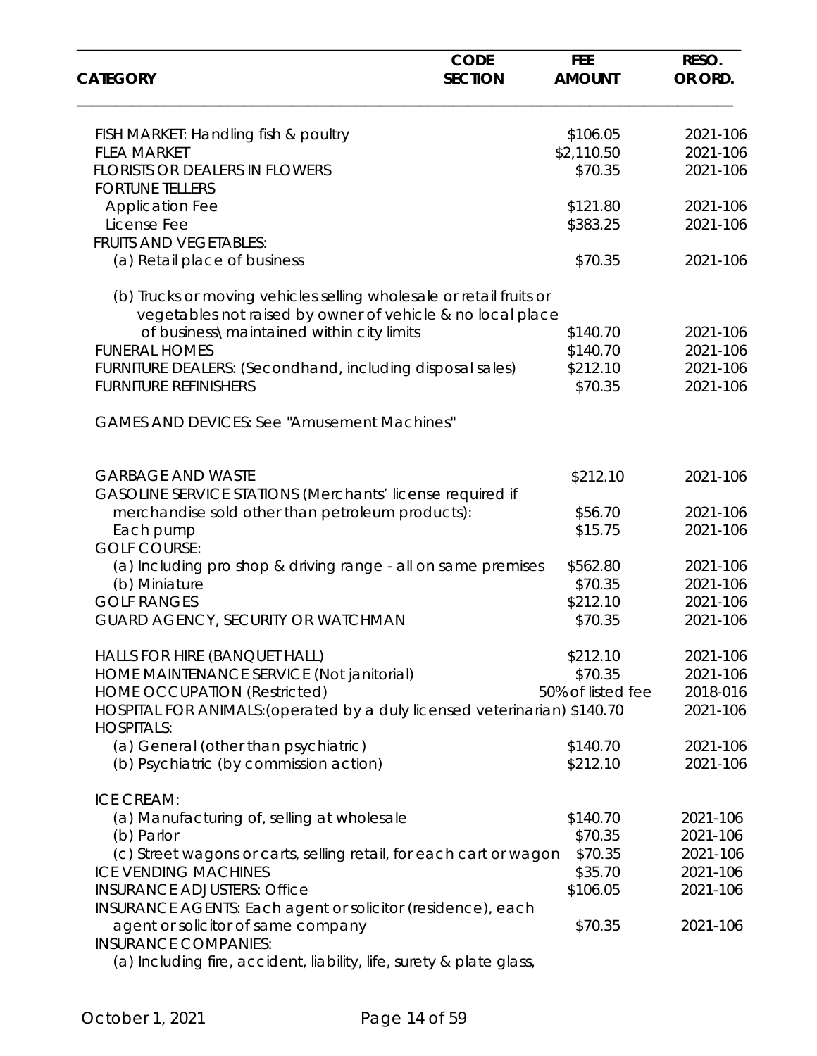| CATEGORY | CODE SECTION | FEE AMOUNT | RESO. OR ORD. |
|---|---|---|---|
| FISH MARKET: Handling fish & poultry | | $106.05 | 2021-106 |
| FLEA MARKET | | $2,110.50 | 2021-106 |
| FLORISTS OR DEALERS IN FLOWERS | | $70.35 | 2021-106 |
| FORTUNE TELLERS | | | |
| Application Fee | | $121.80 | 2021-106 |
| License Fee | | $383.25 | 2021-106 |
| FRUITS AND VEGETABLES: | | | |
| (a) Retail place of business | | $70.35 | 2021-106 |
| (b) Trucks or moving vehicles selling wholesale or retail fruits or vegetables not raised by owner of vehicle & no local place of business\ maintained within city limits | | $140.70 | 2021-106 |
| FUNERAL HOMES | | $140.70 | 2021-106 |
| FURNITURE DEALERS: (Secondhand, including disposal sales) | | $212.10 | 2021-106 |
| FURNITURE REFINISHERS | | $70.35 | 2021-106 |
| GAMES AND DEVICES: See "Amusement Machines" | | | |
| GARBAGE AND WASTE | | $212.10 | 2021-106 |
| GASOLINE SERVICE STATIONS (Merchants' license required if merchandise sold other than petroleum products): | | $56.70 | 2021-106 |
| Each pump | | $15.75 | 2021-106 |
| GOLF COURSE: | | | |
| (a) Including pro shop & driving range - all on same premises | | $562.80 | 2021-106 |
| (b) Miniature | | $70.35 | 2021-106 |
| GOLF RANGES | | $212.10 | 2021-106 |
| GUARD AGENCY, SECURITY OR WATCHMAN | | $70.35 | 2021-106 |
| HALLS FOR HIRE (BANQUET HALL) | | $212.10 | 2021-106 |
| HOME MAINTENANCE SERVICE (Not janitorial) | | $70.35 | 2021-106 |
| HOME OCCUPATION (Restricted) | | 50% of listed fee | 2018-016 |
| HOSPITAL FOR ANIMALS:(operated by a duly licensed veterinarian) | | $140.70 | 2021-106 |
| HOSPITALS: | | | |
| (a) General (other than psychiatric) | | $140.70 | 2021-106 |
| (b) Psychiatric (by commission action) | | $212.10 | 2021-106 |
| ICE CREAM: | | | |
| (a) Manufacturing of, selling at wholesale | | $140.70 | 2021-106 |
| (b) Parlor | | $70.35 | 2021-106 |
| (c) Street wagons or carts, selling retail, for each cart or wagon | | $70.35 | 2021-106 |
| ICE VENDING MACHINES | | $35.70 | 2021-106 |
| INSURANCE ADJUSTERS: Office | | $106.05 | 2021-106 |
| INSURANCE AGENTS: Each agent or solicitor (residence), each agent or solicitor of same company | | $70.35 | 2021-106 |
| INSURANCE COMPANIES: | | | |
| (a) Including fire, accident, liability, life, surety & plate glass, | | | |

October 1, 2021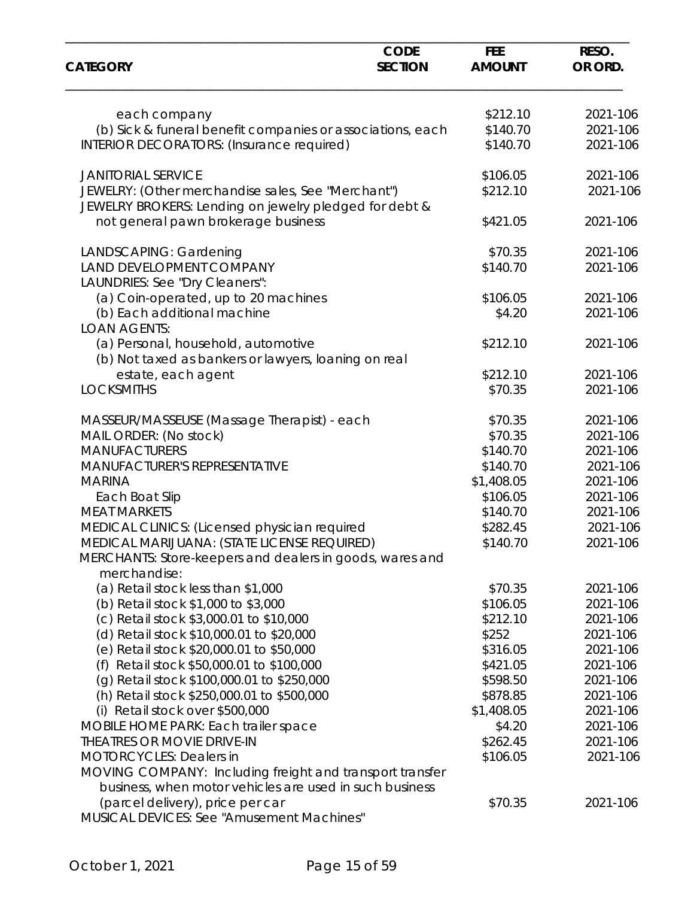| CATEGORY | CODE SECTION | FEE AMOUNT | RESO. OR ORD. |
|---|---|---|---|
| each company | | $212.10 | 2021-106 |
| (b) Sick & funeral benefit companies or associations, each | | $140.70 | 2021-106 |
| INTERIOR DECORATORS: (Insurance required) | | $140.70 | 2021-106 |
| JANITORIAL SERVICE | | $106.05 | 2021-106 |
| JEWELRY: (Other merchandise sales, See "Merchant") | | $212.10 | 2021-106 |
| JEWELRY BROKERS: Lending on jewelry pledged for debt & not general pawn brokerage business | | $421.05 | 2021-106 |
| LANDSCAPING: Gardening | | $70.35 | 2021-106 |
| LAND DEVELOPMENT COMPANY | | $140.70 | 2021-106 |
| LAUNDRIES: See "Dry Cleaners": | | | |
| (a) Coin-operated, up to 20 machines | | $106.05 | 2021-106 |
| (b) Each additional machine | | $4.20 | 2021-106 |
| LOAN AGENTS: | | | |
| (a) Personal, household, automotive | | $212.10 | 2021-106 |
| (b) Not taxed as bankers or lawyers, loaning on real estate, each agent | | $212.10 | 2021-106 |
| LOCKSMITHS | | $70.35 | 2021-106 |
| MASSEUR/MASSEUSE (Massage Therapist) - each | | $70.35 | 2021-106 |
| MAIL ORDER: (No stock) | | $70.35 | 2021-106 |
| MANUFACTURERS | | $140.70 | 2021-106 |
| MANUFACTURER'S REPRESENTATIVE | | $140.70 | 2021-106 |
| MARINA | | $1,408.05 | 2021-106 |
| Each Boat Slip | | $106.05 | 2021-106 |
| MEAT MARKETS | | $140.70 | 2021-106 |
| MEDICAL CLINICS: (Licensed physician required | | $282.45 | 2021-106 |
| MEDICAL MARIJUANA: (STATE LICENSE REQUIRED) | | $140.70 | 2021-106 |
| MERCHANTS: Store-keepers and dealers in goods, wares and merchandise: | | | |
| (a) Retail stock less than $1,000 | | $70.35 | 2021-106 |
| (b) Retail stock $1,000 to $3,000 | | $106.05 | 2021-106 |
| (c) Retail stock $3,000.01 to $10,000 | | $212.10 | 2021-106 |
| (d) Retail stock $10,000.01 to $20,000 | | $252 | 2021-106 |
| (e) Retail stock $20,000.01 to $50,000 | | $316.05 | 2021-106 |
| (f) Retail stock $50,000.01 to $100,000 | | $421.05 | 2021-106 |
| (g) Retail stock $100,000.01 to $250,000 | | $598.50 | 2021-106 |
| (h) Retail stock $250,000.01 to $500,000 | | $878.85 | 2021-106 |
| (i) Retail stock over $500,000 | | $1,408.05 | 2021-106 |
| MOBILE HOME PARK: Each trailer space | | $4.20 | 2021-106 |
| THEATRES OR MOVIE DRIVE-IN | | $262.45 | 2021-106 |
| MOTORCYCLES: Dealers in | | $106.05 | 2021-106 |
| MOVING COMPANY: Including freight and transport transfer business, when motor vehicles are used in such business (parcel delivery), price per car | | $70.35 | 2021-106 |
| MUSICAL DEVICES: See "Amusement Machines" | | | |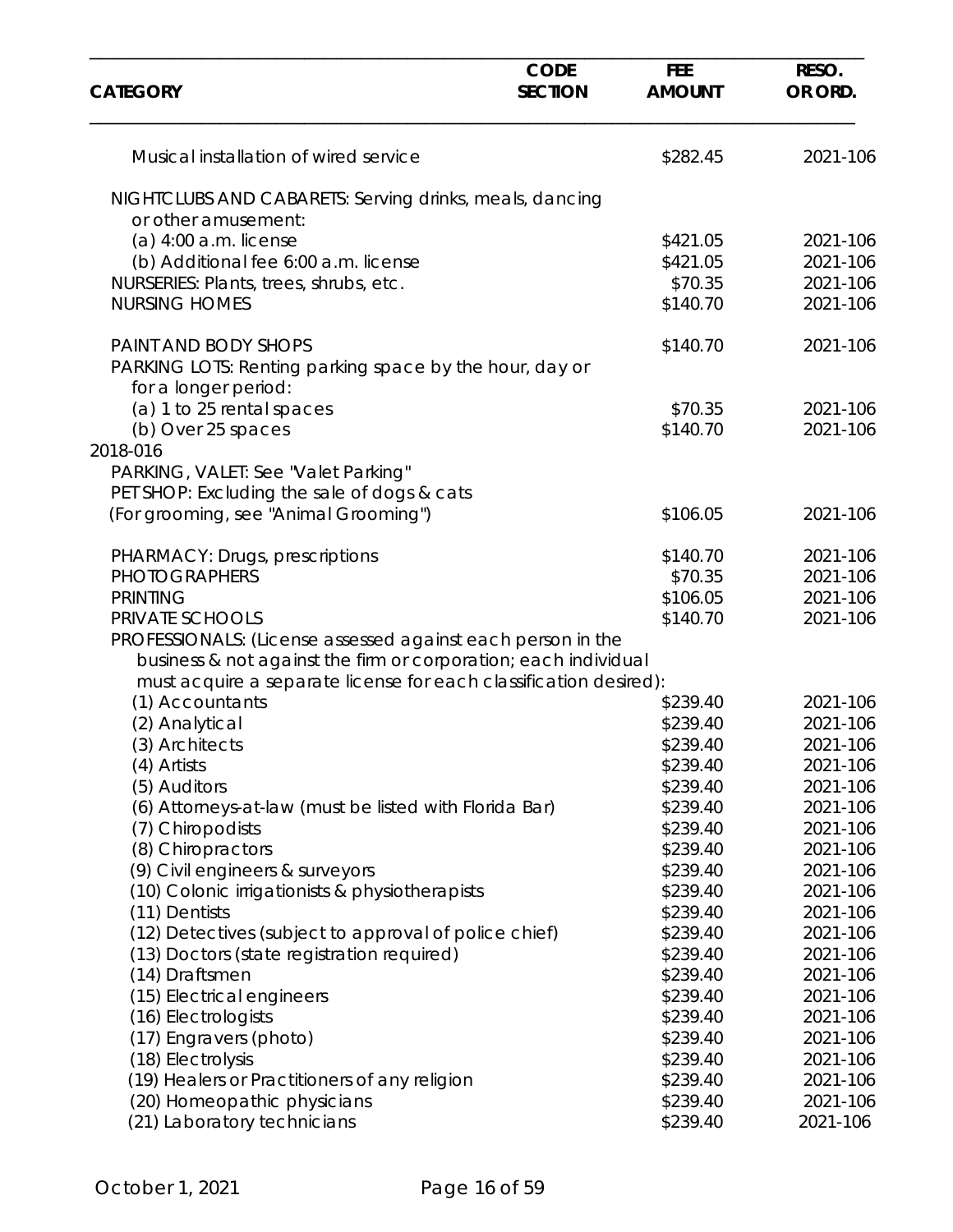| CATEGORY | CODE SECTION | FEE AMOUNT | RESO. OR ORD. |
|---|---|---|---|
| Musical installation of wired service | | $282.45 | 2021-106 |
| NIGHTCLUBS AND CABARETS: Serving drinks, meals, dancing or other amusement: | | | |
| (a) 4:00 a.m. license | | $421.05 | 2021-106 |
| (b) Additional fee 6:00 a.m. license | | $421.05 | 2021-106 |
| NURSERIES: Plants, trees, shrubs, etc. | | $70.35 | 2021-106 |
| NURSING HOMES | | $140.70 | 2021-106 |
| PAINT AND BODY SHOPS | | $140.70 | 2021-106 |
| PARKING LOTS: Renting parking space by the hour, day or for a longer period: | | | |
| (a) 1 to 25 rental spaces | | $70.35 | 2021-106 |
| (b) Over 25 spaces | | $140.70 | 2021-106 |
| 2018-016 | | | |
| PARKING, VALET: See "Valet Parking" | | | |
| PET SHOP: Excluding the sale of dogs & cats (For grooming, see "Animal Grooming") | | $106.05 | 2021-106 |
| PHARMACY: Drugs, prescriptions | | $140.70 | 2021-106 |
| PHOTOGRAPHERS | | $70.35 | 2021-106 |
| PRINTING | | $106.05 | 2021-106 |
| PRIVATE SCHOOLS | | $140.70 | 2021-106 |
| PROFESSIONALS: (License assessed against each person in the business & not against the firm or corporation; each individual must acquire a separate license for each classification desired): | | | |
| (1) Accountants | | $239.40 | 2021-106 |
| (2) Analytical | | $239.40 | 2021-106 |
| (3) Architects | | $239.40 | 2021-106 |
| (4) Artists | | $239.40 | 2021-106 |
| (5) Auditors | | $239.40 | 2021-106 |
| (6) Attorneys-at-law (must be listed with Florida Bar) | | $239.40 | 2021-106 |
| (7) Chiropodists | | $239.40 | 2021-106 |
| (8) Chiropractors | | $239.40 | 2021-106 |
| (9) Civil engineers & surveyors | | $239.40 | 2021-106 |
| (10) Colonic irrigationists & physiotherapists | | $239.40 | 2021-106 |
| (11) Dentists | | $239.40 | 2021-106 |
| (12) Detectives (subject to approval of police chief) | | $239.40 | 2021-106 |
| (13) Doctors (state registration required) | | $239.40 | 2021-106 |
| (14) Draftsmen | | $239.40 | 2021-106 |
| (15) Electrical engineers | | $239.40 | 2021-106 |
| (16) Electrologists | | $239.40 | 2021-106 |
| (17) Engravers (photo) | | $239.40 | 2021-106 |
| (18) Electrolysis | | $239.40 | 2021-106 |
| (19) Healers or Practitioners of any religion | | $239.40 | 2021-106 |
| (20) Homeopathic physicians | | $239.40 | 2021-106 |
| (21) Laboratory technicians | | $239.40 | 2021-106 |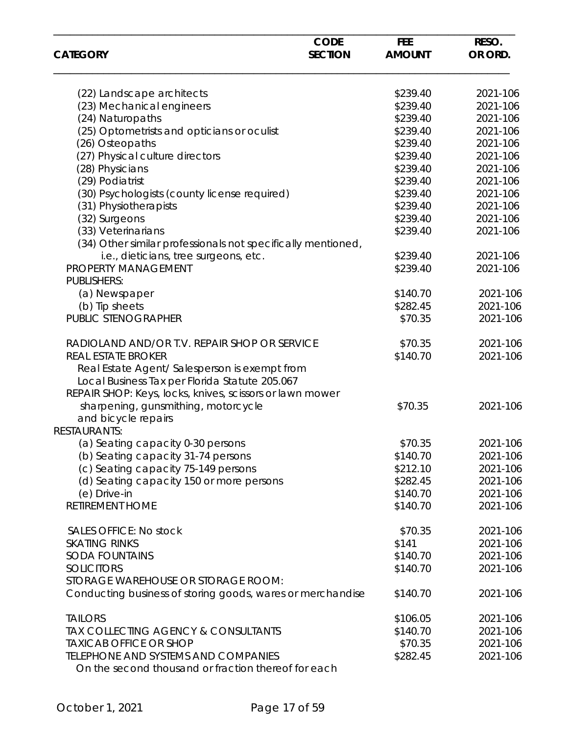| CATEGORY | CODE SECTION | FEE AMOUNT | RESO. OR ORD. |
|---|---|---|---|
| (22) Landscape architects | | $239.40 | 2021-106 |
| (23) Mechanical engineers | | $239.40 | 2021-106 |
| (24) Naturopaths | | $239.40 | 2021-106 |
| (25) Optometrists and opticians or oculist | | $239.40 | 2021-106 |
| (26) Osteopaths | | $239.40 | 2021-106 |
| (27) Physical culture directors | | $239.40 | 2021-106 |
| (28) Physicians | | $239.40 | 2021-106 |
| (29) Podiatrist | | $239.40 | 2021-106 |
| (30) Psychologists (county license required) | | $239.40 | 2021-106 |
| (31) Physiotherapists | | $239.40 | 2021-106 |
| (32) Surgeons | | $239.40 | 2021-106 |
| (33) Veterinarians | | $239.40 | 2021-106 |
| (34) Other similar professionals not specifically mentioned, i.e., dieticians, tree surgeons, etc. | | $239.40 | 2021-106 |
| PROPERTY MANAGEMENT | | $239.40 | 2021-106 |
| PUBLISHERS: | | | |
| (a) Newspaper | | $140.70 | 2021-106 |
| (b) Tip sheets | | $282.45 | 2021-106 |
| PUBLIC STENOGRAPHER | | $70.35 | 2021-106 |
| RADIOLAND AND/OR T.V. REPAIR SHOP OR SERVICE | | $70.35 | 2021-106 |
| REAL ESTATE BROKER | | $140.70 | 2021-106 |
| Real Estate Agent/ Salesperson is exempt from Local Business Tax per Florida Statute 205.067 | | | |
| REPAIR SHOP: Keys, locks, knives, scissors or lawn mower sharpening, gunsmithing, motorcycle and bicycle repairs | | $70.35 | 2021-106 |
| RESTAURANTS: | | | |
| (a) Seating capacity 0-30 persons | | $70.35 | 2021-106 |
| (b) Seating capacity 31-74 persons | | $140.70 | 2021-106 |
| (c) Seating capacity 75-149 persons | | $212.10 | 2021-106 |
| (d) Seating capacity 150 or more persons | | $282.45 | 2021-106 |
| (e) Drive-in | | $140.70 | 2021-106 |
| RETIREMENT HOME | | $140.70 | 2021-106 |
| SALES OFFICE: No stock | | $70.35 | 2021-106 |
| SKATING RINKS | | $141 | 2021-106 |
| SODA FOUNTAINS | | $140.70 | 2021-106 |
| SOLICITORS | | $140.70 | 2021-106 |
| STORAGE WAREHOUSE OR STORAGE ROOM: Conducting business of storing goods, wares or merchandise | | $140.70 | 2021-106 |
| TAILORS | | $106.05 | 2021-106 |
| TAX COLLECTING AGENCY & CONSULTANTS | | $140.70 | 2021-106 |
| TAXICAB OFFICE OR SHOP | | $70.35 | 2021-106 |
| TELEPHONE AND SYSTEMS AND COMPANIES | | $282.45 | 2021-106 |
| On the second thousand or fraction thereof for each | | | |

October 1, 2021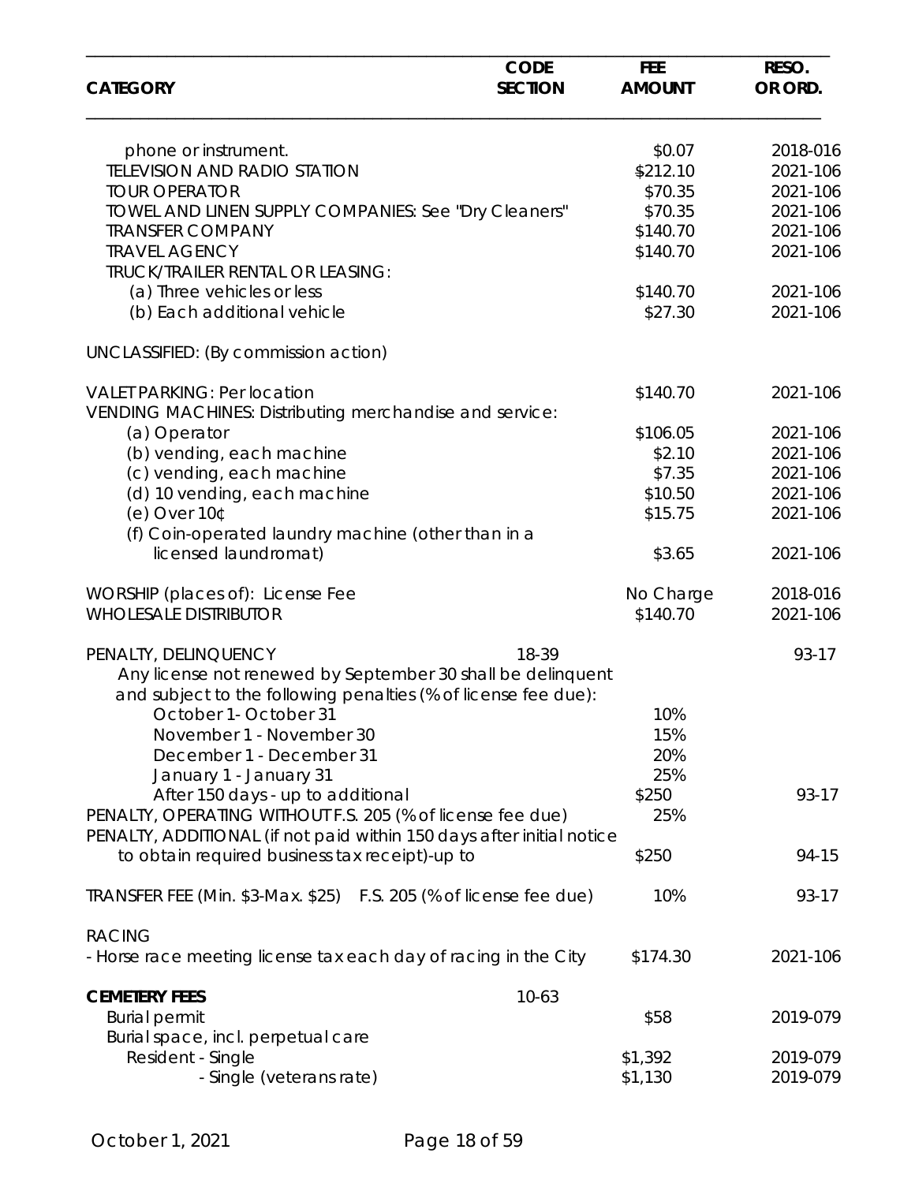| CATEGORY | CODE SECTION | FEE AMOUNT | RESO. OR ORD. |
|---|---|---|---|
| phone or instrument. | | $0.07 | 2018-016 |
| TELEVISION AND RADIO STATION | | $212.10 | 2021-106 |
| TOUR OPERATOR | | $70.35 | 2021-106 |
| TOWEL AND LINEN SUPPLY COMPANIES: See "Dry Cleaners" | | $70.35 | 2021-106 |
| TRANSFER COMPANY | | $140.70 | 2021-106 |
| TRAVEL AGENCY | | $140.70 | 2021-106 |
| TRUCK/TRAILER RENTAL OR LEASING: | | | |
| (a) Three vehicles or less | | $140.70 | 2021-106 |
| (b) Each additional vehicle | | $27.30 | 2021-106 |
| UNCLASSIFIED: (By commission action) | | | |
| VALET PARKING: Per location | | $140.70 | 2021-106 |
| VENDING MACHINES: Distributing merchandise and service: | | | |
| (a) Operator | | $106.05 | 2021-106 |
| (b) vending, each machine | | $2.10 | 2021-106 |
| (c) vending, each machine | | $7.35 | 2021-106 |
| (d) 10 vending, each machine | | $10.50 | 2021-106 |
| (e) Over 10¢ | | $15.75 | 2021-106 |
| (f) Coin-operated laundry machine (other than in a licensed laundromat) | | $3.65 | 2021-106 |
| WORSHIP (places of): License Fee | | No Charge | 2018-016 |
| WHOLESALE DISTRIBUTOR | | $140.70 | 2021-106 |
| PENALTY, DELINQUENCY | 18-39 | | 93-17 |
| Any license not renewed by September 30 shall be delinquent and subject to the following penalties (% of license fee due): | | | |
| October 1- October 31 | | 10% | |
| November 1 - November 30 | | 15% | |
| December 1 - December 31 | | 20% | |
| January 1 - January 31 | | 25% | |
| After 150 days - up to additional | | $250 | 93-17 |
| PENALTY, OPERATING WITHOUT F.S. 205 (% of license fee due) | | 25% | |
| PENALTY, ADDITIONAL (if not paid within 150 days after initial notice to obtain required business tax receipt)-up to | | $250 | 94-15 |
| TRANSFER FEE (Min. $3-Max. $25) F.S. 205 (% of license fee due) | | 10% | 93-17 |
| RACING | | | |
| - Horse race meeting license tax each day of racing in the City | | $174.30 | 2021-106 |
| **CEMETERY FEES** | 10-63 | | |
| Burial permit | | $58 | 2019-079 |
| Burial space, incl. perpetual care | | | |
| Resident - Single | | $1,392 | 2019-079 |
| - Single (veterans rate) | | $1,130 | 2019-079 |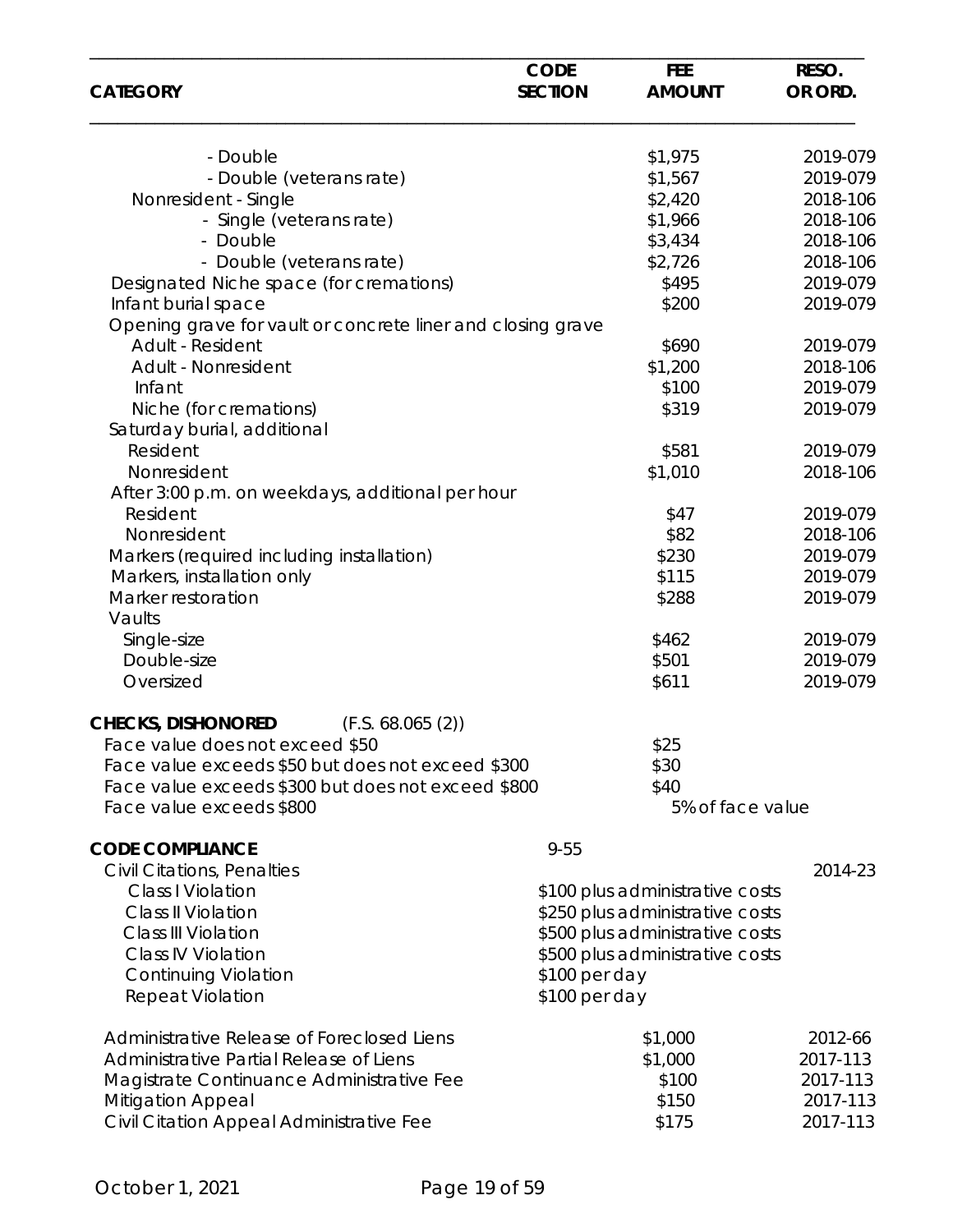| CATEGORY | CODE SECTION | FEE AMOUNT | RESO. OR ORD. |
|---|---|---|---|
| - Double | | $1,975 | 2019-079 |
| - Double (veterans rate) | | $1,567 | 2019-079 |
| Nonresident - Single | | $2,420 | 2018-106 |
| - Single (veterans rate) | | $1,966 | 2018-106 |
| - Double | | $3,434 | 2018-106 |
| - Double (veterans rate) | | $2,726 | 2018-106 |
| Designated Niche space (for cremations) | | $495 | 2019-079 |
| Infant burial space | | $200 | 2019-079 |
| Opening grave for vault or concrete liner and closing grave | | | |
| Adult - Resident | | $690 | 2019-079 |
| Adult - Nonresident | | $1,200 | 2018-106 |
| Infant | | $100 | 2019-079 |
| Niche (for cremations) | | $319 | 2019-079 |
| Saturday burial, additional | | | |
| Resident | | $581 | 2019-079 |
| Nonresident | | $1,010 | 2018-106 |
| After 3:00 p.m. on weekdays, additional per hour | | | |
| Resident | | $47 | 2019-079 |
| Nonresident | | $82 | 2018-106 |
| Markers (required including installation) | | $230 | 2019-079 |
| Markers, installation only | | $115 | 2019-079 |
| Marker restoration | | $288 | 2019-079 |
| Vaults | | | |
| Single-size | | $462 | 2019-079 |
| Double-size | | $501 | 2019-079 |
| Oversized | | $611 | 2019-079 |
| **CHECKS, DISHONORED** (F.S. 68.065 (2)) | | | |
| Face value does not exceed $50 | | $25 | |
| Face value exceeds $50 but does not exceed $300 | | $30 | |
| Face value exceeds $300 but does not exceed $800 | | $40 | |
| Face value exceeds $800 | | 5% of face value | |
| **CODE COMPLIANCE** | 9-55 | | |
| Civil Citations, Penalties | | | 2014-23 |
| Class I Violation | | $100 plus administrative costs | |
| Class II Violation | | $250 plus administrative costs | |
| Class III Violation | | $500 plus administrative costs | |
| Class IV Violation | | $500 plus administrative costs | |
| Continuing Violation | | $100 per day | |
| Repeat Violation | | $100 per day | |
| Administrative Release of Foreclosed Liens | | $1,000 | 2012-66 |
| Administrative Partial Release of Liens | | $1,000 | 2017-113 |
| Magistrate Continuance Administrative Fee | | $100 | 2017-113 |
| Mitigation Appeal | | $150 | 2017-113 |
| Civil Citation Appeal Administrative Fee | | $175 | 2017-113 |

October 1, 2021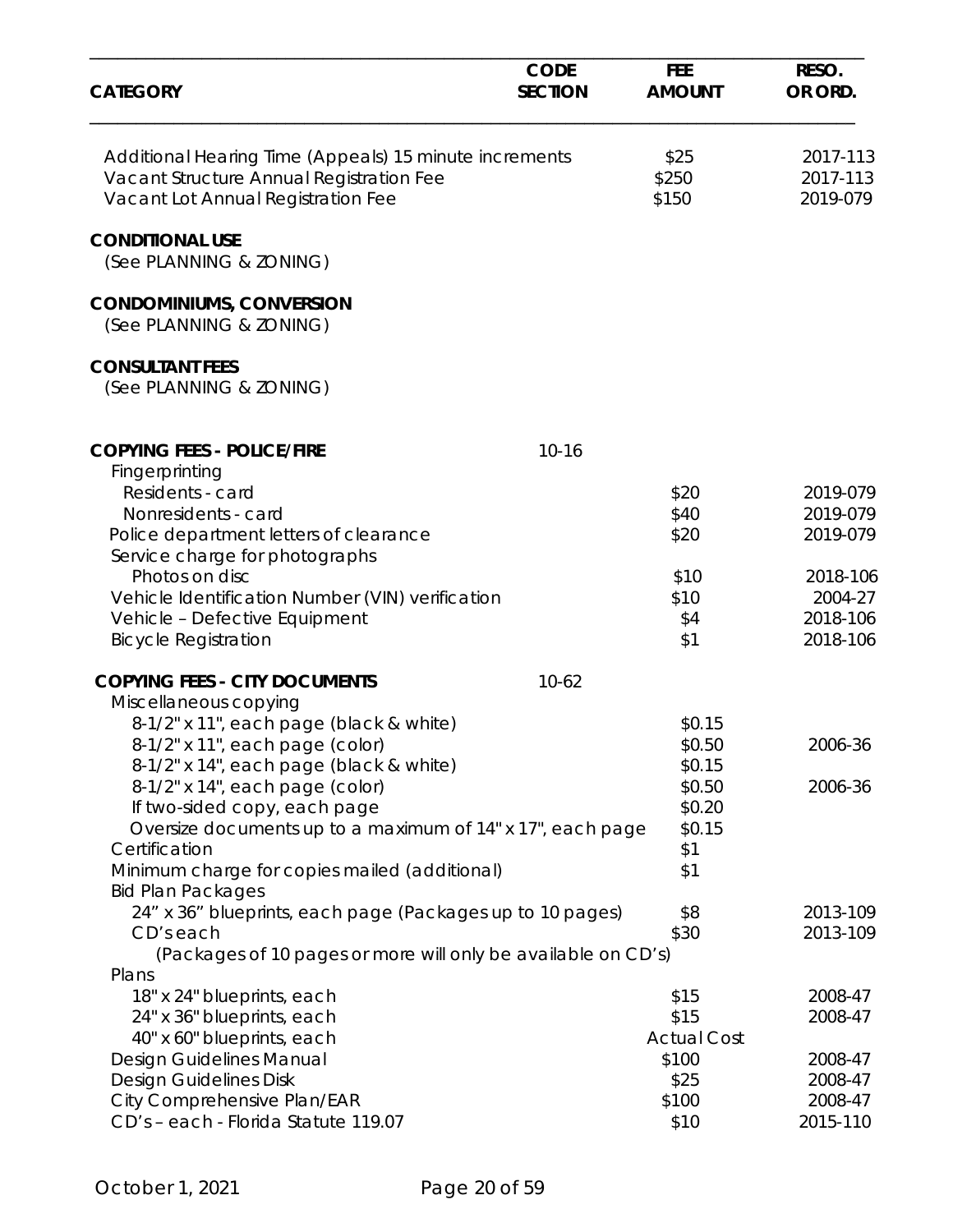| CATEGORY | CODE SECTION | FEE AMOUNT | RESO. OR ORD. |
|---|---|---|---|
| Additional Hearing Time (Appeals) 15 minute increments | | $25 | 2017-113 |
| Vacant Structure Annual Registration Fee | | $250 | 2017-113 |
| Vacant Lot Annual Registration Fee | | $150 | 2019-079 |
| **CONDITIONAL USE** | | | |
| (See PLANNING & ZONING) | | | |
| **CONDOMINIUMS, CONVERSION** | | | |
| (See PLANNING & ZONING) | | | |
| **CONSULTANT FEES** | | | |
| (See PLANNING & ZONING) | | | |
| **COPYING FEES - POLICE/FIRE** | 10-16 | | |
| Fingerprinting | | | |
| Residents - card | | $20 | 2019-079 |
| Nonresidents - card | | $40 | 2019-079 |
| Police department letters of clearance | | $20 | 2019-079 |
| Service charge for photographs | | | |
| Photos on disc | | $10 | 2018-106 |
| Vehicle Identification Number (VIN) verification | | $10 | 2004-27 |
| Vehicle – Defective Equipment | | $4 | 2018-106 |
| Bicycle Registration | | $1 | 2018-106 |
| **COPYING FEES - CITY DOCUMENTS** | 10-62 | | |
| Miscellaneous copying | | | |
| 8-1/2" x 11", each page (black & white) | | $0.15 | |
| 8-1/2" x 11", each page (color) | | $0.50 | 2006-36 |
| 8-1/2" x 14", each page (black & white) | | $0.15 | |
| 8-1/2" x 14", each page (color) | | $0.50 | 2006-36 |
| If two-sided copy, each page | | $0.20 | |
| Oversize documents up to a maximum of 14" x 17", each page | | $0.15 | |
| Certification | | $1 | |
| Minimum charge for copies mailed (additional) | | $1 | |
| Bid Plan Packages | | | |
| 24" x 36" blueprints, each page (Packages up to 10 pages) | | $8 | 2013-109 |
| CD's each | | $30 | 2013-109 |
| (Packages of 10 pages or more will only be available on CD's) | | | |
| Plans | | | |
| 18" x 24" blueprints, each | | $15 | 2008-47 |
| 24" x 36" blueprints, each | | $15 | 2008-47 |
| 40" x 60" blueprints, each | | Actual Cost | |
| Design Guidelines Manual | | $100 | 2008-47 |
| Design Guidelines Disk | | $25 | 2008-47 |
| City Comprehensive Plan/EAR | | $100 | 2008-47 |
| CD's – each - Florida Statute 119.07 | | $10 | 2015-110 |

October 1, 2021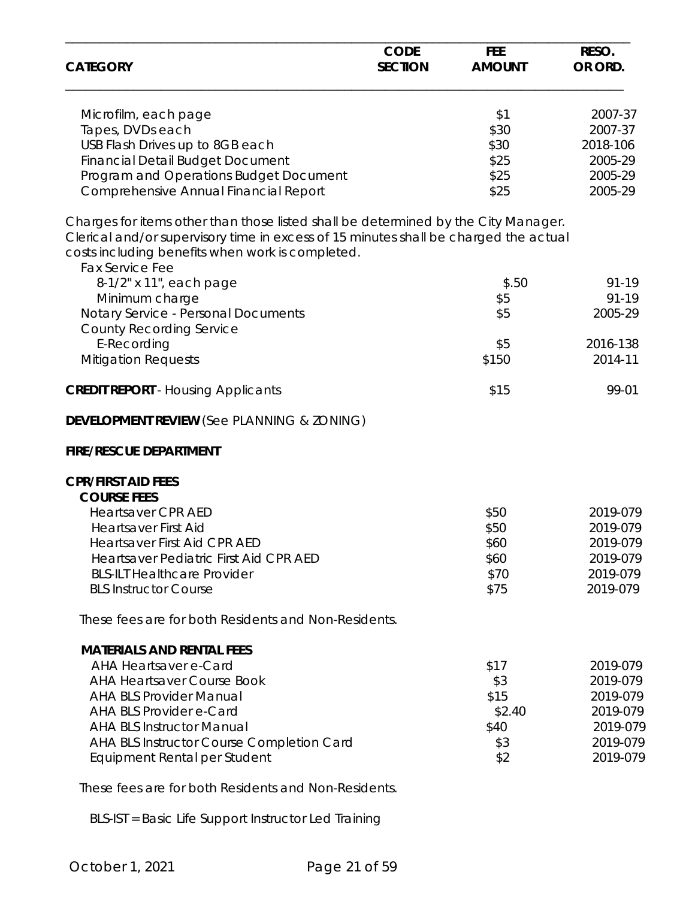| CATEGORY | CODE SECTION | FEE AMOUNT | RESO. OR ORD. |
|---|---|---|---|
| Microfilm, each page | | $1 | 2007-37 |
| Tapes, DVDs each | | $30 | 2007-37 |
| USB Flash Drives up to 8GB each | | $30 | 2018-106 |
| Financial Detail Budget Document | | $25 | 2005-29 |
| Program and Operations Budget Document | | $25 | 2005-29 |
| Comprehensive Annual Financial Report | | $25 | 2005-29 |

Charges for items other than those listed shall be determined by the City Manager. Clerical and/or supervisory time in excess of 15 minutes shall be charged the actual costs including benefits when work is completed.

| CATEGORY | CODE SECTION | FEE AMOUNT | RESO. OR ORD. |
|---|---|---|---|
| Fax Service Fee | | | |
| 8-1/2" x 11", each page | | $.50 | 91-19 |
| Minimum charge | | $5 | 91-19 |
| Notary Service - Personal Documents | | $5 | 2005-29 |
| County Recording Service | | | |
| E-Recording | | $5 | 2016-138 |
| Mitigation Requests | | $150 | 2014-11 |
| **CREDIT REPORT** - Housing Applicants | | $15 | 99-01 |

**DEVELOPMENT REVIEW** (See PLANNING & ZONING)

**FIRE/RESCUE DEPARTMENT**

**CPR/FIRST AID FEES**

**COURSE FEES**

| CATEGORY | CODE SECTION | FEE AMOUNT | RESO. OR ORD. |
|---|---|---|---|
| Heartsaver CPR AED | | $50 | 2019-079 |
| Heartsaver First Aid | | $50 | 2019-079 |
| Heartsaver First Aid CPR AED | | $60 | 2019-079 |
| Heartsaver Pediatric First Aid CPR AED | | $60 | 2019-079 |
| BLS-ILT Healthcare Provider | | $70 | 2019-079 |
| BLS Instructor Course | | $75 | 2019-079 |

These fees are for both Residents and Non-Residents.

**MATERIALS AND RENTAL FEES**

| CATEGORY | CODE SECTION | FEE AMOUNT | RESO. OR ORD. |
|---|---|---|---|
| AHA Heartsaver e-Card | | $17 | 2019-079 |
| AHA Heartsaver Course Book | | $3 | 2019-079 |
| AHA BLS Provider Manual | | $15 | 2019-079 |
| AHA BLS Provider e-Card | | $2.40 | 2019-079 |
| AHA BLS Instructor Manual | | $40 | 2019-079 |
| AHA BLS Instructor Course Completion Card | | $3 | 2019-079 |
| Equipment Rental per Student | | $2 | 2019-079 |

These fees are for both Residents and Non-Residents.

BLS-IST = Basic Life Support Instructor Led Training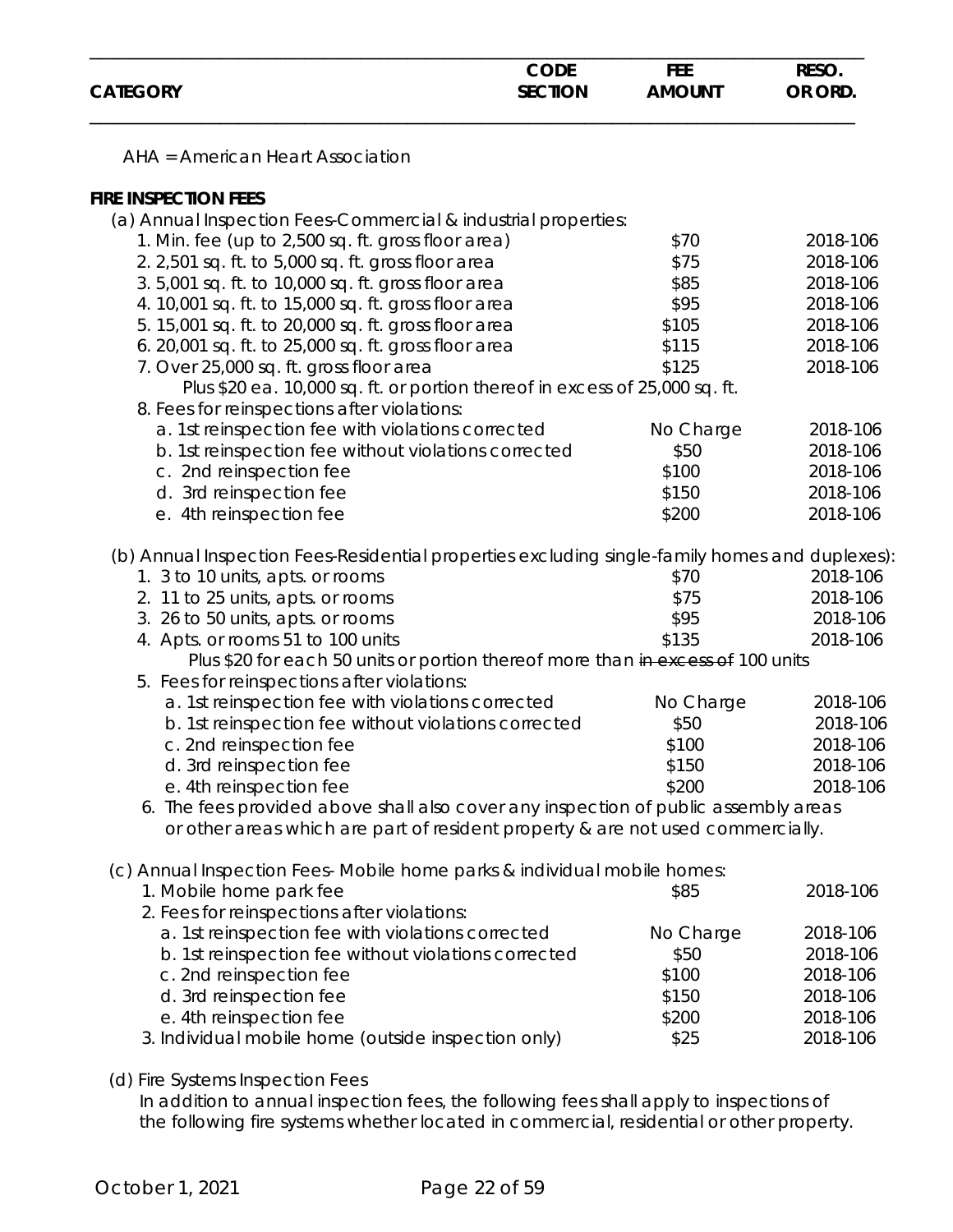| CATEGORY | CODE SECTION | FEE AMOUNT | RESO. OR ORD. |
|---|---|---|---|
| AHA = American Heart Association | | | |
| **FIRE INSPECTION FEES** | | | |
| (a) Annual Inspection Fees-Commercial & industrial properties: | | | |
| 1. Min. fee (up to 2,500 sq. ft. gross floor area) | | $70 | 2018-106 |
| 2. 2,501 sq. ft. to 5,000 sq. ft. gross floor area | | $75 | 2018-106 |
| 3. 5,001 sq. ft. to 10,000 sq. ft. gross floor area | | $85 | 2018-106 |
| 4. 10,001 sq. ft. to 15,000 sq. ft. gross floor area | | $95 | 2018-106 |
| 5. 15,001 sq. ft. to 20,000 sq. ft. gross floor area | | $105 | 2018-106 |
| 6. 20,001 sq. ft. to 25,000 sq. ft. gross floor area | | $115 | 2018-106 |
| 7. Over 25,000 sq. ft. gross floor area | | $125 | 2018-106 |
| Plus $20 ea. 10,000 sq. ft. or portion thereof in excess of 25,000 sq. ft. | | | |
| 8. Fees for reinspections after violations: | | | |
| a. 1st reinspection fee with violations corrected | | No Charge | 2018-106 |
| b. 1st reinspection fee without violations corrected | | $50 | 2018-106 |
| c. 2nd reinspection fee | | $100 | 2018-106 |
| d. 3rd reinspection fee | | $150 | 2018-106 |
| e. 4th reinspection fee | | $200 | 2018-106 |
| (b) Annual Inspection Fees-Residential properties excluding single-family homes and duplexes): | | | |
| 1. 3 to 10 units, apts. or rooms | | $70 | 2018-106 |
| 2. 11 to 25 units, apts. or rooms | | $75 | 2018-106 |
| 3. 26 to 50 units, apts. or rooms | | $95 | 2018-106 |
| 4. Apts. or rooms 51 to 100 units | | $135 | 2018-106 |
| Plus $20 for each 50 units or portion thereof more than ~~in excess of~~ 100 units | | | |
| 5. Fees for reinspections after violations: | | | |
| a. 1st reinspection fee with violations corrected | | No Charge | 2018-106 |
| b. 1st reinspection fee without violations corrected | | $50 | 2018-106 |
| c. 2nd reinspection fee | | $100 | 2018-106 |
| d. 3rd reinspection fee | | $150 | 2018-106 |
| e. 4th reinspection fee | | $200 | 2018-106 |
| 6. The fees provided above shall also cover any inspection of public assembly areas or other areas which are part of resident property & are not used commercially. | | | |
| (c) Annual Inspection Fees- Mobile home parks & individual mobile homes: | | | |
| 1. Mobile home park fee | | $85 | 2018-106 |
| 2. Fees for reinspections after violations: | | | |
| a. 1st reinspection fee with violations corrected | | No Charge | 2018-106 |
| b. 1st reinspection fee without violations corrected | | $50 | 2018-106 |
| c. 2nd reinspection fee | | $100 | 2018-106 |
| d. 3rd reinspection fee | | $150 | 2018-106 |
| e. 4th reinspection fee | | $200 | 2018-106 |
| 3. Individual mobile home (outside inspection only) | | $25 | 2018-106 |
| (d) Fire Systems Inspection Fees | | | |
| In addition to annual inspection fees, the following fees shall apply to inspections of the following fire systems whether located in commercial, residential or other property. | | | |

October 1, 2021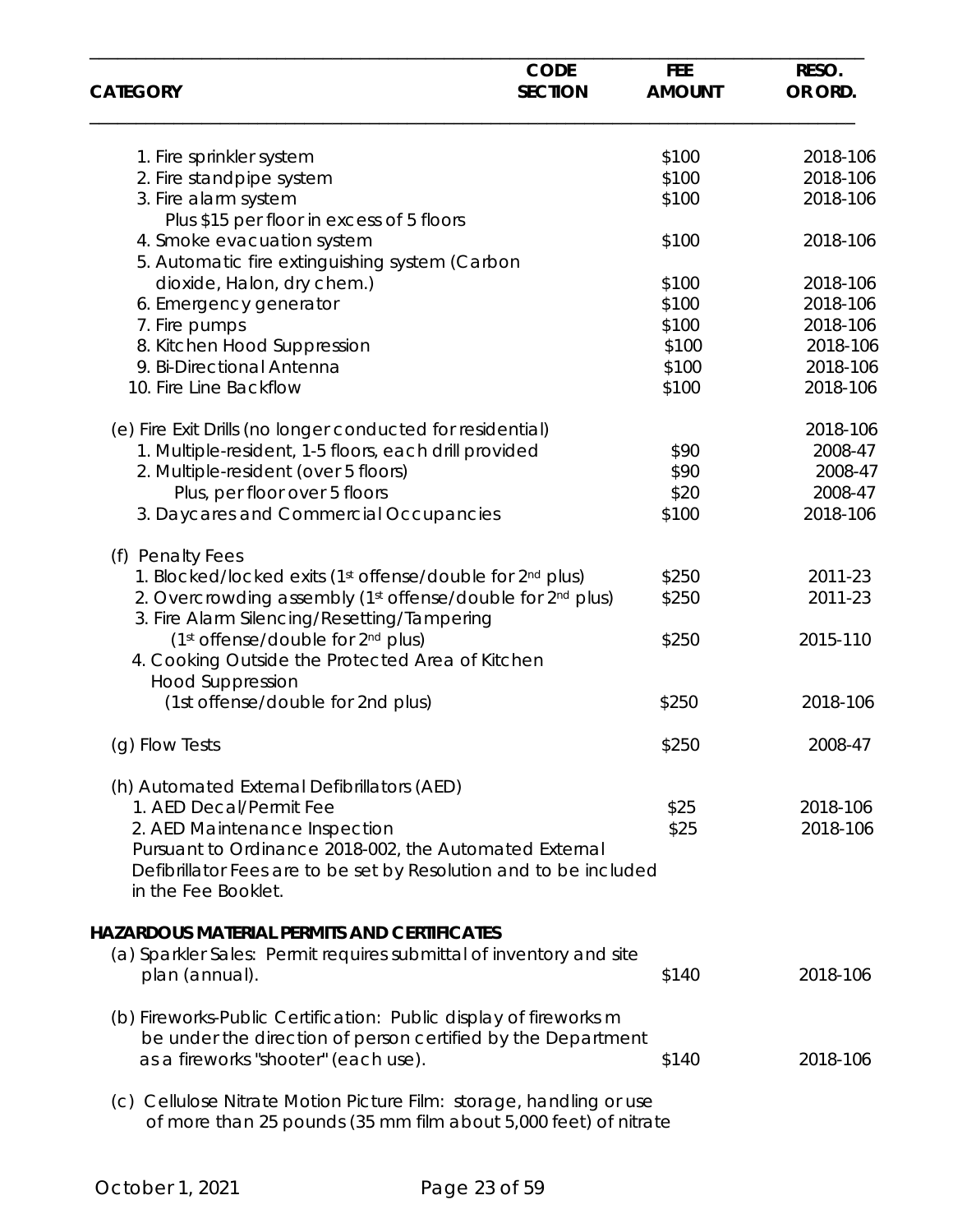| CATEGORY | CODE SECTION | FEE AMOUNT | RESO. OR ORD. |
|---|---|---|---|
| 1. Fire sprinkler system | | $100 | 2018-106 |
| 2. Fire standpipe system | | $100 | 2018-106 |
| 3. Fire alarm system | | $100 | 2018-106 |
| Plus $15 per floor in excess of 5 floors | | | |
| 4. Smoke evacuation system | | $100 | 2018-106 |
| 5. Automatic fire extinguishing system (Carbon dioxide, Halon, dry chem.) | | $100 | 2018-106 |
| 6. Emergency generator | | $100 | 2018-106 |
| 7. Fire pumps | | $100 | 2018-106 |
| 8. Kitchen Hood Suppression | | $100 | 2018-106 |
| 9. Bi-Directional Antenna | | $100 | 2018-106 |
| 10. Fire Line Backflow | | $100 | 2018-106 |
| (e) Fire Exit Drills (no longer conducted for residential) | | | 2018-106 |
| 1. Multiple-resident, 1-5 floors, each drill provided | | $90 | 2008-47 |
| 2. Multiple-resident (over 5 floors) | | $90 | 2008-47 |
| Plus, per floor over 5 floors | | $20 | 2008-47 |
| 3. Daycares and Commercial Occupancies | | $100 | 2018-106 |
| (f) Penalty Fees | | | |
| 1. Blocked/locked exits (1st offense/double for 2nd plus) | | $250 | 2011-23 |
| 2. Overcrowding assembly (1st offense/double for 2nd plus) | | $250 | 2011-23 |
| 3. Fire Alarm Silencing/Resetting/Tampering (1st offense/double for 2nd plus) | | $250 | 2015-110 |
| 4. Cooking Outside the Protected Area of Kitchen Hood Suppression (1st offense/double for 2nd plus) | | $250 | 2018-106 |
| (g) Flow Tests | | $250 | 2008-47 |
| (h) Automated External Defibrillators (AED) | | | |
| 1. AED Decal/Permit Fee | | $25 | 2018-106 |
| 2. AED Maintenance Inspection | | $25 | 2018-106 |
| Pursuant to Ordinance 2018-002, the Automated External Defibrillator Fees are to be set by Resolution and to be included in the Fee Booklet. | | | |
| **HAZARDOUS MATERIAL PERMITS AND CERTIFICATES** | | | |
| (a) Sparkler Sales: Permit requires submittal of inventory and site plan (annual). | | $140 | 2018-106 |
| (b) Fireworks-Public Certification: Public display of fireworks m be under the direction of person certified by the Department as a fireworks "shooter" (each use). | | $140 | 2018-106 |
| (c) Cellulose Nitrate Motion Picture Film: storage, handling or use of more than 25 pounds (35 mm film about 5,000 feet) of nitrate | | | |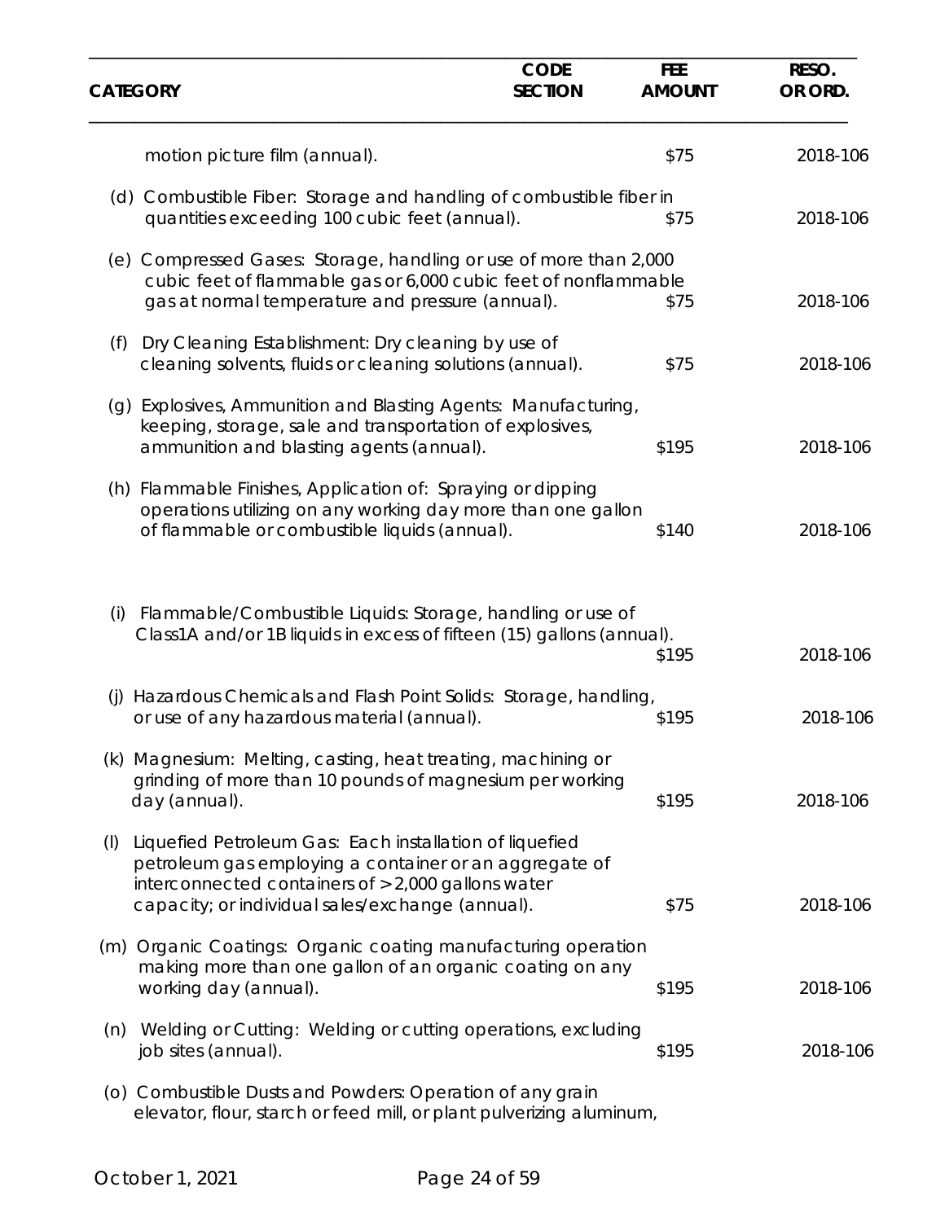| CATEGORY | CODE SECTION | FEE AMOUNT | RESO. OR ORD. |
|---|---|---|---|
| motion picture film (annual). | | $75 | 2018-106 |
| (d) Combustible Fiber: Storage and handling of combustible fiber in quantities exceeding 100 cubic feet (annual). | | $75 | 2018-106 |
| (e) Compressed Gases: Storage, handling or use of more than 2,000 cubic feet of flammable gas or 6,000 cubic feet of nonflammable gas at normal temperature and pressure (annual). | | $75 | 2018-106 |
| (f) Dry Cleaning Establishment: Dry cleaning by use of cleaning solvents, fluids or cleaning solutions (annual). | | $75 | 2018-106 |
| (g) Explosives, Ammunition and Blasting Agents: Manufacturing, keeping, storage, sale and transportation of explosives, ammunition and blasting agents (annual). | | $195 | 2018-106 |
| (h) Flammable Finishes, Application of: Spraying or dipping operations utilizing on any working day more than one gallon of flammable or combustible liquids (annual). | | $140 | 2018-106 |
| (i) Flammable/Combustible Liquids: Storage, handling or use of Class1A and/or 1B liquids in excess of fifteen (15) gallons (annual). | | $195 | 2018-106 |
| (j) Hazardous Chemicals and Flash Point Solids: Storage, handling, or use of any hazardous material (annual). | | $195 | 2018-106 |
| (k) Magnesium: Melting, casting, heat treating, machining or grinding of more than 10 pounds of magnesium per working day (annual). | | $195 | 2018-106 |
| (l) Liquefied Petroleum Gas: Each installation of liquefied petroleum gas employing a container or an aggregate of interconnected containers of >2,000 gallons water capacity; or individual sales/exchange (annual). | | $75 | 2018-106 |
| (m) Organic Coatings: Organic coating manufacturing operation making more than one gallon of an organic coating on any working day (annual). | | $195 | 2018-106 |
| (n) Welding or Cutting: Welding or cutting operations, excluding job sites (annual). | | $195 | 2018-106 |
| (o) Combustible Dusts and Powders: Operation of any grain elevator, flour, starch or feed mill, or plant pulverizing aluminum, | | | |

October 1, 2021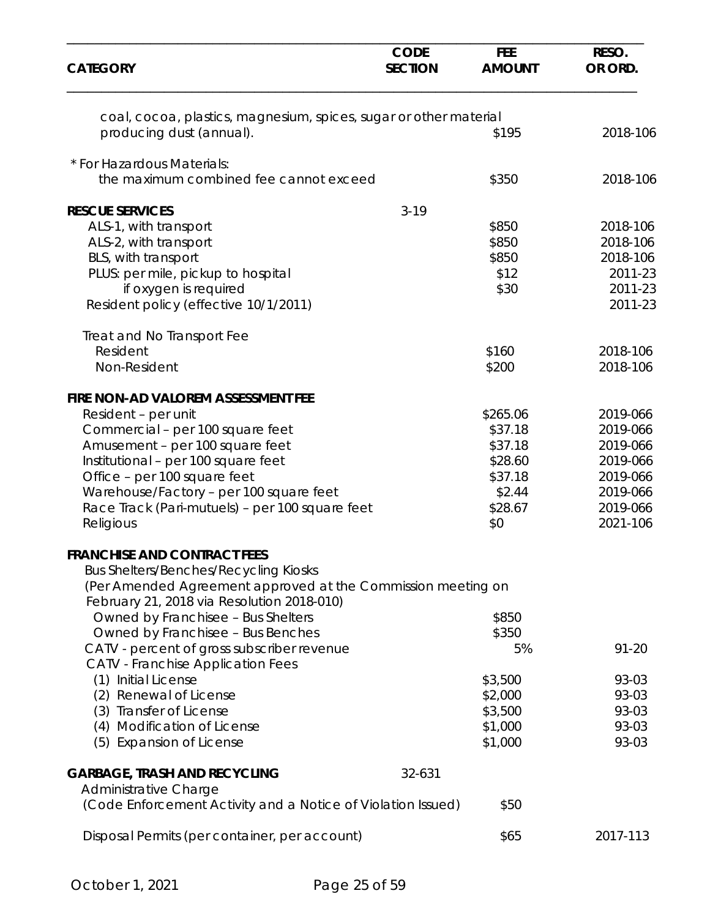| CATEGORY | CODE SECTION | FEE AMOUNT | RESO. OR ORD. |
|---|---|---|---|
| coal, cocoa, plastics, magnesium, spices, sugar or other material producing dust (annual). | | $195 | 2018-106 |
| * For Hazardous Materials: the maximum combined fee cannot exceed | | $350 | 2018-106 |
| **RESCUE SERVICES** | 3-19 | | |
| ALS-1, with transport | | $850 | 2018-106 |
| ALS-2, with transport | | $850 | 2018-106 |
| BLS, with transport | | $850 | 2018-106 |
| PLUS: per mile, pickup to hospital | | $12 | 2011-23 |
| if oxygen is required | | $30 | 2011-23 |
| Resident policy (effective 10/1/2011) | | | 2011-23 |
| Treat and No Transport Fee | | | |
| Resident | | $160 | 2018-106 |
| Non-Resident | | $200 | 2018-106 |
| **FIRE NON-AD VALOREM ASSESSMENT FEE** | | | |
| Resident – per unit | | $265.06 | 2019-066 |
| Commercial – per 100 square feet | | $37.18 | 2019-066 |
| Amusement – per 100 square feet | | $37.18 | 2019-066 |
| Institutional – per 100 square feet | | $28.60 | 2019-066 |
| Office – per 100 square feet | | $37.18 | 2019-066 |
| Warehouse/Factory – per 100 square feet | | $2.44 | 2019-066 |
| Race Track (Pari-mutuels) – per 100 square feet | | $28.67 | 2019-066 |
| Religious | | $0 | 2021-106 |
| **FRANCHISE AND CONTRACT FEES** | | | |
| Bus Shelters/Benches/Recycling Kiosks (Per Amended Agreement approved at the Commission meeting on February 21, 2018 via Resolution 2018-010) | | | |
| Owned by Franchisee – Bus Shelters | | $850 | |
| Owned by Franchisee – Bus Benches | | $350 | |
| CATV - percent of gross subscriber revenue | | 5% | 91-20 |
| CATV - Franchise Application Fees | | | |
| (1) Initial License | | $3,500 | 93-03 |
| (2) Renewal of License | | $2,000 | 93-03 |
| (3) Transfer of License | | $3,500 | 93-03 |
| (4) Modification of License | | $1,000 | 93-03 |
| (5) Expansion of License | | $1,000 | 93-03 |
| **GARBAGE, TRASH AND RECYCLING** | 32-631 | | |
| Administrative Charge (Code Enforcement Activity and a Notice of Violation Issued) | | $50 | |
| Disposal Permits (per container, per account) | | $65 | 2017-113 |

October 1, 2021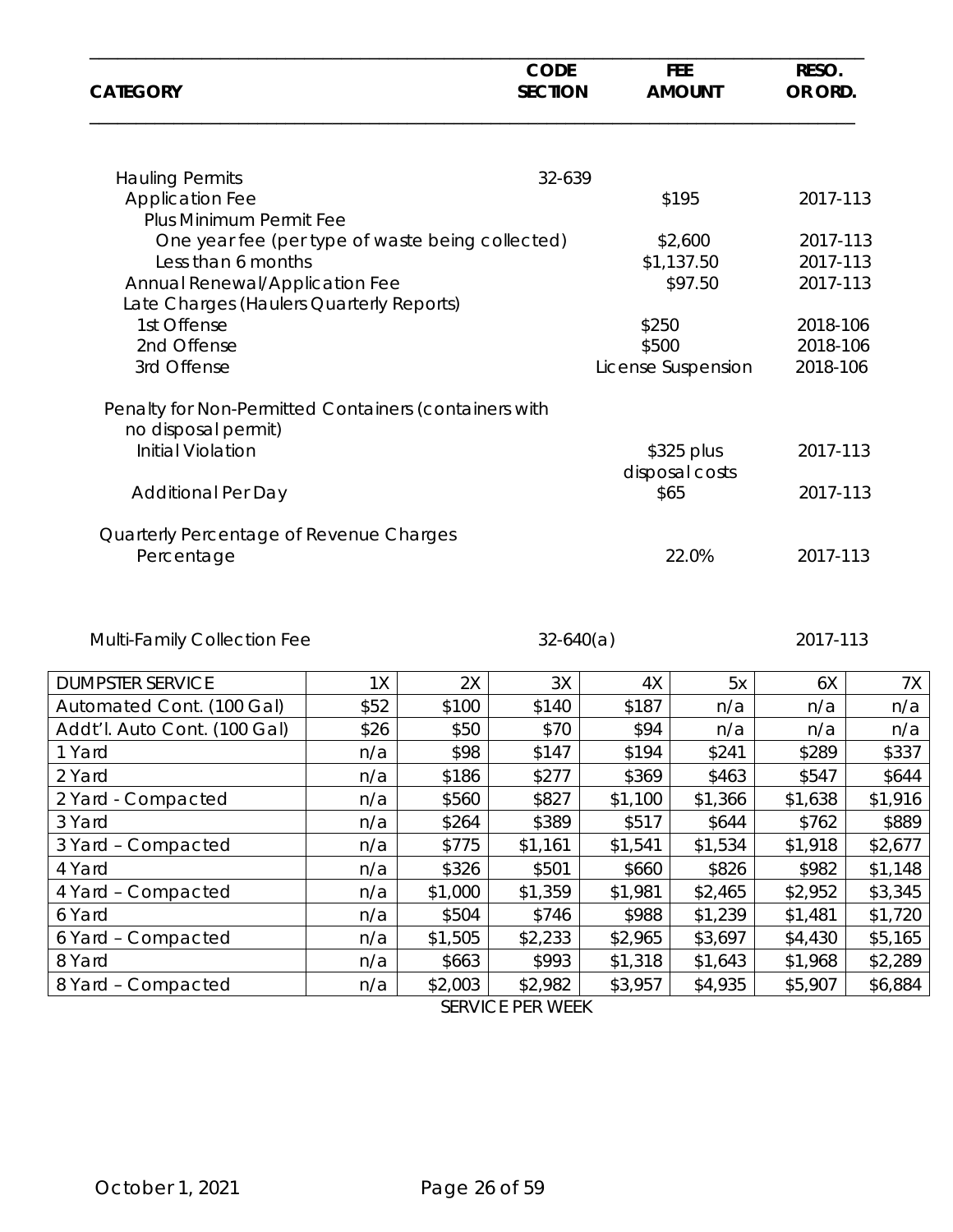| CATEGORY | CODE SECTION | FEE AMOUNT | RESO. OR ORD. |
|---|---|---|---|
| Hauling Permits | 32-639 | | |
| Application Fee | | $195 | 2017-113 |
| Plus Minimum Permit Fee | | | |
| One year fee (per type of waste being collected) | | $2,600 | 2017-113 |
| Less than 6 months | | $1,137.50 | 2017-113 |
| Annual Renewal/Application Fee | | $97.50 | 2017-113 |
| Late Charges (Haulers Quarterly Reports) | | | |
| 1st Offense | | $250 | 2018-106 |
| 2nd Offense | | $500 | 2018-106 |
| 3rd Offense | | License Suspension | 2018-106 |
| Penalty for Non-Permitted Containers (containers with no disposal permit) | | | |
| Initial Violation | | $325 plus disposal costs | 2017-113 |
| Additional Per Day | | $65 | 2017-113 |
| Quarterly Percentage of Revenue Charges | | | |
| Percentage | | 22.0% | 2017-113 |
| Multi-Family Collection Fee | 32-640(a) | | 2017-113 |

| DUMPSTER SERVICE | 1X | 2X | 3X | 4X | 5x | 6X | 7X |
|---|---|---|---|---|---|---|---|
| Automated Cont. (100 Gal) | $52 | $100 | $140 | $187 | n/a | n/a | n/a |
| Addt'l. Auto Cont. (100 Gal) | $26 | $50 | $70 | $94 | n/a | n/a | n/a |
| 1 Yard | n/a | $98 | $147 | $194 | $241 | $289 | $337 |
| 2 Yard | n/a | $186 | $277 | $369 | $463 | $547 | $644 |
| 2 Yard - Compacted | n/a | $560 | $827 | $1,100 | $1,366 | $1,638 | $1,916 |
| 3 Yard | n/a | $264 | $389 | $517 | $644 | $762 | $889 |
| 3 Yard – Compacted | n/a | $775 | $1,161 | $1,541 | $1,534 | $1,918 | $2,677 |
| 4 Yard | n/a | $326 | $501 | $660 | $826 | $982 | $1,148 |
| 4 Yard – Compacted | n/a | $1,000 | $1,359 | $1,981 | $2,465 | $2,952 | $3,345 |
| 6 Yard | n/a | $504 | $746 | $988 | $1,239 | $1,481 | $1,720 |
| 6 Yard – Compacted | n/a | $1,505 | $2,233 | $2,965 | $3,697 | $4,430 | $5,165 |
| 8 Yard | n/a | $663 | $993 | $1,318 | $1,643 | $1,968 | $2,289 |
| 8 Yard – Compacted | n/a | $2,003 | $2,982 | $3,957 | $4,935 | $5,907 | $6,884 |

SERVICE PER WEEK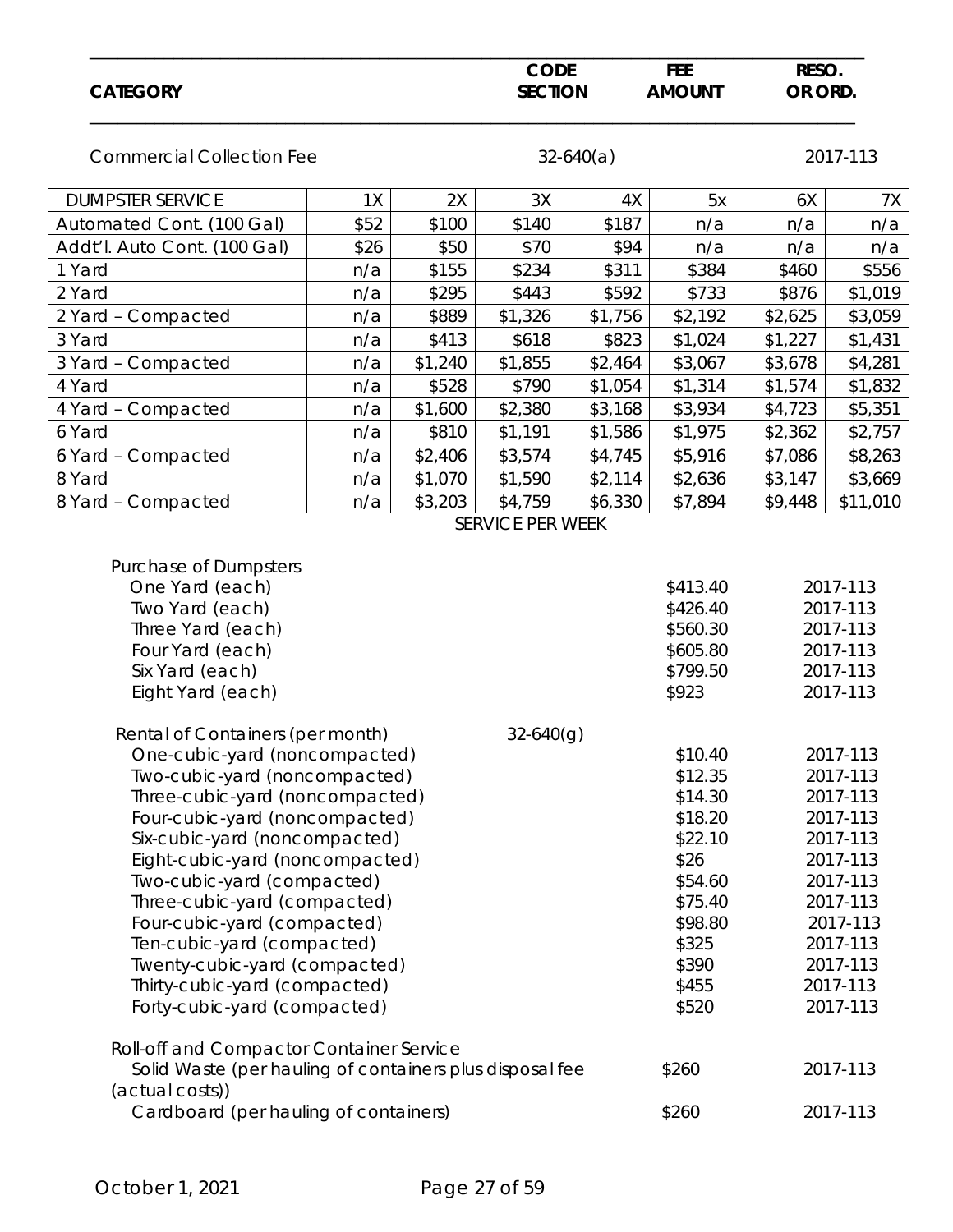| CATEGORY | CODE SECTION | FEE AMOUNT | RESO. OR ORD. |
|---|---|---|---|
| Commercial Collection Fee | 32-640(a) | | 2017-113 |

| DUMPSTER SERVICE | 1X | 2X | 3X | 4X | 5x | 6X | 7X |
|---|---|---|---|---|---|---|---|
| Automated Cont. (100 Gal) | $52 | $100 | $140 | $187 | n/a | n/a | n/a |
| Addt'l. Auto Cont. (100 Gal) | $26 | $50 | $70 | $94 | n/a | n/a | n/a |
| 1 Yard | n/a | $155 | $234 | $311 | $384 | $460 | $556 |
| 2 Yard | n/a | $295 | $443 | $592 | $733 | $876 | $1,019 |
| 2 Yard – Compacted | n/a | $889 | $1,326 | $1,756 | $2,192 | $2,625 | $3,059 |
| 3 Yard | n/a | $413 | $618 | $823 | $1,024 | $1,227 | $1,431 |
| 3 Yard – Compacted | n/a | $1,240 | $1,855 | $2,464 | $3,067 | $3,678 | $4,281 |
| 4 Yard | n/a | $528 | $790 | $1,054 | $1,314 | $1,574 | $1,832 |
| 4 Yard – Compacted | n/a | $1,600 | $2,380 | $3,168 | $3,934 | $4,723 | $5,351 |
| 6 Yard | n/a | $810 | $1,191 | $1,586 | $1,975 | $2,362 | $2,757 |
| 6 Yard – Compacted | n/a | $2,406 | $3,574 | $4,745 | $5,916 | $7,086 | $8,263 |
| 8 Yard | n/a | $1,070 | $1,590 | $2,114 | $2,636 | $3,147 | $3,669 |
| 8 Yard – Compacted | n/a | $3,203 | $4,759 | $6,330 | $7,894 | $9,448 | $11,010 |

SERVICE PER WEEK

| CATEGORY | CODE SECTION | FEE AMOUNT | RESO. OR ORD. |
|---|---|---|---|
| Purchase of Dumpsters | | | |
| One Yard (each) | | $413.40 | 2017-113 |
| Two Yard (each) | | $426.40 | 2017-113 |
| Three Yard (each) | | $560.30 | 2017-113 |
| Four Yard (each) | | $605.80 | 2017-113 |
| Six Yard (each) | | $799.50 | 2017-113 |
| Eight Yard (each) | | $923 | 2017-113 |
| Rental of Containers (per month) | 32-640(g) | | |
| One-cubic-yard (noncompacted) | | $10.40 | 2017-113 |
| Two-cubic-yard (noncompacted) | | $12.35 | 2017-113 |
| Three-cubic-yard (noncompacted) | | $14.30 | 2017-113 |
| Four-cubic-yard (noncompacted) | | $18.20 | 2017-113 |
| Six-cubic-yard (noncompacted) | | $22.10 | 2017-113 |
| Eight-cubic-yard (noncompacted) | | $26 | 2017-113 |
| Two-cubic-yard (compacted) | | $54.60 | 2017-113 |
| Three-cubic-yard (compacted) | | $75.40 | 2017-113 |
| Four-cubic-yard (compacted) | | $98.80 | 2017-113 |
| Ten-cubic-yard (compacted) | | $325 | 2017-113 |
| Twenty-cubic-yard (compacted) | | $390 | 2017-113 |
| Thirty-cubic-yard (compacted) | | $455 | 2017-113 |
| Forty-cubic-yard (compacted) | | $520 | 2017-113 |
| Roll-off and Compactor Container Service | | | |
| Solid Waste (per hauling of containers plus disposal fee (actual costs)) | | $260 | 2017-113 |
| Cardboard (per hauling of containers) | | $260 | 2017-113 |

October 1, 2021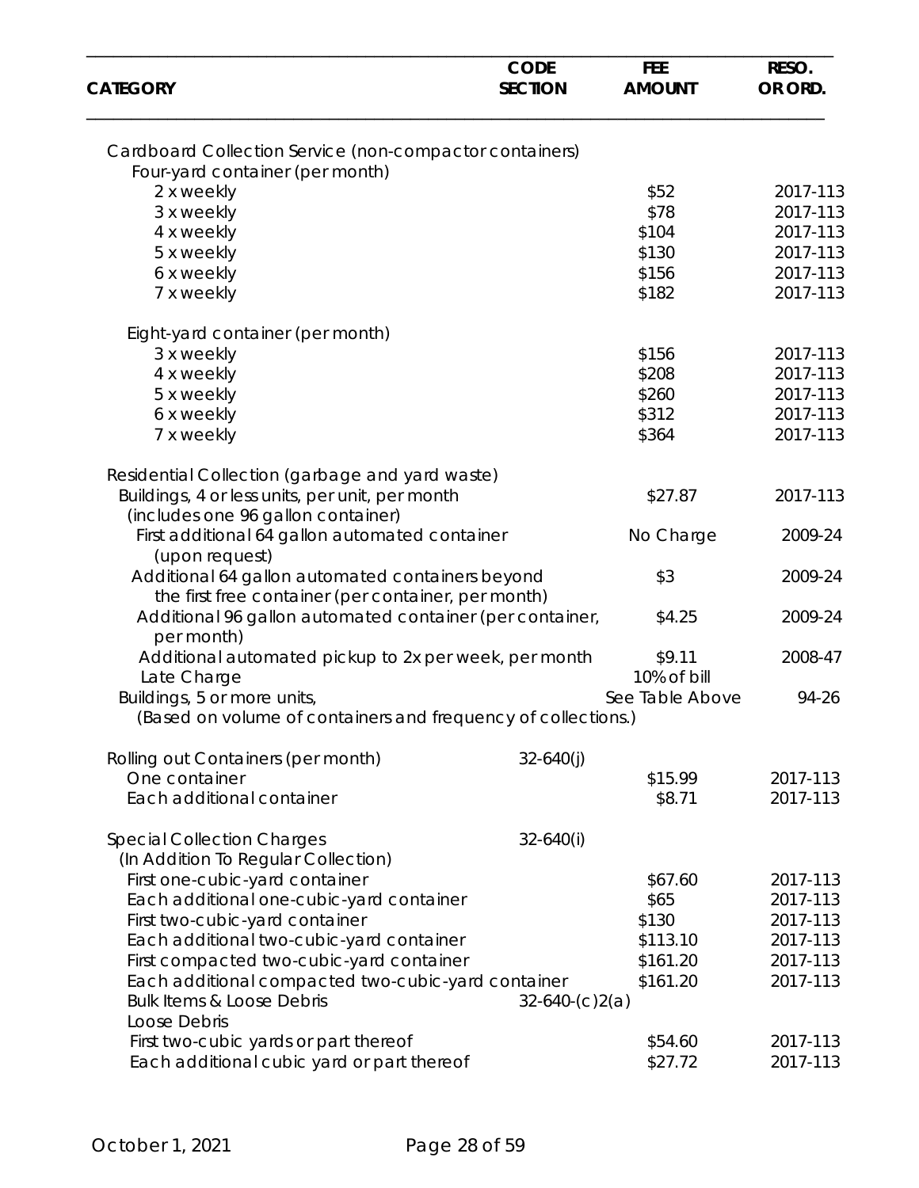| CATEGORY | CODE SECTION | FEE AMOUNT | RESO. OR ORD. |
|---|---|---|---|
| Cardboard Collection Service (non-compactor containers) | | | |
| Four-yard container (per month) | | | |
| 2 x weekly | | $52 | 2017-113 |
| 3 x weekly | | $78 | 2017-113 |
| 4 x weekly | | $104 | 2017-113 |
| 5 x weekly | | $130 | 2017-113 |
| 6 x weekly | | $156 | 2017-113 |
| 7 x weekly | | $182 | 2017-113 |
| Eight-yard container (per month) | | | |
| 3 x weekly | | $156 | 2017-113 |
| 4 x weekly | | $208 | 2017-113 |
| 5 x weekly | | $260 | 2017-113 |
| 6 x weekly | | $312 | 2017-113 |
| 7 x weekly | | $364 | 2017-113 |
| Residential Collection (garbage and yard waste) | | | |
| Buildings, 4 or less units, per unit, per month (includes one 96 gallon container) | | $27.87 | 2017-113 |
| First additional 64 gallon automated container (upon request) | | No Charge | 2009-24 |
| Additional 64 gallon automated containers beyond the first free container (per container, per month) | | $3 | 2009-24 |
| Additional 96 gallon automated container (per container, per month) | | $4.25 | 2009-24 |
| Additional automated pickup to 2x per week, per month | | $9.11 | 2008-47 |
| Late Charge | | 10% of bill | |
| Buildings, 5 or more units, (Based on volume of containers and frequency of collections.) | | See Table Above | 94-26 |
| Rolling out Containers (per month) | 32-640(j) | | |
| One container | | $15.99 | 2017-113 |
| Each additional container | | $8.71 | 2017-113 |
| Special Collection Charges (In Addition To Regular Collection) | 32-640(i) | | |
| First one-cubic-yard container | | $67.60 | 2017-113 |
| Each additional one-cubic-yard container | | $65 | 2017-113 |
| First two-cubic-yard container | | $130 | 2017-113 |
| Each additional two-cubic-yard container | | $113.10 | 2017-113 |
| First compacted two-cubic-yard container | | $161.20 | 2017-113 |
| Each additional compacted two-cubic-yard container | | $161.20 | 2017-113 |
| Bulk Items & Loose Debris | 32-640-(c)2(a) | | |
| Loose Debris | | | |
| First two-cubic yards or part thereof | | $54.60 | 2017-113 |
| Each additional cubic yard or part thereof | | $27.72 | 2017-113 |

October 1, 2021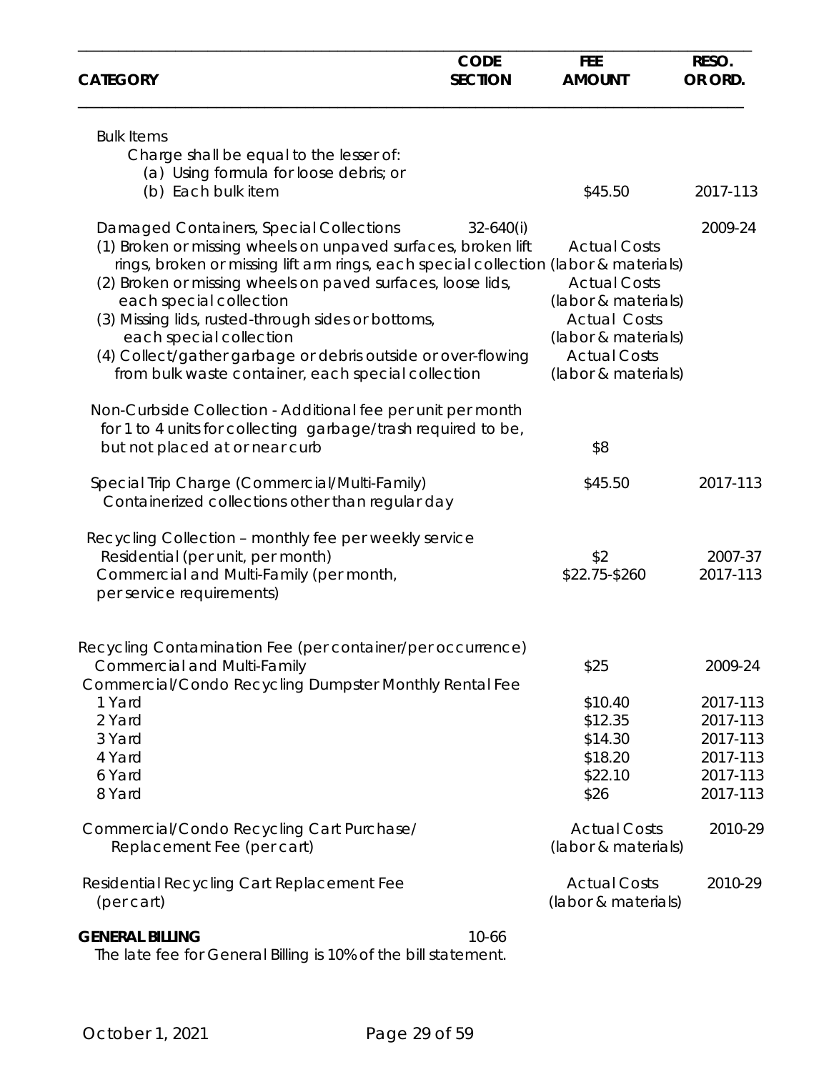| CATEGORY | CODE SECTION | FEE AMOUNT | RESO. OR ORD. |
|---|---|---|---|
| Bulk Items<br>Charge shall be equal to the lesser of:<br>(a) Using formula for loose debris; or<br>(b) Each bulk item | | $45.50 | 2017-113 |
| Damaged Containers, Special Collections | 32-640(i) | | 2009-24 |
| (1) Broken or missing wheels on unpaved surfaces, broken lift rings, broken or missing lift arm rings, each special collection | | Actual Costs (labor & materials) | |
| (2) Broken or missing wheels on paved surfaces, loose lids, each special collection | | Actual Costs (labor & materials) | |
| (3) Missing lids, rusted-through sides or bottoms, each special collection | | Actual Costs (labor & materials) | |
| (4) Collect/gather garbage or debris outside or over-flowing from bulk waste container, each special collection | | Actual Costs (labor & materials) | |
| Non-Curbside Collection - Additional fee per unit per month for 1 to 4 units for collecting garbage/trash required to be, but not placed at or near curb | | $8 | |
| Special Trip Charge (Commercial/Multi-Family)<br>Containerized collections other than regular day | | $45.50 | 2017-113 |
| Recycling Collection – monthly fee per weekly service | | | |
| Residential (per unit, per month) | | $2 | 2007-37 |
| Commercial and Multi-Family (per month, per service requirements) | | $22.75-$260 | 2017-113 |
| Recycling Contamination Fee (per container/per occurrence) | | | |
| Commercial and Multi-Family | | $25 | 2009-24 |
| Commercial/Condo Recycling Dumpster Monthly Rental Fee | | | |
| 1 Yard | | $10.40 | 2017-113 |
| 2 Yard | | $12.35 | 2017-113 |
| 3 Yard | | $14.30 | 2017-113 |
| 4 Yard | | $18.20 | 2017-113 |
| 6 Yard | | $22.10 | 2017-113 |
| 8 Yard | | $26 | 2017-113 |
| Commercial/Condo Recycling Cart Purchase/ Replacement Fee (per cart) | | Actual Costs (labor & materials) | 2010-29 |
| Residential Recycling Cart Replacement Fee (per cart) | | Actual Costs (labor & materials) | 2010-29 |
| **GENERAL BILLING** | 10-66 | | |

The late fee for General Billing is 10% of the bill statement.

October 1, 2021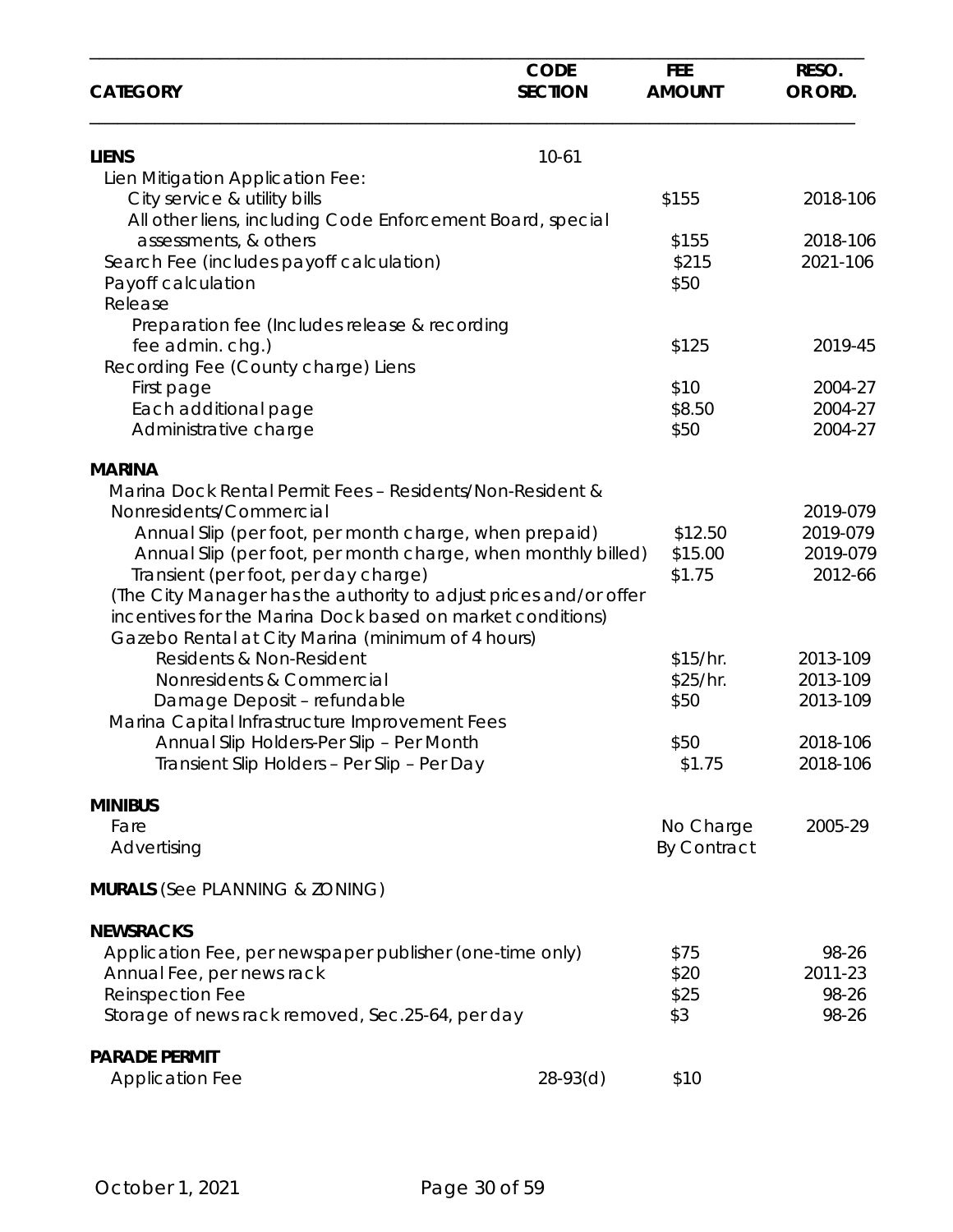| CATEGORY | CODE SECTION | FEE AMOUNT | RESO. OR ORD. |
|---|---|---|---|
| **LIENS** | 10-61 | | |
| Lien Mitigation Application Fee: | | | |
| City service & utility bills | | $155 | 2018-106 |
| All other liens, including Code Enforcement Board, special assessments, & others | | $155 | 2018-106 |
| Search Fee (includes payoff calculation) | | $215 | 2021-106 |
| Payoff calculation | | $50 | |
| Release | | | |
| Preparation fee (Includes release & recording fee admin. chg.) | | $125 | 2019-45 |
| Recording Fee (County charge) Liens | | | |
| First page | | $10 | 2004-27 |
| Each additional page | | $8.50 | 2004-27 |
| Administrative charge | | $50 | 2004-27 |
| **MARINA** | | | |
| Marina Dock Rental Permit Fees – Residents/Non-Resident & Nonresidents/Commercial | | | 2019-079 |
| Annual Slip (per foot, per month charge, when prepaid) | | $12.50 | 2019-079 |
| Annual Slip (per foot, per month charge, when monthly billed) | | $15.00 | 2019-079 |
| Transient (per foot, per day charge) | | $1.75 | 2012-66 |
| (The City Manager has the authority to adjust prices and/or offer incentives for the Marina Dock based on market conditions) | | | |
| Gazebo Rental at City Marina (minimum of 4 hours) | | | |
| Residents & Non-Resident | | $15/hr. | 2013-109 |
| Nonresidents & Commercial | | $25/hr. | 2013-109 |
| Damage Deposit – refundable | | $50 | 2013-109 |
| Marina Capital Infrastructure Improvement Fees | | | |
| Annual Slip Holders-Per Slip – Per Month | | $50 | 2018-106 |
| Transient Slip Holders – Per Slip – Per Day | | $1.75 | 2018-106 |
| **MINIBUS** | | | |
| Fare | | No Charge | 2005-29 |
| Advertising | | By Contract | |
| **MURALS** (See PLANNING & ZONING) | | | |
| **NEWSRACKS** | | | |
| Application Fee, per newspaper publisher (one-time only) | | $75 | 98-26 |
| Annual Fee, per news rack | | $20 | 2011-23 |
| Reinspection Fee | | $25 | 98-26 |
| Storage of news rack removed, Sec.25-64, per day | | $3 | 98-26 |
| **PARADE PERMIT** | | | |
| Application Fee | 28-93(d) | $10 | |

October 1, 2021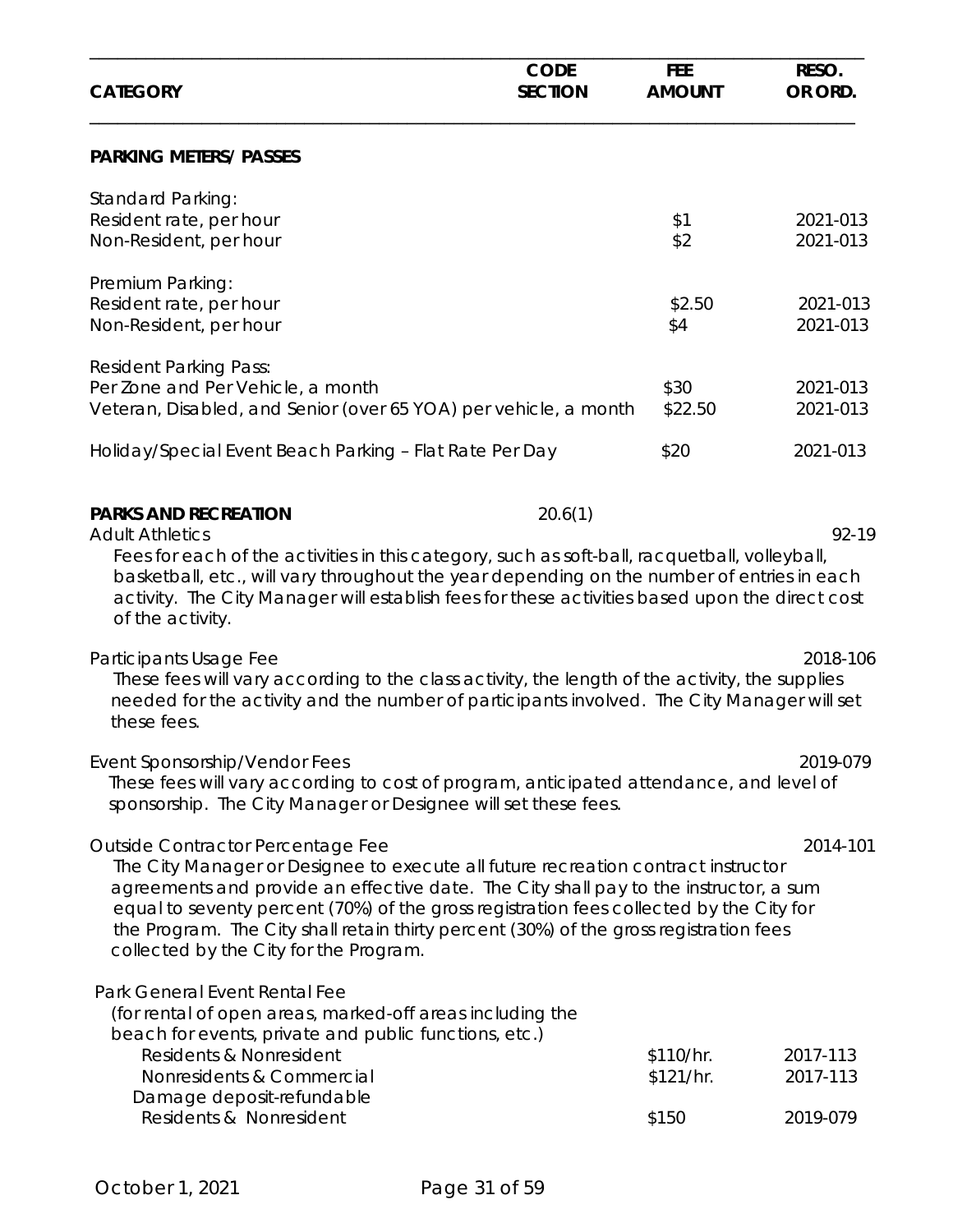| CATEGORY | CODE SECTION | FEE AMOUNT | RESO. OR ORD. |
|---|---|---|---|
| **PARKING METERS/ PASSES** | | | |
| Standard Parking: | | | |
| Resident rate, per hour | | $1 | 2021-013 |
| Non-Resident, per hour | | $2 | 2021-013 |
| Premium Parking: | | | |
| Resident rate, per hour | | $2.50 | 2021-013 |
| Non-Resident, per hour | | $4 | 2021-013 |
| Resident Parking Pass: | | | |
| Per Zone and Per Vehicle, a month | | $30 | 2021-013 |
| Veteran, Disabled, and Senior (over 65 YOA) per vehicle, a month | | $22.50 | 2021-013 |
| Holiday/Special Event Beach Parking – Flat Rate Per Day | | $20 | 2021-013 |
| **PARKS AND RECREATION** | 20.6(1) | | |
| Adult Athletics | | | 92-19 |

Fees for each of the activities in this category, such as soft-ball, racquetball, volleyball, basketball, etc., will vary throughout the year depending on the number of entries in each activity. The City Manager will establish fees for these activities based upon the direct cost of the activity.

Participants Usage Fee — 2018-106

These fees will vary according to the class activity, the length of the activity, the supplies needed for the activity and the number of participants involved. The City Manager will set these fees.

Event Sponsorship/Vendor Fees — 2019-079

These fees will vary according to cost of program, anticipated attendance, and level of sponsorship. The City Manager or Designee will set these fees.

Outside Contractor Percentage Fee — 2014-101

The City Manager or Designee to execute all future recreation contract instructor agreements and provide an effective date. The City shall pay to the instructor, a sum equal to seventy percent (70%) of the gross registration fees collected by the City for the Program. The City shall retain thirty percent (30%) of the gross registration fees collected by the City for the Program.

| CATEGORY | CODE SECTION | FEE AMOUNT | RESO. OR ORD. |
|---|---|---|---|
| Park General Event Rental Fee (for rental of open areas, marked-off areas including the beach for events, private and public functions, etc.) | | | |
| Residents & Nonresident | | $110/hr. | 2017-113 |
| Nonresidents & Commercial | | $121/hr. | 2017-113 |
| Damage deposit-refundable | | | |
| Residents & Nonresident | | $150 | 2019-079 |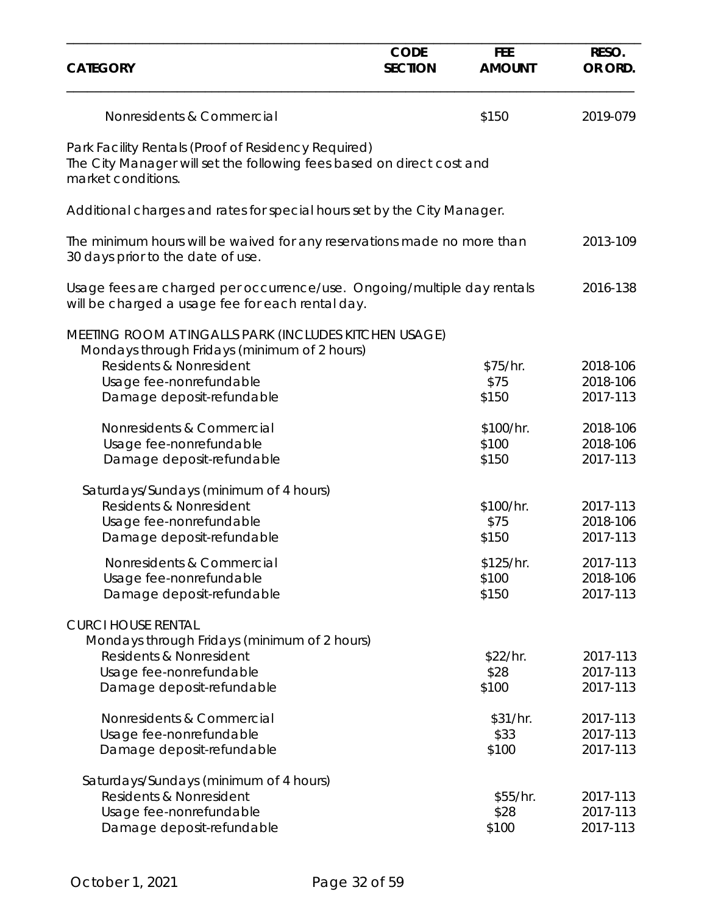| CATEGORY | CODE SECTION | FEE AMOUNT | RESO. OR ORD. |
|---|---|---|---|
| Nonresidents & Commercial | | $150 | 2019-079 |
| Park Facility Rentals (Proof of Residency Required) The City Manager will set the following fees based on direct cost and market conditions. | | | |
| Additional charges and rates for special hours set by the City Manager. | | | |
| The minimum hours will be waived for any reservations made no more than 30 days prior to the date of use. | | | 2013-109 |
| Usage fees are charged per occurrence/use. Ongoing/multiple day rentals will be charged a usage fee for each rental day. | | | 2016-138 |
| MEETING ROOM AT INGALLS PARK (INCLUDES KITCHEN USAGE) | | | |
| Mondays through Fridays (minimum of 2 hours) | | | |
| Residents & Nonresident | | $75/hr. | 2018-106 |
| Usage fee-nonrefundable | | $75 | 2018-106 |
| Damage deposit-refundable | | $150 | 2017-113 |
| Nonresidents & Commercial | | $100/hr. | 2018-106 |
| Usage fee-nonrefundable | | $100 | 2018-106 |
| Damage deposit-refundable | | $150 | 2017-113 |
| Saturdays/Sundays (minimum of 4 hours) | | | |
| Residents & Nonresident | | $100/hr. | 2017-113 |
| Usage fee-nonrefundable | | $75 | 2018-106 |
| Damage deposit-refundable | | $150 | 2017-113 |
| Nonresidents & Commercial | | $125/hr. | 2017-113 |
| Usage fee-nonrefundable | | $100 | 2018-106 |
| Damage deposit-refundable | | $150 | 2017-113 |
| CURCI HOUSE RENTAL | | | |
| Mondays through Fridays (minimum of 2 hours) | | | |
| Residents & Nonresident | | $22/hr. | 2017-113 |
| Usage fee-nonrefundable | | $28 | 2017-113 |
| Damage deposit-refundable | | $100 | 2017-113 |
| Nonresidents & Commercial | | $31/hr. | 2017-113 |
| Usage fee-nonrefundable | | $33 | 2017-113 |
| Damage deposit-refundable | | $100 | 2017-113 |
| Saturdays/Sundays (minimum of 4 hours) | | | |
| Residents & Nonresident | | $55/hr. | 2017-113 |
| Usage fee-nonrefundable | | $28 | 2017-113 |
| Damage deposit-refundable | | $100 | 2017-113 |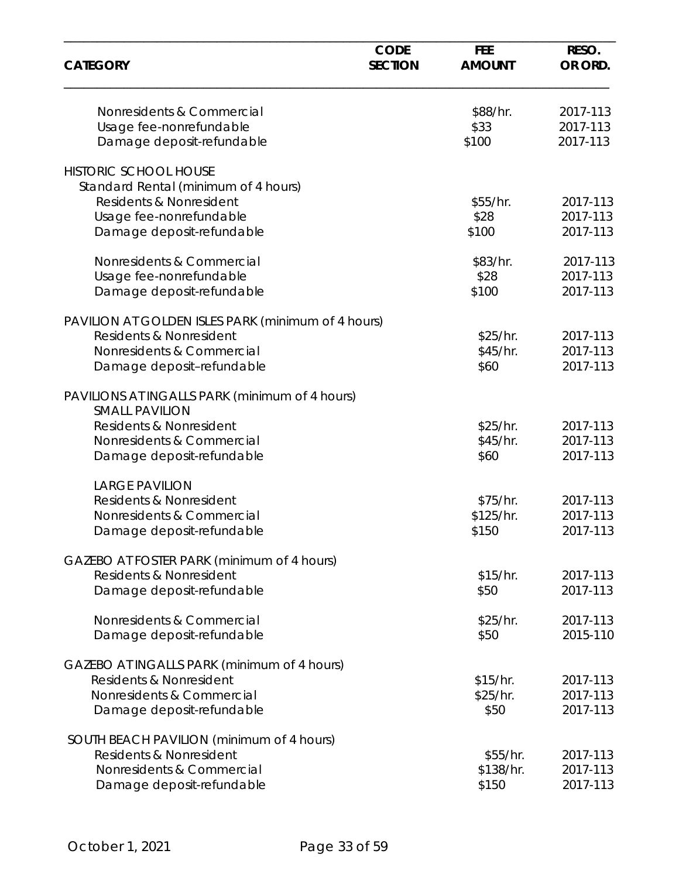| CATEGORY | CODE SECTION | FEE AMOUNT | RESO. OR ORD. |
|---|---|---|---|
| Nonresidents & Commercial | | $88/hr. | 2017-113 |
| Usage fee-nonrefundable | | $33 | 2017-113 |
| Damage deposit-refundable | | $100 | 2017-113 |
| | | | |
| HISTORIC SCHOOL HOUSE | | | |
| Standard Rental (minimum of 4 hours) | | | |
| Residents & Nonresident | | $55/hr. | 2017-113 |
| Usage fee-nonrefundable | | $28 | 2017-113 |
| Damage deposit-refundable | | $100 | 2017-113 |
| | | | |
| Nonresidents & Commercial | | $83/hr. | 2017-113 |
| Usage fee-nonrefundable | | $28 | 2017-113 |
| Damage deposit-refundable | | $100 | 2017-113 |
| | | | |
| PAVILION AT GOLDEN ISLES PARK (minimum of 4 hours) | | | |
| Residents & Nonresident | | $25/hr. | 2017-113 |
| Nonresidents & Commercial | | $45/hr. | 2017-113 |
| Damage deposit–refundable | | $60 | 2017-113 |
| | | | |
| PAVILIONS AT INGALLS PARK (minimum of 4 hours) | | | |
| SMALL PAVILION | | | |
| Residents & Nonresident | | $25/hr. | 2017-113 |
| Nonresidents & Commercial | | $45/hr. | 2017-113 |
| Damage deposit-refundable | | $60 | 2017-113 |
| | | | |
| LARGE PAVILION | | | |
| Residents & Nonresident | | $75/hr. | 2017-113 |
| Nonresidents & Commercial | | $125/hr. | 2017-113 |
| Damage deposit-refundable | | $150 | 2017-113 |
| | | | |
| GAZEBO AT FOSTER PARK (minimum of 4 hours) | | | |
| Residents & Nonresident | | $15/hr. | 2017-113 |
| Damage deposit-refundable | | $50 | 2017-113 |
| | | | |
| Nonresidents & Commercial | | $25/hr. | 2017-113 |
| Damage deposit-refundable | | $50 | 2015-110 |
| | | | |
| GAZEBO AT INGALLS PARK (minimum of 4 hours) | | | |
| Residents & Nonresident | | $15/hr. | 2017-113 |
| Nonresidents & Commercial | | $25/hr. | 2017-113 |
| Damage deposit-refundable | | $50 | 2017-113 |
| | | | |
| SOUTH BEACH PAVILION (minimum of 4 hours) | | | |
| Residents & Nonresident | | $55/hr. | 2017-113 |
| Nonresidents & Commercial | | $138/hr. | 2017-113 |
| Damage deposit-refundable | | $150 | 2017-113 |

October 1, 2021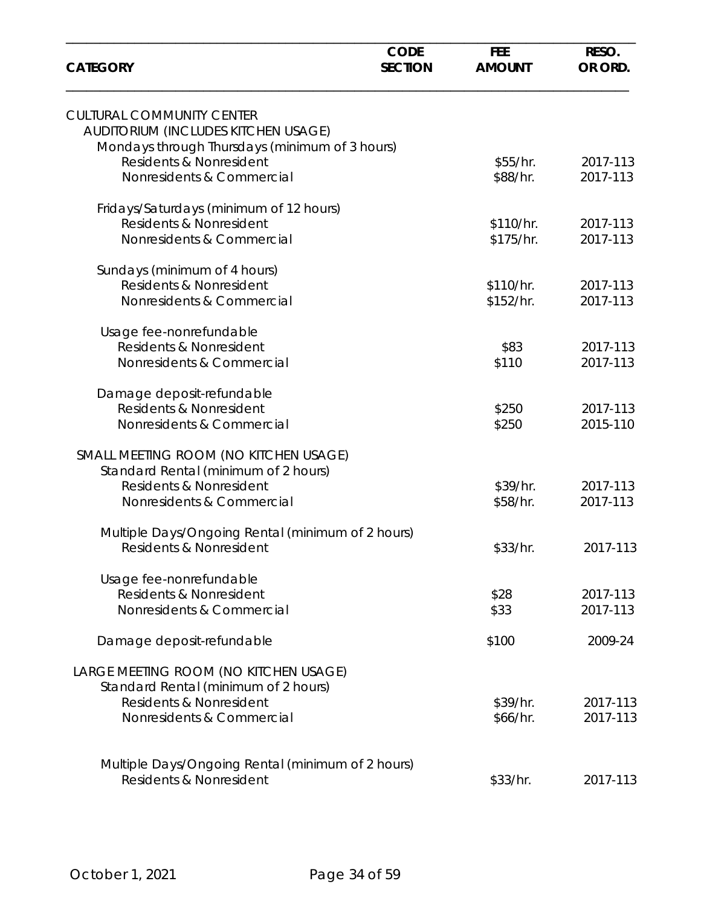| CATEGORY | CODE SECTION | FEE AMOUNT | RESO. OR ORD. |
|---|---|---|---|
| CULTURAL COMMUNITY CENTER | | | |
| AUDITORIUM (INCLUDES KITCHEN USAGE) | | | |
| Mondays through Thursdays (minimum of 3 hours) | | | |
| Residents & Nonresident | | $55/hr. | 2017-113 |
| Nonresidents & Commercial | | $88/hr. | 2017-113 |
| Fridays/Saturdays (minimum of 12 hours) | | | |
| Residents & Nonresident | | $110/hr. | 2017-113 |
| Nonresidents & Commercial | | $175/hr. | 2017-113 |
| Sundays (minimum of 4 hours) | | | |
| Residents & Nonresident | | $110/hr. | 2017-113 |
| Nonresidents & Commercial | | $152/hr. | 2017-113 |
| Usage fee-nonrefundable | | | |
| Residents & Nonresident | | $83 | 2017-113 |
| Nonresidents & Commercial | | $110 | 2017-113 |
| Damage deposit-refundable | | | |
| Residents & Nonresident | | $250 | 2017-113 |
| Nonresidents & Commercial | | $250 | 2015-110 |
| SMALL MEETING ROOM (NO KITCHEN USAGE) | | | |
| Standard Rental (minimum of 2 hours) | | | |
| Residents & Nonresident | | $39/hr. | 2017-113 |
| Nonresidents & Commercial | | $58/hr. | 2017-113 |
| Multiple Days/Ongoing Rental (minimum of 2 hours) | | | |
| Residents & Nonresident | | $33/hr. | 2017-113 |
| Usage fee-nonrefundable | | | |
| Residents & Nonresident | | $28 | 2017-113 |
| Nonresidents & Commercial | | $33 | 2017-113 |
| Damage deposit-refundable | | $100 | 2009-24 |
| LARGE MEETING ROOM (NO KITCHEN USAGE) | | | |
| Standard Rental (minimum of 2 hours) | | | |
| Residents & Nonresident | | $39/hr. | 2017-113 |
| Nonresidents & Commercial | | $66/hr. | 2017-113 |
| Multiple Days/Ongoing Rental (minimum of 2 hours) | | | |
| Residents & Nonresident | | $33/hr. | 2017-113 |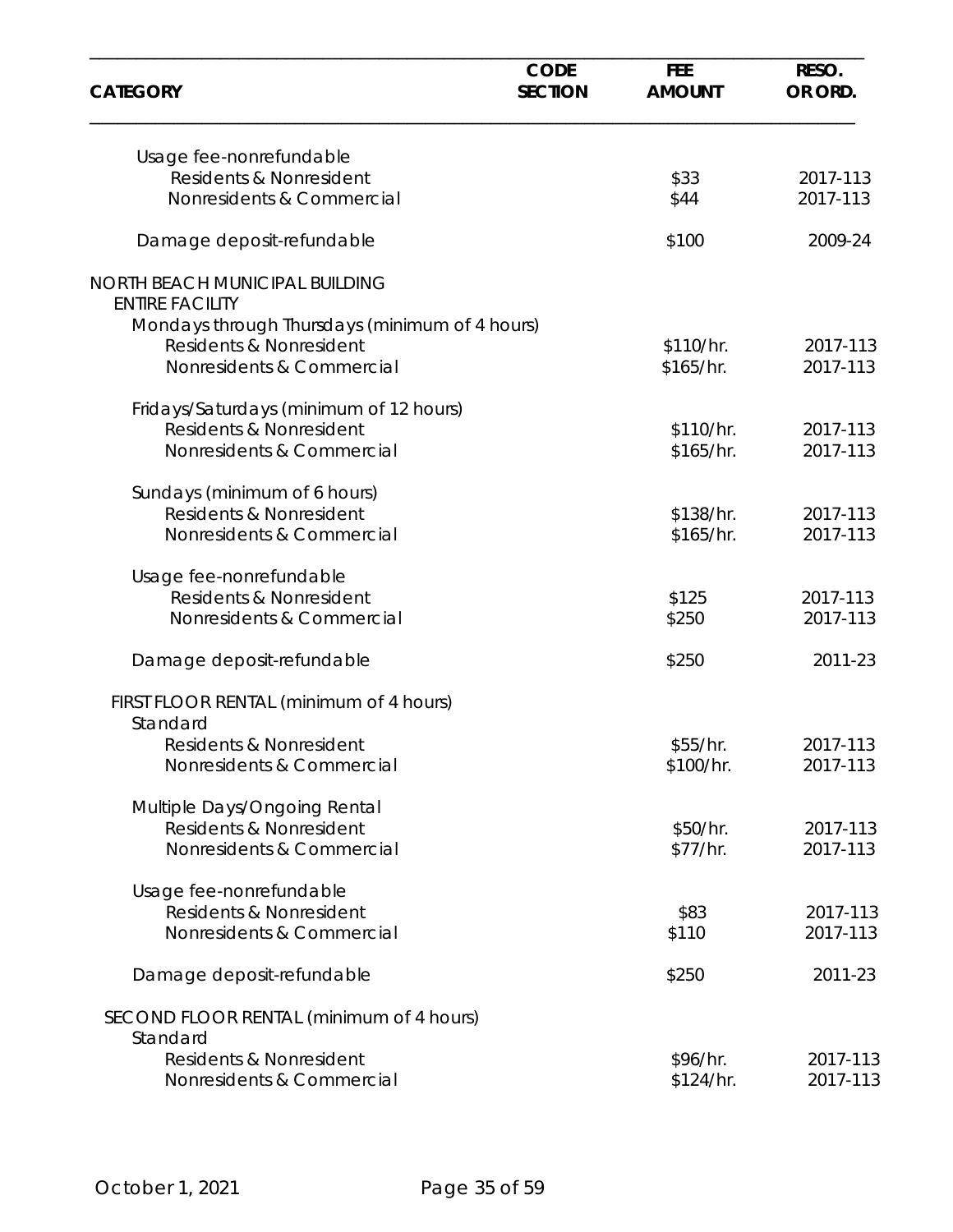| CATEGORY | CODE SECTION | FEE AMOUNT | RESO. OR ORD. |
|---|---|---|---|
| Usage fee-nonrefundable | | | |
| Residents & Nonresident | | $33 | 2017-113 |
| Nonresidents & Commercial | | $44 | 2017-113 |
| Damage deposit-refundable | | $100 | 2009-24 |
| NORTH BEACH MUNICIPAL BUILDING | | | |
| ENTIRE FACILITY | | | |
| Mondays through Thursdays (minimum of 4 hours) | | | |
| Residents & Nonresident | | $110/hr. | 2017-113 |
| Nonresidents & Commercial | | $165/hr. | 2017-113 |
| Fridays/Saturdays (minimum of 12 hours) | | | |
| Residents & Nonresident | | $110/hr. | 2017-113 |
| Nonresidents & Commercial | | $165/hr. | 2017-113 |
| Sundays (minimum of 6 hours) | | | |
| Residents & Nonresident | | $138/hr. | 2017-113 |
| Nonresidents & Commercial | | $165/hr. | 2017-113 |
| Usage fee-nonrefundable | | | |
| Residents & Nonresident | | $125 | 2017-113 |
| Nonresidents & Commercial | | $250 | 2017-113 |
| Damage deposit-refundable | | $250 | 2011-23 |
| FIRST FLOOR RENTAL (minimum of 4 hours) | | | |
| Standard | | | |
| Residents & Nonresident | | $55/hr. | 2017-113 |
| Nonresidents & Commercial | | $100/hr. | 2017-113 |
| Multiple Days/Ongoing Rental | | | |
| Residents & Nonresident | | $50/hr. | 2017-113 |
| Nonresidents & Commercial | | $77/hr. | 2017-113 |
| Usage fee-nonrefundable | | | |
| Residents & Nonresident | | $83 | 2017-113 |
| Nonresidents & Commercial | | $110 | 2017-113 |
| Damage deposit-refundable | | $250 | 2011-23 |
| SECOND FLOOR RENTAL (minimum of 4 hours) | | | |
| Standard | | | |
| Residents & Nonresident | | $96/hr. | 2017-113 |
| Nonresidents & Commercial | | $124/hr. | 2017-113 |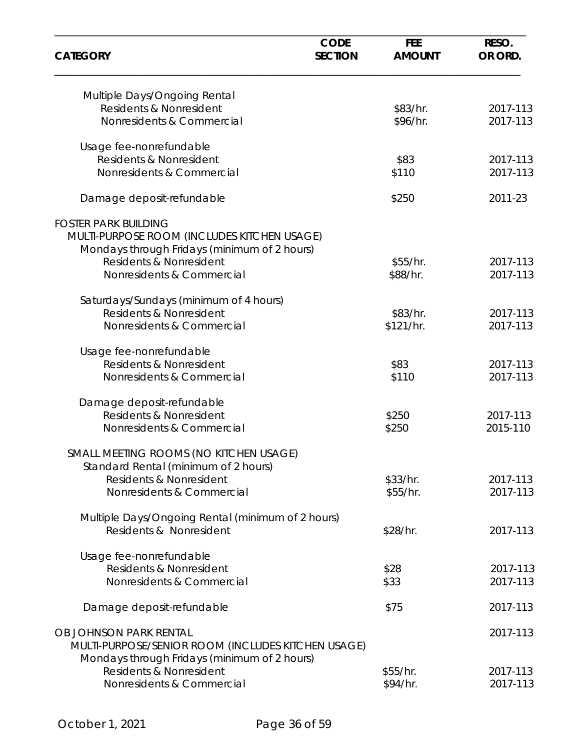| CATEGORY | CODE SECTION | FEE AMOUNT | RESO. OR ORD. |
|---|---|---|---|
| Multiple Days/Ongoing Rental | | | |
| Residents & Nonresident | | $83/hr. | 2017-113 |
| Nonresidents & Commercial | | $96/hr. | 2017-113 |
| Usage fee-nonrefundable | | | |
| Residents & Nonresident | | $83 | 2017-113 |
| Nonresidents & Commercial | | $110 | 2017-113 |
| Damage deposit-refundable | | $250 | 2011-23 |
| FOSTER PARK BUILDING | | | |
| MULTI-PURPOSE ROOM (INCLUDES KITCHEN USAGE) | | | |
| Mondays through Fridays (minimum of 2 hours) | | | |
| Residents & Nonresident | | $55/hr. | 2017-113 |
| Nonresidents & Commercial | | $88/hr. | 2017-113 |
| Saturdays/Sundays (minimum of 4 hours) | | | |
| Residents & Nonresident | | $83/hr. | 2017-113 |
| Nonresidents & Commercial | | $121/hr. | 2017-113 |
| Usage fee-nonrefundable | | | |
| Residents & Nonresident | | $83 | 2017-113 |
| Nonresidents & Commercial | | $110 | 2017-113 |
| Damage deposit-refundable | | | |
| Residents & Nonresident | | $250 | 2017-113 |
| Nonresidents & Commercial | | $250 | 2015-110 |
| SMALL MEETING ROOMS (NO KITCHEN USAGE) | | | |
| Standard Rental (minimum of 2 hours) | | | |
| Residents & Nonresident | | $33/hr. | 2017-113 |
| Nonresidents & Commercial | | $55/hr. | 2017-113 |
| Multiple Days/Ongoing Rental (minimum of 2 hours) | | | |
| Residents & Nonresident | | $28/hr. | 2017-113 |
| Usage fee-nonrefundable | | | |
| Residents & Nonresident | | $28 | 2017-113 |
| Nonresidents & Commercial | | $33 | 2017-113 |
| Damage deposit-refundable | | $75 | 2017-113 |
| OB JOHNSON PARK RENTAL | | | 2017-113 |
| MULTI-PURPOSE/SENIOR ROOM (INCLUDES KITCHEN USAGE) | | | |
| Mondays through Fridays (minimum of 2 hours) | | | |
| Residents & Nonresident | | $55/hr. | 2017-113 |
| Nonresidents & Commercial | | $94/hr. | 2017-113 |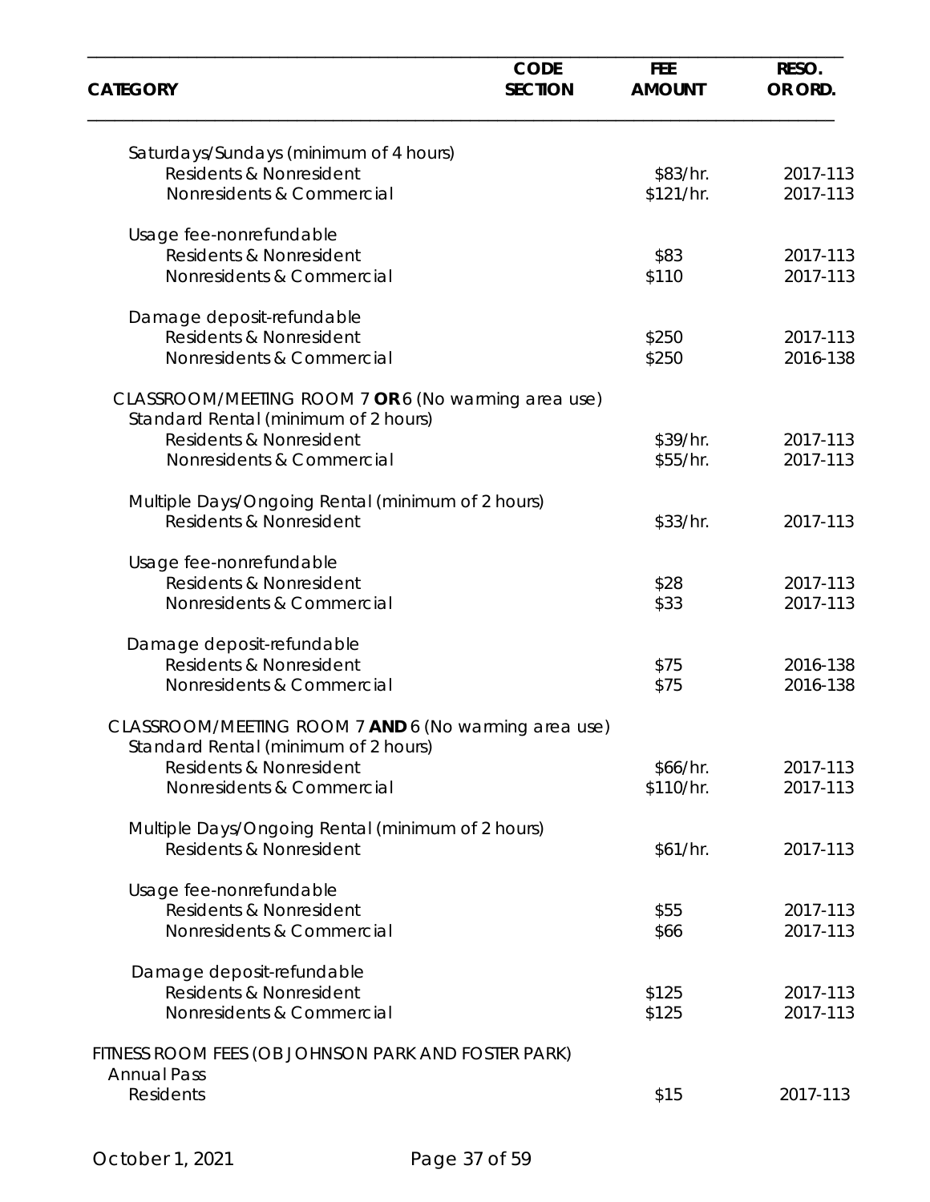| CATEGORY | CODE SECTION | FEE AMOUNT | RESO. OR ORD. |
|---|---|---|---|
| Saturdays/Sundays (minimum of 4 hours) | | | |
| Residents & Nonresident | | $83/hr. | 2017-113 |
| Nonresidents & Commercial | | $121/hr. | 2017-113 |
| Usage fee-nonrefundable | | | |
| Residents & Nonresident | | $83 | 2017-113 |
| Nonresidents & Commercial | | $110 | 2017-113 |
| Damage deposit-refundable | | | |
| Residents & Nonresident | | $250 | 2017-113 |
| Nonresidents & Commercial | | $250 | 2016-138 |
| CLASSROOM/MEETING ROOM 7 **OR** 6 (No warming area use) | | | |
| Standard Rental (minimum of 2 hours) | | | |
| Residents & Nonresident | | $39/hr. | 2017-113 |
| Nonresidents & Commercial | | $55/hr. | 2017-113 |
| Multiple Days/Ongoing Rental (minimum of 2 hours) | | | |
| Residents & Nonresident | | $33/hr. | 2017-113 |
| Usage fee-nonrefundable | | | |
| Residents & Nonresident | | $28 | 2017-113 |
| Nonresidents & Commercial | | $33 | 2017-113 |
| Damage deposit-refundable | | | |
| Residents & Nonresident | | $75 | 2016-138 |
| Nonresidents & Commercial | | $75 | 2016-138 |
| CLASSROOM/MEETING ROOM 7 **AND** 6 (No warming area use) | | | |
| Standard Rental (minimum of 2 hours) | | | |
| Residents & Nonresident | | $66/hr. | 2017-113 |
| Nonresidents & Commercial | | $110/hr. | 2017-113 |
| Multiple Days/Ongoing Rental (minimum of 2 hours) | | | |
| Residents & Nonresident | | $61/hr. | 2017-113 |
| Usage fee-nonrefundable | | | |
| Residents & Nonresident | | $55 | 2017-113 |
| Nonresidents & Commercial | | $66 | 2017-113 |
| Damage deposit-refundable | | | |
| Residents & Nonresident | | $125 | 2017-113 |
| Nonresidents & Commercial | | $125 | 2017-113 |
| FITNESS ROOM FEES (OB JOHNSON PARK AND FOSTER PARK) | | | |
| Annual Pass | | | |
| Residents | | $15 | 2017-113 |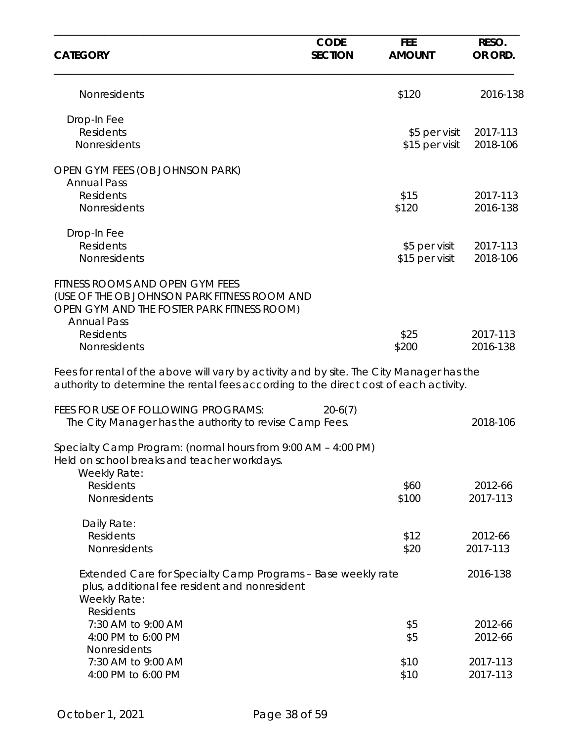| CATEGORY | CODE SECTION | FEE AMOUNT | RESO. OR ORD. |
|---|---|---|---|
| Nonresidents | | $120 | 2016-138 |
| Drop-In Fee | | | |
| Residents | | $5 per visit | 2017-113 |
| Nonresidents | | $15 per visit | 2018-106 |
| OPEN GYM FEES (OB JOHNSON PARK) | | | |
| Annual Pass | | | |
| Residents | | $15 | 2017-113 |
| Nonresidents | | $120 | 2016-138 |
| Drop-In Fee | | | |
| Residents | | $5 per visit | 2017-113 |
| Nonresidents | | $15 per visit | 2018-106 |
| FITNESS ROOMS AND OPEN GYM FEES (USE OF THE OB JOHNSON PARK FITNESS ROOM AND OPEN GYM AND THE FOSTER PARK FITNESS ROOM) | | | |
| Annual Pass | | | |
| Residents | | $25 | 2017-113 |
| Nonresidents | | $200 | 2016-138 |

Fees for rental of the above will vary by activity and by site. The City Manager has the authority to determine the rental fees according to the direct cost of each activity.

| CATEGORY | CODE SECTION | FEE AMOUNT | RESO. OR ORD. |
|---|---|---|---|
| FEES FOR USE OF FOLLOWING PROGRAMS: | 20-6(7) | | |
| The City Manager has the authority to revise Camp Fees. | | | 2018-106 |
| Specialty Camp Program: (normal hours from 9:00 AM – 4:00 PM) Held on school breaks and teacher workdays. | | | |
| Weekly Rate: | | | |
| Residents | | $60 | 2012-66 |
| Nonresidents | | $100 | 2017-113 |
| Daily Rate: | | | |
| Residents | | $12 | 2012-66 |
| Nonresidents | | $20 | 2017-113 |
| Extended Care for Specialty Camp Programs – Base weekly rate plus, additional fee resident and nonresident | | | 2016-138 |
| Weekly Rate: | | | |
| Residents | | | |
| 7:30 AM to 9:00 AM | | $5 | 2012-66 |
| 4:00 PM to 6:00 PM | | $5 | 2012-66 |
| Nonresidents | | | |
| 7:30 AM to 9:00 AM | | $10 | 2017-113 |
| 4:00 PM to 6:00 PM | | $10 | 2017-113 |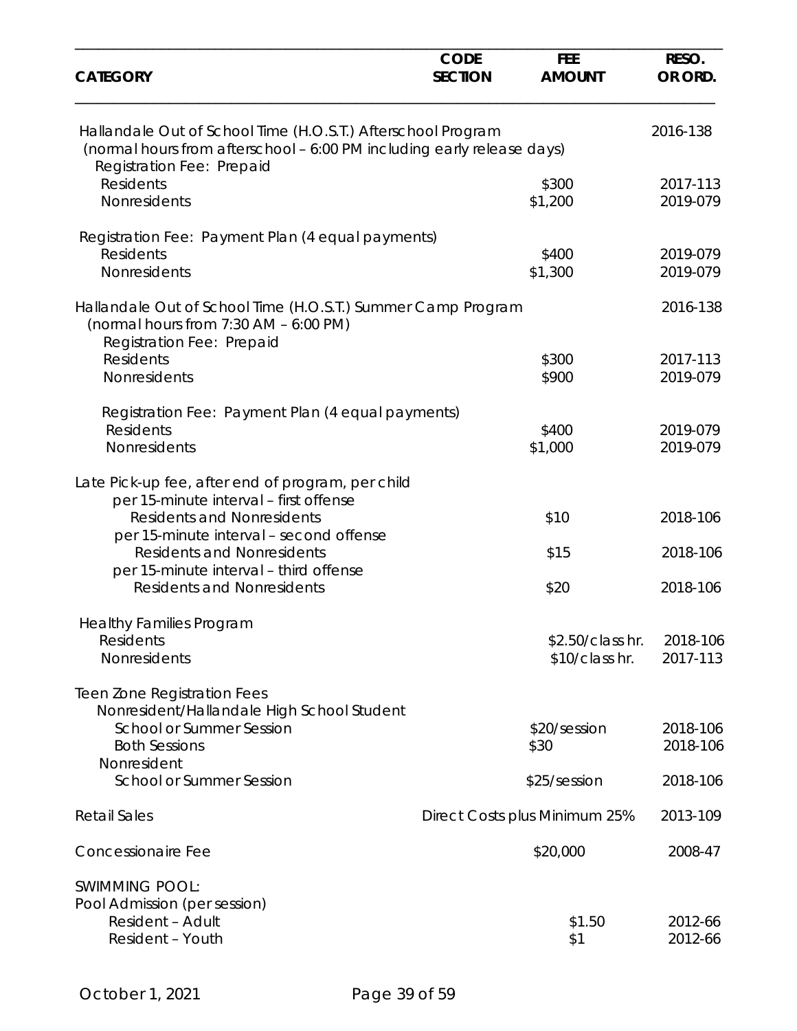| CATEGORY | CODE SECTION | FEE AMOUNT | RESO. OR ORD. |
|---|---|---|---|
| Hallandale Out of School Time (H.O.S.T.) Afterschool Program (normal hours from afterschool – 6:00 PM including early release days) | | | 2016-138 |
| Registration Fee: Prepaid | | | |
| Residents | | $300 | 2017-113 |
| Nonresidents | | $1,200 | 2019-079 |
| Registration Fee: Payment Plan (4 equal payments) | | | |
| Residents | | $400 | 2019-079 |
| Nonresidents | | $1,300 | 2019-079 |
| Hallandale Out of School Time (H.O.S.T.) Summer Camp Program (normal hours from 7:30 AM – 6:00 PM) | | | 2016-138 |
| Registration Fee: Prepaid | | | |
| Residents | | $300 | 2017-113 |
| Nonresidents | | $900 | 2019-079 |
| Registration Fee: Payment Plan (4 equal payments) | | | |
| Residents | | $400 | 2019-079 |
| Nonresidents | | $1,000 | 2019-079 |
| Late Pick-up fee, after end of program, per child | | | |
| per 15-minute interval – first offense | | | |
| Residents and Nonresidents | | $10 | 2018-106 |
| per 15-minute interval – second offense | | | |
| Residents and Nonresidents | | $15 | 2018-106 |
| per 15-minute interval – third offense | | | |
| Residents and Nonresidents | | $20 | 2018-106 |
| Healthy Families Program | | | |
| Residents | | $2.50/class hr. | 2018-106 |
| Nonresidents | | $10/class hr. | 2017-113 |
| Teen Zone Registration Fees | | | |
| Nonresident/Hallandale High School Student | | | |
| School or Summer Session | | $20/session | 2018-106 |
| Both Sessions | | $30 | 2018-106 |
| Nonresident | | | |
| School or Summer Session | | $25/session | 2018-106 |
| Retail Sales | | Direct Costs plus Minimum 25% | 2013-109 |
| Concessionaire Fee | | $20,000 | 2008-47 |
| SWIMMING POOL: | | | |
| Pool Admission (per session) | | | |
| Resident – Adult | | $1.50 | 2012-66 |
| Resident – Youth | | $1 | 2012-66 |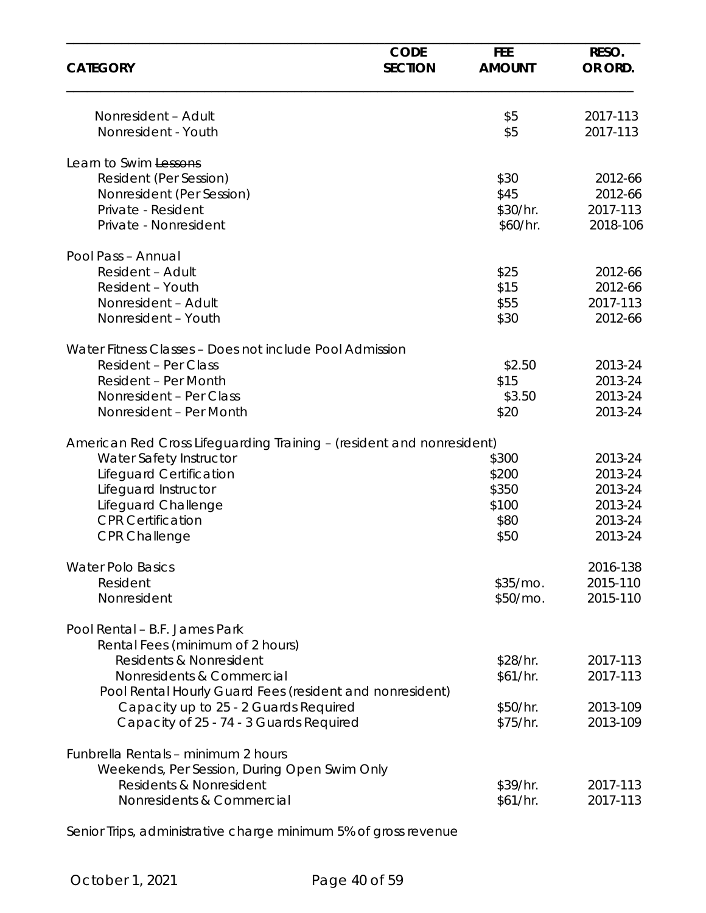| CATEGORY | CODE SECTION | FEE AMOUNT | RESO. OR ORD. |
|---|---|---|---|
| Nonresident – Adult | | $5 | 2017-113 |
| Nonresident - Youth | | $5 | 2017-113 |
| | | | |
| Learn to Swim ~~Lessons~~ | | | |
| Resident (Per Session) | | $30 | 2012-66 |
| Nonresident (Per Session) | | $45 | 2012-66 |
| Private - Resident | | $30/hr. | 2017-113 |
| Private - Nonresident | | $60/hr. | 2018-106 |
| | | | |
| Pool Pass – Annual | | | |
| Resident – Adult | | $25 | 2012-66 |
| Resident – Youth | | $15 | 2012-66 |
| Nonresident – Adult | | $55 | 2017-113 |
| Nonresident – Youth | | $30 | 2012-66 |
| | | | |
| Water Fitness Classes – Does not include Pool Admission | | | |
| Resident – Per Class | | $2.50 | 2013-24 |
| Resident – Per Month | | $15 | 2013-24 |
| Nonresident – Per Class | | $3.50 | 2013-24 |
| Nonresident – Per Month | | $20 | 2013-24 |
| | | | |
| American Red Cross Lifeguarding Training – (resident and nonresident) | | | |
| Water Safety Instructor | | $300 | 2013-24 |
| Lifeguard Certification | | $200 | 2013-24 |
| Lifeguard Instructor | | $350 | 2013-24 |
| Lifeguard Challenge | | $100 | 2013-24 |
| CPR Certification | | $80 | 2013-24 |
| CPR Challenge | | $50 | 2013-24 |
| | | | |
| Water Polo Basics | | | 2016-138 |
| Resident | | $35/mo. | 2015-110 |
| Nonresident | | $50/mo. | 2015-110 |
| | | | |
| Pool Rental – B.F. James Park | | | |
| Rental Fees (minimum of 2 hours) | | | |
| Residents & Nonresident | | $28/hr. | 2017-113 |
| Nonresidents & Commercial | | $61/hr. | 2017-113 |
| Pool Rental Hourly Guard Fees (resident and nonresident) | | | |
| Capacity up to 25 - 2 Guards Required | | $50/hr. | 2013-109 |
| Capacity of 25 - 74 - 3 Guards Required | | $75/hr. | 2013-109 |
| | | | |
| Funbrella Rentals – minimum 2 hours | | | |
| Weekends, Per Session, During Open Swim Only | | | |
| Residents & Nonresident | | $39/hr. | 2017-113 |
| Nonresidents & Commercial | | $61/hr. | 2017-113 |

Senior Trips, administrative charge minimum 5% of gross revenue

October 1, 2021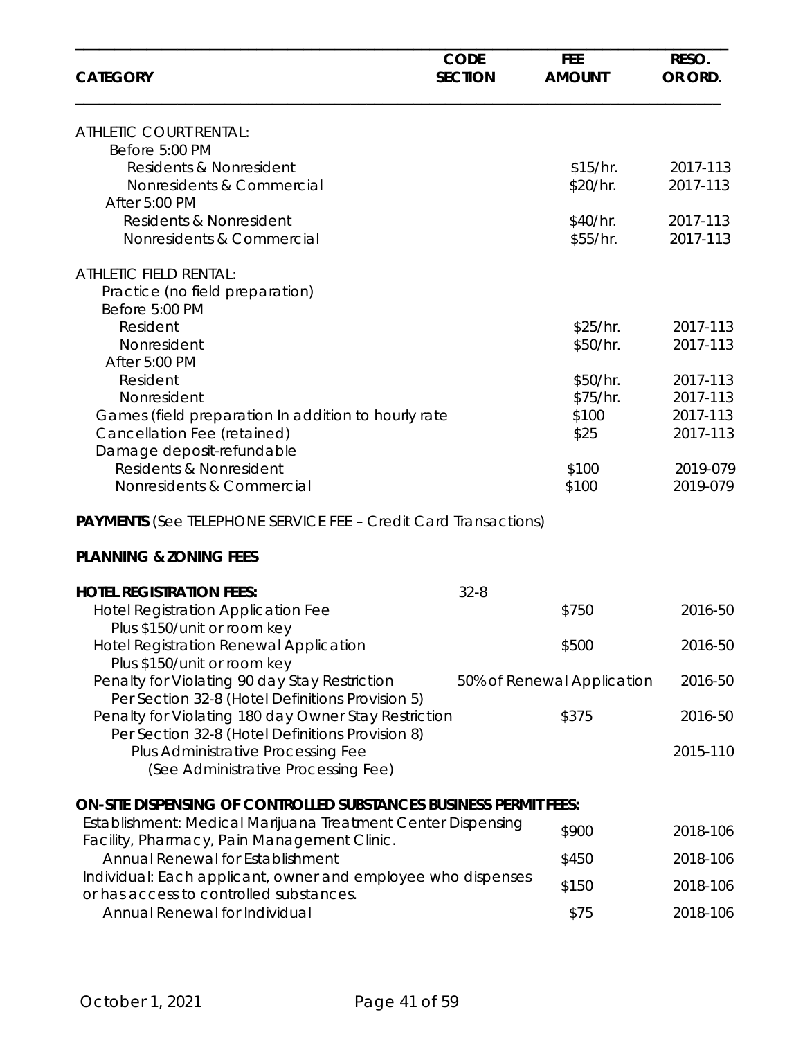| CATEGORY | CODE SECTION | FEE AMOUNT | RESO. OR ORD. |
|---|---|---|---|
| ATHLETIC COURT RENTAL: | | | |
| Before 5:00 PM | | | |
| Residents & Nonresident | | $15/hr. | 2017-113 |
| Nonresidents & Commercial | | $20/hr. | 2017-113 |
| After 5:00 PM | | | |
| Residents & Nonresident | | $40/hr. | 2017-113 |
| Nonresidents & Commercial | | $55/hr. | 2017-113 |
| ATHLETIC FIELD RENTAL: | | | |
| Practice (no field preparation) | | | |
| Before 5:00 PM | | | |
| Resident | | $25/hr. | 2017-113 |
| Nonresident | | $50/hr. | 2017-113 |
| After 5:00 PM | | | |
| Resident | | $50/hr. | 2017-113 |
| Nonresident | | $75/hr. | 2017-113 |
| Games (field preparation In addition to hourly rate | | $100 | 2017-113 |
| Cancellation Fee (retained) | | $25 | 2017-113 |
| Damage deposit-refundable | | | |
| Residents & Nonresident | | $100 | 2019-079 |
| Nonresidents & Commercial | | $100 | 2019-079 |

**PAYMENTS** (See TELEPHONE SERVICE FEE – Credit Card Transactions)

**PLANNING & ZONING FEES**

| CATEGORY | CODE SECTION | FEE AMOUNT | RESO. OR ORD. |
|---|---|---|---|
| **HOTEL REGISTRATION FEES:** | 32-8 | | |
| Hotel Registration Application Fee<br>Plus $150/unit or room key | | $750 | 2016-50 |
| Hotel Registration Renewal Application<br>Plus $150/unit or room key | | $500 | 2016-50 |
| Penalty for Violating 90 day Stay Restriction<br>Per Section 32-8 (Hotel Definitions Provision 5) | | 50% of Renewal Application | 2016-50 |
| Penalty for Violating 180 day Owner Stay Restriction<br>Per Section 32-8 (Hotel Definitions Provision 8) | | $375 | 2016-50 |
| Plus Administrative Processing Fee<br>(See Administrative Processing Fee) | | | 2015-110 |
| **ON-SITE DISPENSING OF CONTROLLED SUBSTANCES BUSINESS PERMIT FEES:** | | | |
| Establishment: Medical Marijuana Treatment Center Dispensing Facility, Pharmacy, Pain Management Clinic. | | $900 | 2018-106 |
| Annual Renewal for Establishment | | $450 | 2018-106 |
| Individual: Each applicant, owner and employee who dispenses or has access to controlled substances. | | $150 | 2018-106 |
| Annual Renewal for Individual | | $75 | 2018-106 |

October 1, 2021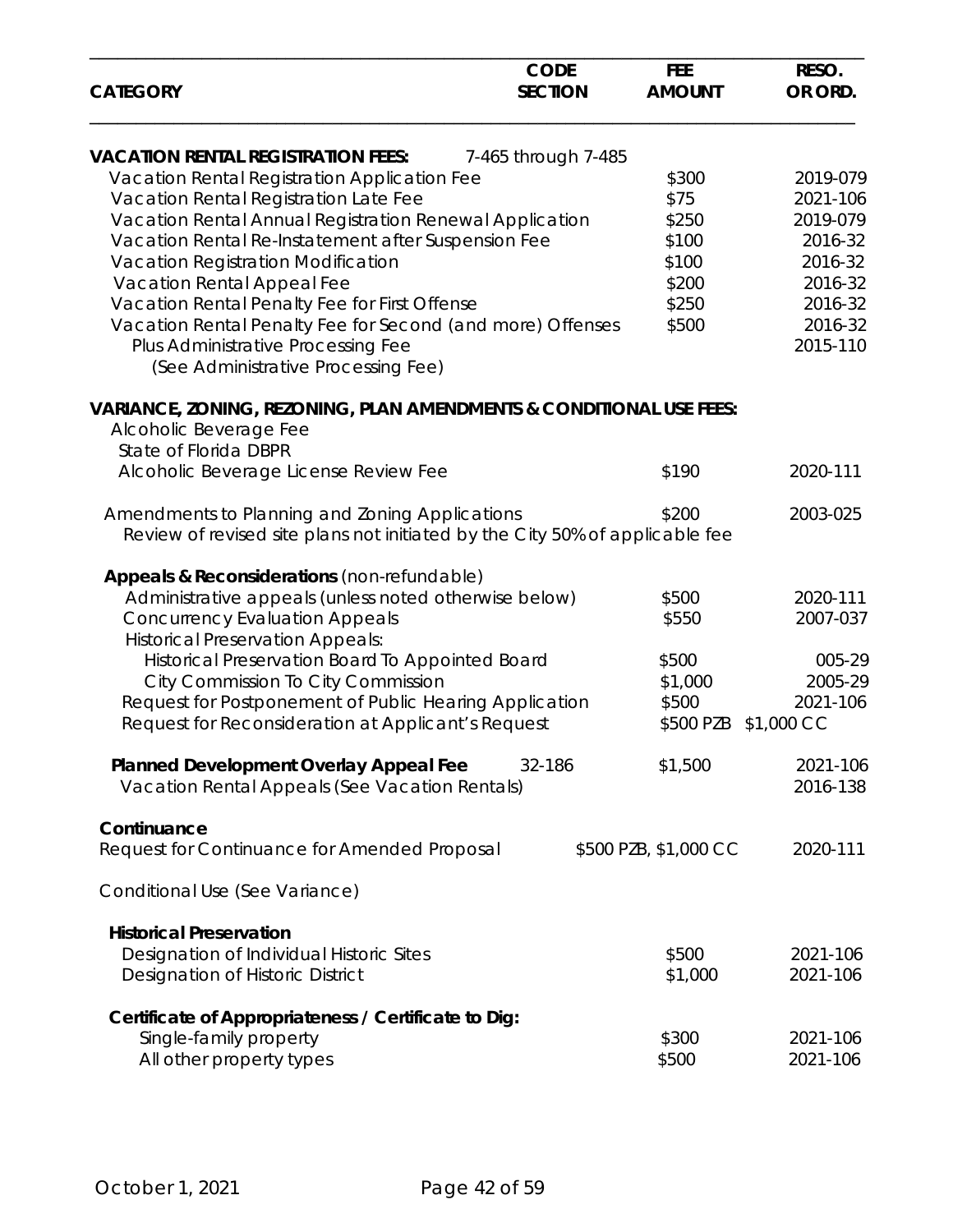| CATEGORY | CODE SECTION | FEE AMOUNT | RESO. OR ORD. |
|---|---|---|---|
| **VACATION RENTAL REGISTRATION FEES:** | 7-465 through 7-485 | | |
| Vacation Rental Registration Application Fee | | $300 | 2019-079 |
| Vacation Rental Registration Late Fee | | $75 | 2021-106 |
| Vacation Rental Annual Registration Renewal Application | | $250 | 2019-079 |
| Vacation Rental Re-Instatement after Suspension Fee | | $100 | 2016-32 |
| Vacation Registration Modification | | $100 | 2016-32 |
| Vacation Rental Appeal Fee | | $200 | 2016-32 |
| Vacation Rental Penalty Fee for First Offense | | $250 | 2016-32 |
| Vacation Rental Penalty Fee for Second (and more) Offenses | | $500 | 2016-32 |
| Plus Administrative Processing Fee (See Administrative Processing Fee) | | | 2015-110 |
| **VARIANCE, ZONING, REZONING, PLAN AMENDMENTS & CONDITIONAL USE FEES:** | | | |
| Alcoholic Beverage Fee | | | |
| State of Florida DBPR | | | |
| Alcoholic Beverage License Review Fee | | $190 | 2020-111 |
| Amendments to Planning and Zoning Applications | | $200 | 2003-025 |
| Review of revised site plans not initiated by the City 50% of applicable fee | | | |
| **Appeals & Reconsiderations** (non-refundable) | | | |
| Administrative appeals (unless noted otherwise below) | | $500 | 2020-111 |
| Concurrency Evaluation Appeals | | $550 | 2007-037 |
| Historical Preservation Appeals: | | | |
| Historical Preservation Board To Appointed Board | | $500 | 005-29 |
| City Commission To City Commission | | $1,000 | 2005-29 |
| Request for Postponement of Public Hearing Application | | $500 | 2021-106 |
| Request for Reconsideration at Applicant's Request | | $500 PZB | $1,000 CC |
| **Planned Development Overlay Appeal Fee** | 32-186 | $1,500 | 2021-106 |
| Vacation Rental Appeals (See Vacation Rentals) | | | 2016-138 |
| **Continuance** | | | |
| Request for Continuance for Amended Proposal | | $500 PZB, $1,000 CC | 2020-111 |
| Conditional Use (See Variance) | | | |
| **Historical Preservation** | | | |
| Designation of Individual Historic Sites | | $500 | 2021-106 |
| Designation of Historic District | | $1,000 | 2021-106 |
| **Certificate of Appropriateness / Certificate to Dig:** | | | |
| Single-family property | | $300 | 2021-106 |
| All other property types | | $500 | 2021-106 |

October 1, 2021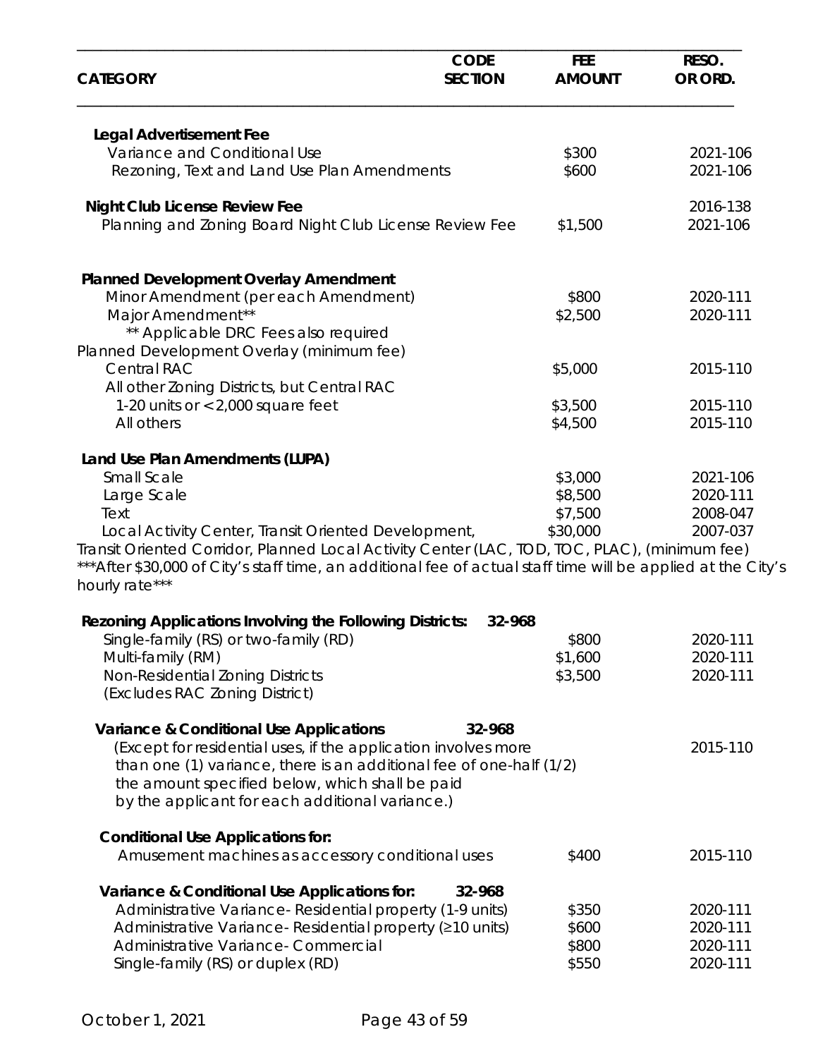| CATEGORY | CODE SECTION | FEE AMOUNT | RESO. OR ORD. |
|---|---|---|---|
| **Legal Advertisement Fee** | | | |
| Variance and Conditional Use | | $300 | 2021-106 |
| Rezoning, Text and Land Use Plan Amendments | | $600 | 2021-106 |
| **Night Club License Review Fee** | | | 2016-138 |
| Planning and Zoning Board Night Club License Review Fee | | $1,500 | 2021-106 |
| **Planned Development Overlay Amendment** | | | |
| Minor Amendment (per each Amendment) | | $800 | 2020-111 |
| Major Amendment** | | $2,500 | 2020-111 |
| ** Applicable DRC Fees also required | | | |
| Planned Development Overlay (minimum fee) | | | |
| Central RAC | | $5,000 | 2015-110 |
| All other Zoning Districts, but Central RAC | | | |
| 1-20 units or < 2,000 square feet | | $3,500 | 2015-110 |
| All others | | $4,500 | 2015-110 |
| **Land Use Plan Amendments (LUPA)** | | | |
| Small Scale | | $3,000 | 2021-106 |
| Large Scale | | $8,500 | 2020-111 |
| Text | | $7,500 | 2008-047 |
| Local Activity Center, Transit Oriented Development, Transit Oriented Corridor, Planned Local Activity Center (LAC, TOD, TOC, PLAC), (minimum fee) | | $30,000 | 2007-037 |
| ***After $30,000 of City's staff time, an additional fee of actual staff time will be applied at the City's hourly rate*** | | | |
| **Rezoning Applications Involving the Following Districts:** | 32-968 | | |
| Single-family (RS) or two-family (RD) | | $800 | 2020-111 |
| Multi-family (RM) | | $1,600 | 2020-111 |
| Non-Residential Zoning Districts (Excludes RAC Zoning District) | | $3,500 | 2020-111 |
| **Variance & Conditional Use Applications** | 32-968 | | |
| (Except for residential uses, if the application involves more than one (1) variance, there is an additional fee of one-half (1/2) the amount specified below, which shall be paid by the applicant for each additional variance.) | | | 2015-110 |
| **Conditional Use Applications for:** | | | |
| Amusement machines as accessory conditional uses | | $400 | 2015-110 |
| **Variance & Conditional Use Applications for:** | 32-968 | | |
| Administrative Variance- Residential property (1-9 units) | | $350 | 2020-111 |
| Administrative Variance- Residential property (≥10 units) | | $600 | 2020-111 |
| Administrative Variance- Commercial | | $800 | 2020-111 |
| Single-family (RS) or duplex (RD) | | $550 | 2020-111 |

October 1, 2021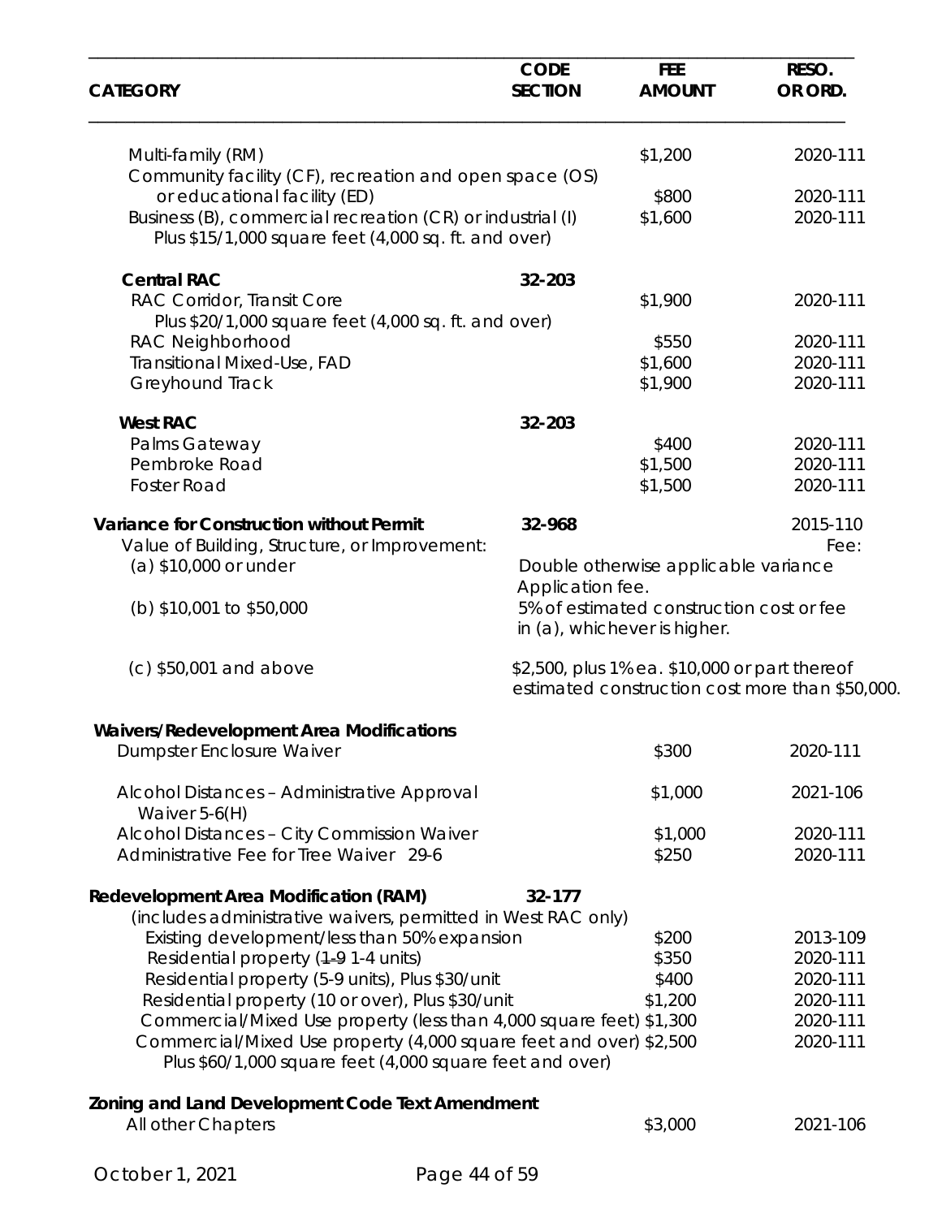| CATEGORY | CODE SECTION | FEE AMOUNT | RESO. OR ORD. |
|---|---|---|---|
| Multi-family (RM) | | $1,200 | 2020-111 |
| Community facility (CF), recreation and open space (OS) or educational facility (ED) | | $800 | 2020-111 |
| Business (B), commercial recreation (CR) or industrial (I) Plus $15/1,000 square feet (4,000 sq. ft. and over) | | $1,600 | 2020-111 |
| **Central RAC** | 32-203 | | |
| RAC Corridor, Transit Core Plus $20/1,000 square feet (4,000 sq. ft. and over) | | $1,900 | 2020-111 |
| RAC Neighborhood | | $550 | 2020-111 |
| Transitional Mixed-Use, FAD | | $1,600 | 2020-111 |
| Greyhound Track | | $1,900 | 2020-111 |
| **West RAC** | 32-203 | | |
| Palms Gateway | | $400 | 2020-111 |
| Pembroke Road | | $1,500 | 2020-111 |
| Foster Road | | $1,500 | 2020-111 |
| **Variance for Construction without Permit** | 32-968 | | 2015-110 |
| Value of Building, Structure, or Improvement: | | | Fee: |
| (a) $10,000 or under | Double otherwise applicable variance Application fee. | | |
| (b) $10,001 to $50,000 | 5% of estimated construction cost or fee in (a), whichever is higher. | | |
| (c) $50,001 and above | $2,500, plus 1% ea. $10,000 or part thereof estimated construction cost more than $50,000. | | |
| **Waivers/Redevelopment Area Modifications** | | | |
| Dumpster Enclosure Waiver | | $300 | 2020-111 |
| Alcohol Distances – Administrative Approval Waiver 5-6(H) | | $1,000 | 2021-106 |
| Alcohol Distances – City Commission Waiver | | $1,000 | 2020-111 |
| Administrative Fee for Tree Waiver 29-6 | | $250 | 2020-111 |
| **Redevelopment Area Modification (RAM)** (includes administrative waivers, permitted in West RAC only) | 32-177 | | |
| Existing development/less than 50% expansion | | $200 | 2013-109 |
| Residential property (~~1-9~~ 1-4 units) | | $350 | 2020-111 |
| Residential property (5-9 units), Plus $30/unit | | $400 | 2020-111 |
| Residential property (10 or over), Plus $30/unit | | $1,200 | 2020-111 |
| Commercial/Mixed Use property (less than 4,000 square feet) | | $1,300 | 2020-111 |
| Commercial/Mixed Use property (4,000 square feet and over) Plus $60/1,000 square feet (4,000 square feet and over) | | $2,500 | 2020-111 |
| **Zoning and Land Development Code Text Amendment** | | | |
| All other Chapters | | $3,000 | 2021-106 |

October 1, 2021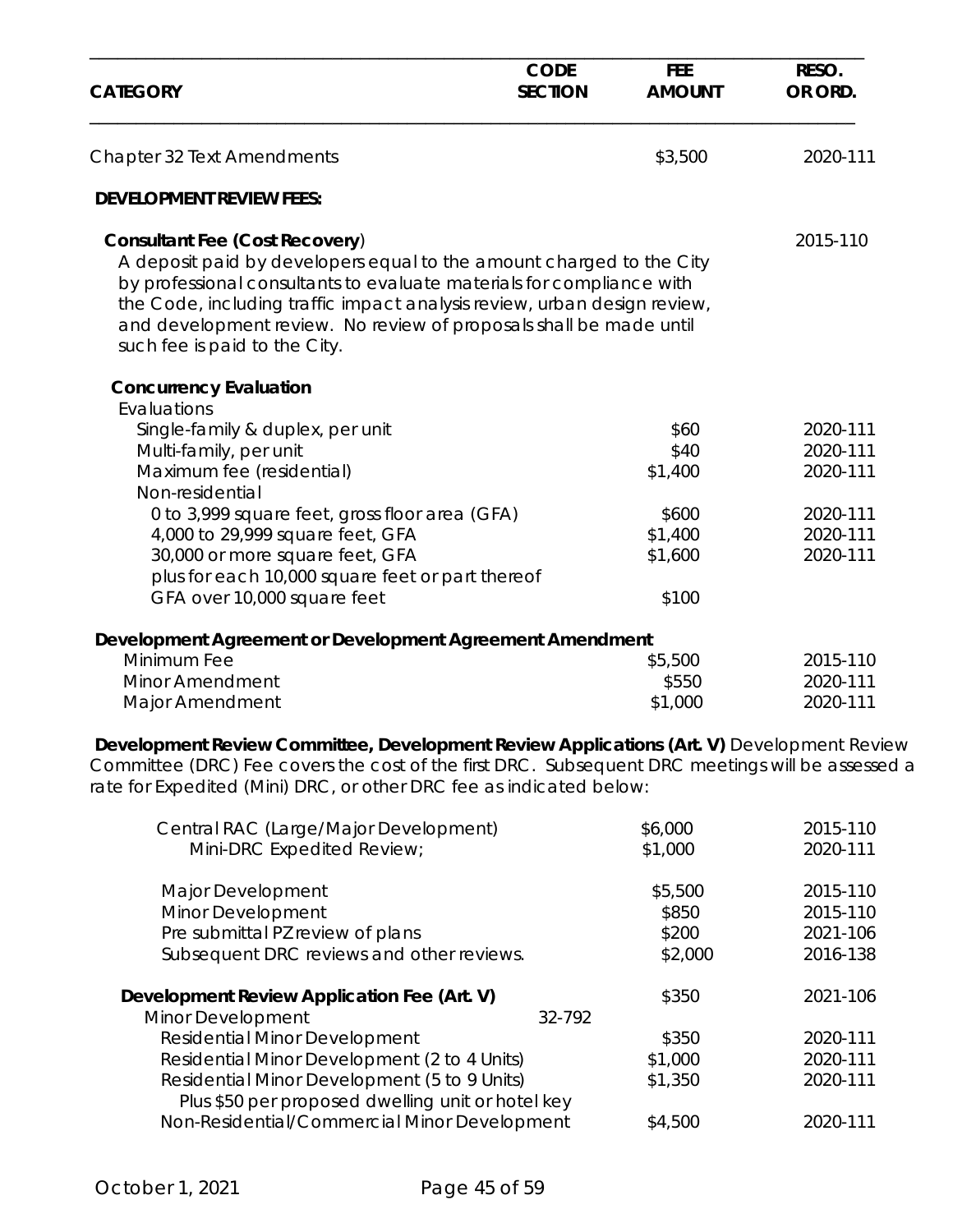| CATEGORY | CODE SECTION | FEE AMOUNT | RESO. OR ORD. |
|---|---|---|---|
| Chapter 32 Text Amendments | | $3,500 | 2020-111 |
| **DEVELOPMENT REVIEW FEES:** | | | |
| **Consultant Fee (Cost Recovery)** A deposit paid by developers equal to the amount charged to the City by professional consultants to evaluate materials for compliance with the Code, including traffic impact analysis review, urban design review, and development review. No review of proposals shall be made until such fee is paid to the City. | | | 2015-110 |
| **Concurrency Evaluation** | | | |
| Evaluations | | | |
| Single-family & duplex, per unit | | $60 | 2020-111 |
| Multi-family, per unit | | $40 | 2020-111 |
| Maximum fee (residential) | | $1,400 | 2020-111 |
| Non-residential | | | |
| 0 to 3,999 square feet, gross floor area (GFA) | | $600 | 2020-111 |
| 4,000 to 29,999 square feet, GFA | | $1,400 | 2020-111 |
| 30,000 or more square feet, GFA plus for each 10,000 square feet or part thereof GFA over 10,000 square feet | | $1,600 <br> $100 | 2020-111 |
| **Development Agreement or Development Agreement Amendment** | | | |
| Minimum Fee | | $5,500 | 2015-110 |
| Minor Amendment | | $550 | 2020-111 |
| Major Amendment | | $1,000 | 2020-111 |

**Development Review Committee, Development Review Applications (Art. V)** Development Review Committee (DRC) Fee covers the cost of the first DRC. Subsequent DRC meetings will be assessed a rate for Expedited (Mini) DRC, or other DRC fee as indicated below:

| CATEGORY | CODE SECTION | FEE AMOUNT | RESO. OR ORD. |
|---|---|---|---|
| Central RAC (Large/Major Development) | | $6,000 | 2015-110 |
| Mini-DRC Expedited Review; | | $1,000 | 2020-111 |
| Major Development | | $5,500 | 2015-110 |
| Minor Development | | $850 | 2015-110 |
| Pre submittal PZ review of plans | | $200 | 2021-106 |
| Subsequent DRC reviews and other reviews. | | $2,000 | 2016-138 |
| **Development Review Application Fee (Art. V)** | | $350 | 2021-106 |
| Minor Development | 32-792 | | |
| Residential Minor Development | | $350 | 2020-111 |
| Residential Minor Development (2 to 4 Units) | | $1,000 | 2020-111 |
| Residential Minor Development (5 to 9 Units) Plus $50 per proposed dwelling unit or hotel key | | $1,350 | 2020-111 |
| Non-Residential/Commercial Minor Development | | $4,500 | 2020-111 |

October 1, 2021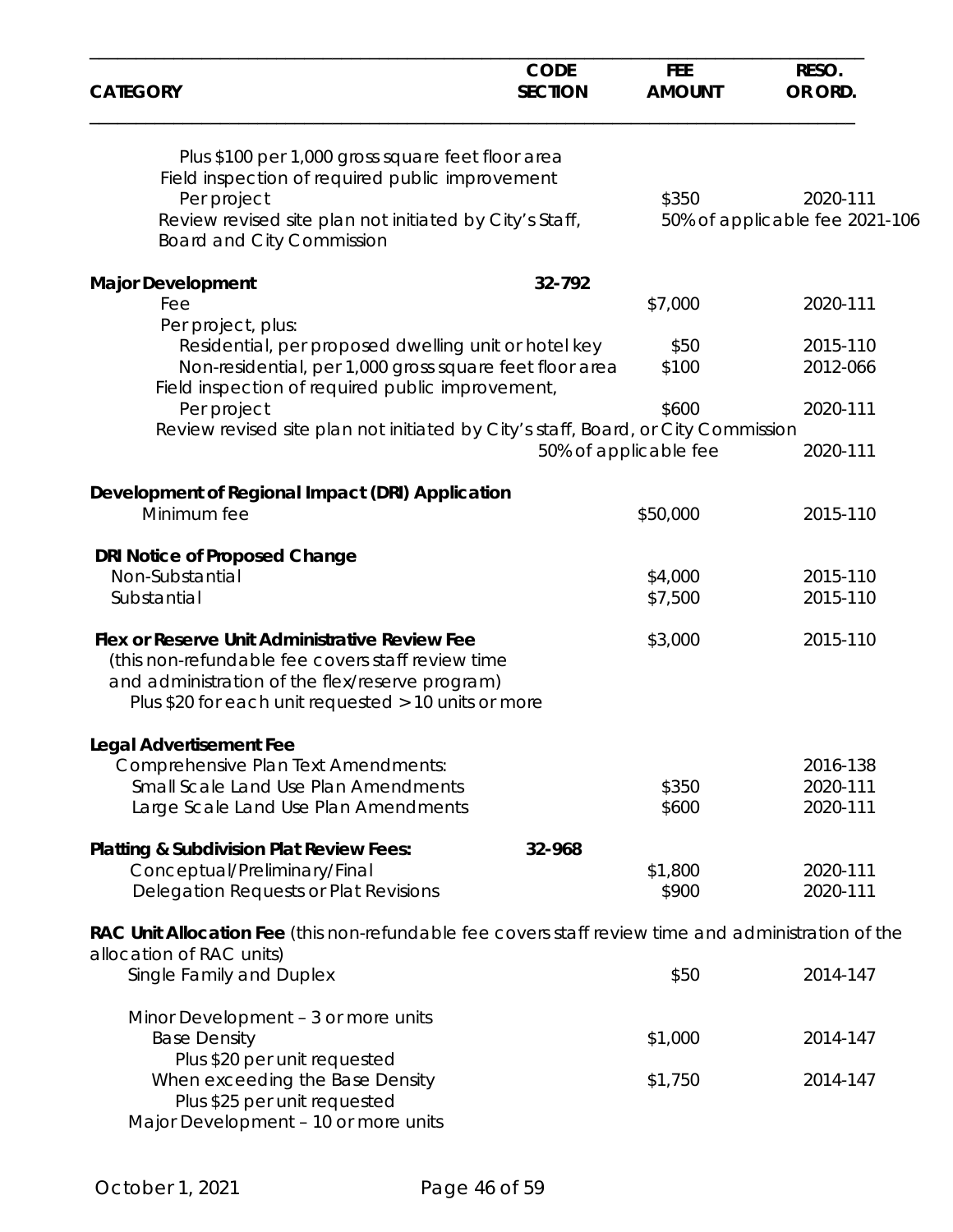| CATEGORY | CODE SECTION | FEE AMOUNT | RESO. OR ORD. |
|---|---|---|---|
| Plus $100 per 1,000 gross square feet floor area | | | |
| Field inspection of required public improvement | | | |
| Per project | | $350 | 2020-111 |
| Review revised site plan not initiated by City's Staff, Board and City Commission | | 50% of applicable fee | 2021-106 |
| **Major Development** | 32-792 | | |
| Fee | | $7,000 | 2020-111 |
| Per project, plus: | | | |
| Residential, per proposed dwelling unit or hotel key | | $50 | 2015-110 |
| Non-residential, per 1,000 gross square feet floor area | | $100 | 2012-066 |
| Field inspection of required public improvement, | | | |
| Per project | | $600 | 2020-111 |
| Review revised site plan not initiated by City's staff, Board, or City Commission | | 50% of applicable fee | 2020-111 |
| **Development of Regional Impact (DRI) Application** | | | |
| Minimum fee | | $50,000 | 2015-110 |
| **DRI Notice of Proposed Change** | | | |
| Non-Substantial | | $4,000 | 2015-110 |
| Substantial | | $7,500 | 2015-110 |
| **Flex or Reserve Unit Administrative Review Fee** (this non-refundable fee covers staff review time and administration of the flex/reserve program) | | $3,000 | 2015-110 |
| Plus $20 for each unit requested > 10 units or more | | | |
| **Legal Advertisement Fee** | | | |
| Comprehensive Plan Text Amendments: | | | 2016-138 |
| Small Scale Land Use Plan Amendments | | $350 | 2020-111 |
| Large Scale Land Use Plan Amendments | | $600 | 2020-111 |
| **Platting & Subdivision Plat Review Fees:** | 32-968 | | |
| Conceptual/Preliminary/Final | | $1,800 | 2020-111 |
| Delegation Requests or Plat Revisions | | $900 | 2020-111 |
| **RAC Unit Allocation Fee** (this non-refundable fee covers staff review time and administration of the allocation of RAC units) | | | |
| Single Family and Duplex | | $50 | 2014-147 |
| Minor Development – 3 or more units | | | |
| Base Density | | $1,000 | 2014-147 |
| Plus $20 per unit requested | | | |
| When exceeding the Base Density | | $1,750 | 2014-147 |
| Plus $25 per unit requested | | | |
| Major Development – 10 or more units | | | |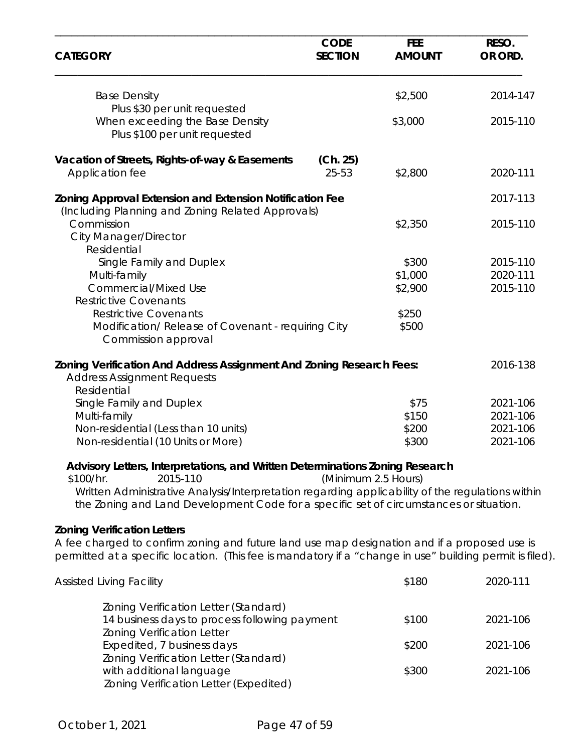| CATEGORY | CODE SECTION | FEE AMOUNT | RESO. OR ORD. |
|---|---|---|---|
| Base Density |  | $2,500 | 2014-147 |
| Plus $30 per unit requested |  |  |  |
| When exceeding the Base Density |  | $3,000 | 2015-110 |
| Plus $100 per unit requested |  |  |  |
| **Vacation of Streets, Rights-of-way & Easements** | **(Ch. 25)** |  |  |
| Application fee | 25-53 | $2,800 | 2020-111 |
| **Zoning Approval Extension and Extension Notification Fee** |  |  | 2017-113 |
| (Including Planning and Zoning Related Approvals) |  |  |  |
| Commission |  | $2,350 | 2015-110 |
| City Manager/Director |  |  |  |
| Residential |  |  |  |
| Single Family and Duplex |  | $300 | 2015-110 |
| Multi-family |  | $1,000 | 2020-111 |
| Commercial/Mixed Use |  | $2,900 | 2015-110 |
| Restrictive Covenants |  |  |  |
| Restrictive Covenants |  | $250 |  |
| Modification/ Release of Covenant - requiring City Commission approval |  | $500 |  |
| **Zoning Verification And Address Assignment And Zoning Research Fees:** |  |  | 2016-138 |
| Address Assignment Requests |  |  |  |
| Residential |  |  |  |
| Single Family and Duplex |  | $75 | 2021-106 |
| Multi-family |  | $150 | 2021-106 |
| Non-residential (Less than 10 units) |  | $200 | 2021-106 |
| Non-residential (10 Units or More) |  | $300 | 2021-106 |

**Advisory Letters, Interpretations, and Written Determinations Zoning Research**

$100/hr. 2015-110 (Minimum 2.5 Hours)

Written Administrative Analysis/Interpretation regarding applicability of the regulations within the Zoning and Land Development Code for a specific set of circumstances or situation.

**Zoning Verification Letters**

A fee charged to confirm zoning and future land use map designation and if a proposed use is permitted at a specific location. (This fee is mandatory if a "change in use" building permit is filed).

| CATEGORY | CODE SECTION | FEE AMOUNT | RESO. OR ORD. |
|---|---|---|---|
| Assisted Living Facility |  | $180 | 2020-111 |
| Zoning Verification Letter (Standard) 14 business days to process following payment |  | $100 | 2021-106 |
| Zoning Verification Letter Expedited, 7 business days |  | $200 | 2021-106 |
| Zoning Verification Letter (Standard) with additional language |  | $300 | 2021-106 |
| Zoning Verification Letter (Expedited) |  |  |  |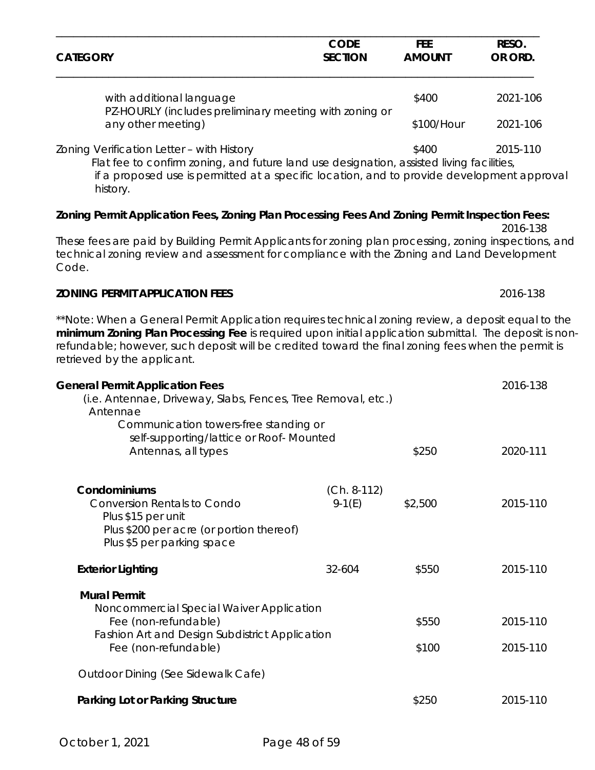| CATEGORY | CODE SECTION | FEE AMOUNT | RESO. OR ORD. |
|---|---|---|---|
| with additional language | | $400 | 2021-106 |
| PZ-HOURLY (includes preliminary meeting with zoning or any other meeting) | | $100/Hour | 2021-106 |
| Zoning Verification Letter – with History | | $400 | 2015-110 |

*Flat fee to confirm zoning, and future land use designation, assisted living facilities, if a proposed use is permitted at a specific location, and to provide development approval history.*

**Zoning Permit Application Fees, Zoning Plan Processing Fees And Zoning Permit Inspection Fees:** 2016-138

*These fees are paid by Building Permit Applicants for zoning plan processing, zoning inspections, and technical zoning review and assessment for compliance with the Zoning and Land Development Code.*

**ZONING PERMIT APPLICATION FEES** 2016-138

*\*\*Note: When a General Permit Application requires technical zoning review, a deposit equal to the* ***minimum Zoning Plan Processing Fee*** *is required upon initial application submittal. The deposit is non-refundable; however, such deposit will be credited toward the final zoning fees when the permit is retrieved by the applicant.*

| CATEGORY | CODE SECTION | FEE AMOUNT | RESO. OR ORD. |
|---|---|---|---|
| **General Permit Application Fees** (i.e. Antennae, Driveway, Slabs, Fences, Tree Removal, etc.) | | | 2016-138 |
| Antennae | | | |
| Communication towers-free standing or self-supporting/lattice or Roof- Mounted Antennas, all types | | $250 | 2020-111 |
| **Condominiums** | (Ch. 8-112) | | |
| Conversion Rentals to Condo | 9-1(E) | $2,500 | 2015-110 |
| Plus $15 per unit | | | |
| Plus $200 per acre (or portion thereof) | | | |
| Plus $5 per parking space | | | |
| **Exterior Lighting** | 32-604 | $550 | 2015-110 |
| **Mural Permit** | | | |
| Noncommercial Special Waiver Application Fee (non-refundable) | | $550 | 2015-110 |
| Fashion Art and Design Subdistrict Application Fee (non-refundable) | | $100 | 2015-110 |
| Outdoor Dining (See Sidewalk Cafe) | | | |
| **Parking Lot or Parking Structure** | | $250 | 2015-110 |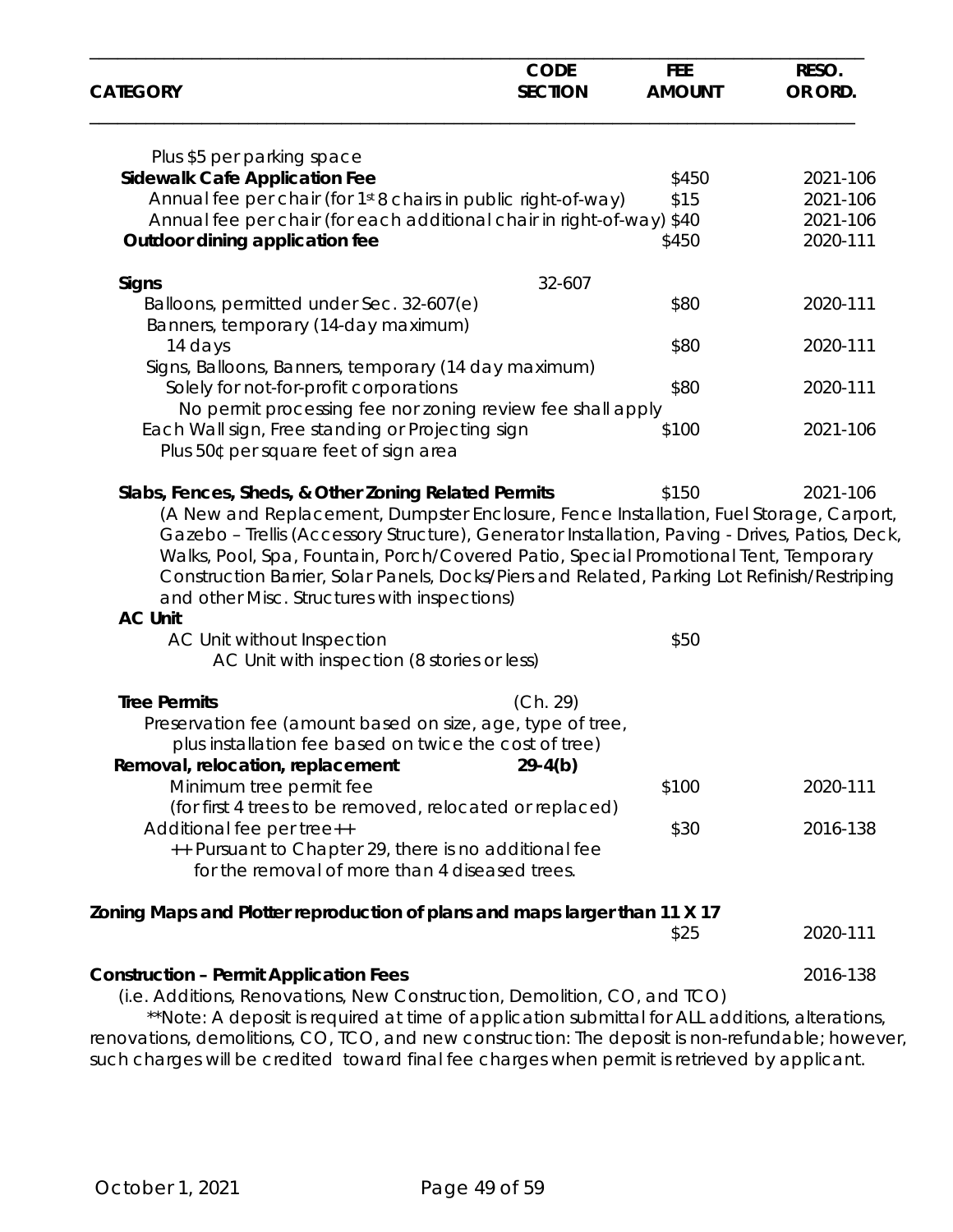| CATEGORY | CODE SECTION | FEE AMOUNT | RESO. OR ORD. |
|---|---|---|---|
| Plus $5 per parking space | | | |
| **Sidewalk Cafe Application Fee** | | $450 | 2021-106 |
| Annual fee per chair (for 1st 8 chairs in public right-of-way) | | $15 | 2021-106 |
| Annual fee per chair (for each additional chair in right-of-way) | | $40 | 2021-106 |
| **Outdoor dining application fee** | | $450 | 2020-111 |
| **Signs** | 32-607 | | |
| Balloons, permitted under Sec. 32-607(e) | | $80 | 2020-111 |
| Banners, temporary (14-day maximum) | | | |
| 14 days | | $80 | 2020-111 |
| Signs, Balloons, Banners, temporary (14 day maximum) | | | |
| Solely for not-for-profit corporations | | $80 | 2020-111 |
| No permit processing fee nor zoning review fee shall apply | | | |
| Each Wall sign, Free standing or Projecting sign | | $100 | 2021-106 |
| Plus 50¢ per square feet of sign area | | | |
| **Slabs, Fences, Sheds, & Other Zoning Related Permits** | | $150 | 2021-106 |
| (A New and Replacement, Dumpster Enclosure, Fence Installation, Fuel Storage, Carport, Gazebo – Trellis (Accessory Structure), Generator Installation, Paving - Drives, Patios, Deck, Walks, Pool, Spa, Fountain, Porch/Covered Patio, Special Promotional Tent, Temporary Construction Barrier, Solar Panels, Docks/Piers and Related, Parking Lot Refinish/Restriping and other Misc. Structures with inspections) | | | |
| **AC Unit** | | | |
| AC Unit without Inspection | | $50 | |
| AC Unit with inspection (8 stories or less) | | | |
| **Tree Permits** | (Ch. 29) | | |
| Preservation fee (amount based on size, age, type of tree, plus installation fee based on twice the cost of tree) | | | |
| **Removal, relocation, replacement** | **29-4(b)** | | |
| Minimum tree permit fee (for first 4 trees to be removed, relocated or replaced) | | $100 | 2020-111 |
| Additional fee per tree++ | | $30 | 2016-138 |
| ++ Pursuant to Chapter 29, there is no additional fee for the removal of more than 4 diseased trees. | | | |
| **Zoning Maps and Plotter reproduction of plans and maps larger than 11 X 17** | | $25 | 2020-111 |
| **Construction – Permit Application Fees** | | | 2016-138 |
| (i.e. Additions, Renovations, New Construction, Demolition, CO, and TCO) | | | |

**Note: A deposit is required at time of application submittal for ALL additions, alterations, renovations, demolitions, CO, TCO, and new construction: The deposit is non-refundable; however, such charges will be credited toward final fee charges when permit is retrieved by applicant.

October 1, 2021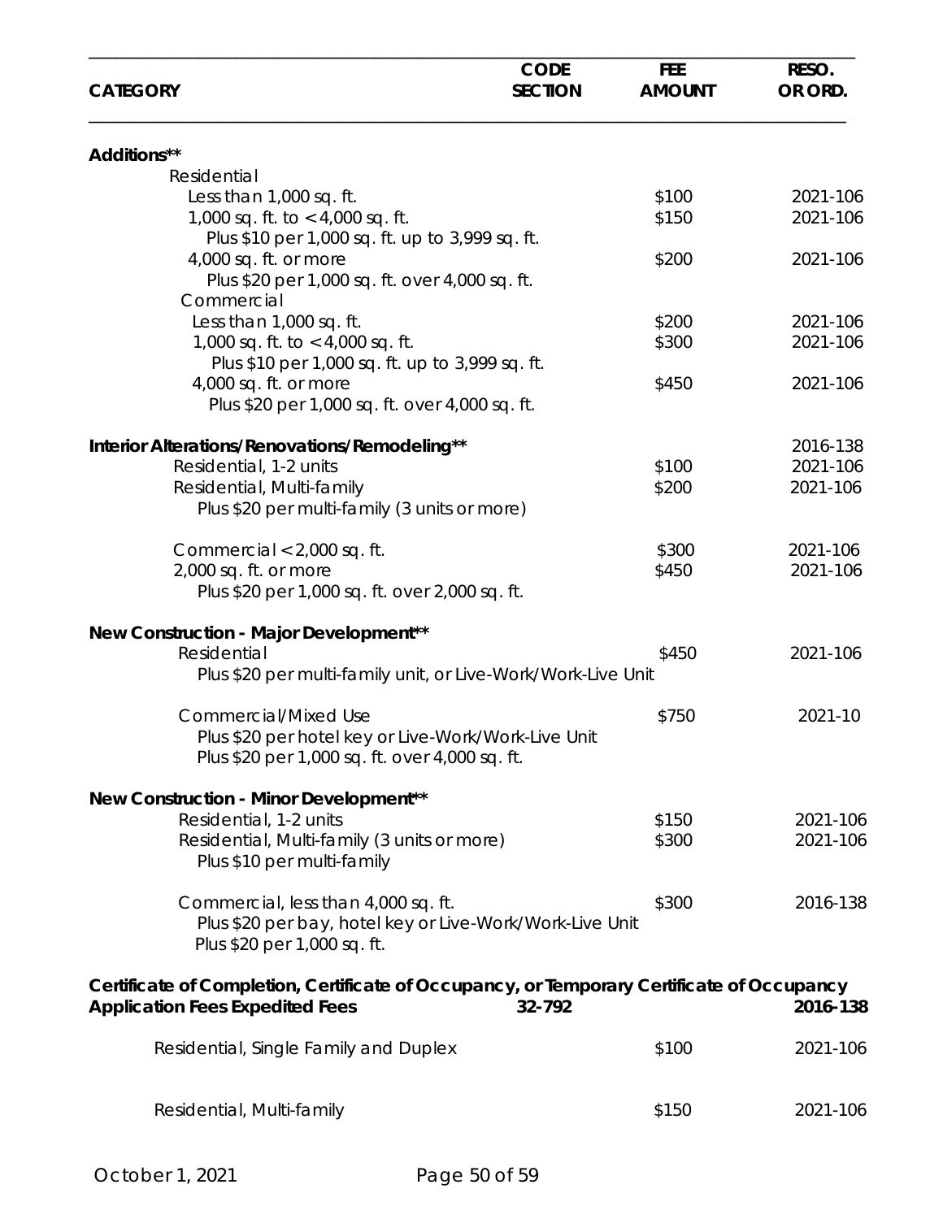| CATEGORY | CODE SECTION | FEE AMOUNT | RESO. OR ORD. |
|---|---|---|---|
| **Additions\*\*** | | | |
| Residential | | | |
| Less than 1,000 sq. ft. | | $100 | 2021-106 |
| 1,000 sq. ft. to < 4,000 sq. ft. | | $150 | 2021-106 |
| Plus $10 per 1,000 sq. ft. up to 3,999 sq. ft. | | | |
| 4,000 sq. ft. or more | | $200 | 2021-106 |
| Plus $20 per 1,000 sq. ft. over 4,000 sq. ft. | | | |
| Commercial | | | |
| Less than 1,000 sq. ft. | | $200 | 2021-106 |
| 1,000 sq. ft. to < 4,000 sq. ft. | | $300 | 2021-106 |
| Plus $10 per 1,000 sq. ft. up to 3,999 sq. ft. | | | |
| 4,000 sq. ft. or more | | $450 | 2021-106 |
| Plus $20 per 1,000 sq. ft. over 4,000 sq. ft. | | | |
| **Interior Alterations/Renovations/Remodeling\*\*** | | | 2016-138 |
| Residential, 1-2 units | | $100 | 2021-106 |
| Residential, Multi-family | | $200 | 2021-106 |
| Plus $20 per multi-family (3 units or more) | | | |
| Commercial < 2,000 sq. ft. | | $300 | 2021-106 |
| 2,000 sq. ft. or more | | $450 | 2021-106 |
| Plus $20 per 1,000 sq. ft. over 2,000 sq. ft. | | | |
| **New Construction - Major Development\*\*** | | | |
| Residential | | $450 | 2021-106 |
| Plus $20 per multi-family unit, or Live-Work/Work-Live Unit | | | |
| Commercial/Mixed Use | | $750 | 2021-10 |
| Plus $20 per hotel key or Live-Work/Work-Live Unit | | | |
| Plus $20 per 1,000 sq. ft. over 4,000 sq. ft. | | | |
| **New Construction - Minor Development\*\*** | | | |
| Residential, 1-2 units | | $150 | 2021-106 |
| Residential, Multi-family (3 units or more) | | $300 | 2021-106 |
| Plus $10 per multi-family | | | |
| Commercial, less than 4,000 sq. ft. | | $300 | 2016-138 |
| Plus $20 per bay, hotel key or Live-Work/Work-Live Unit | | | |
| Plus $20 per 1,000 sq. ft. | | | |
| **Certificate of Completion, Certificate of Occupancy, or Temporary Certificate of Occupancy Application Fees Expedited Fees** | 32-792 | | **2016-138** |
| Residential, Single Family and Duplex | | $100 | 2021-106 |
| Residential, Multi-family | | $150 | 2021-106 |

October 1, 2021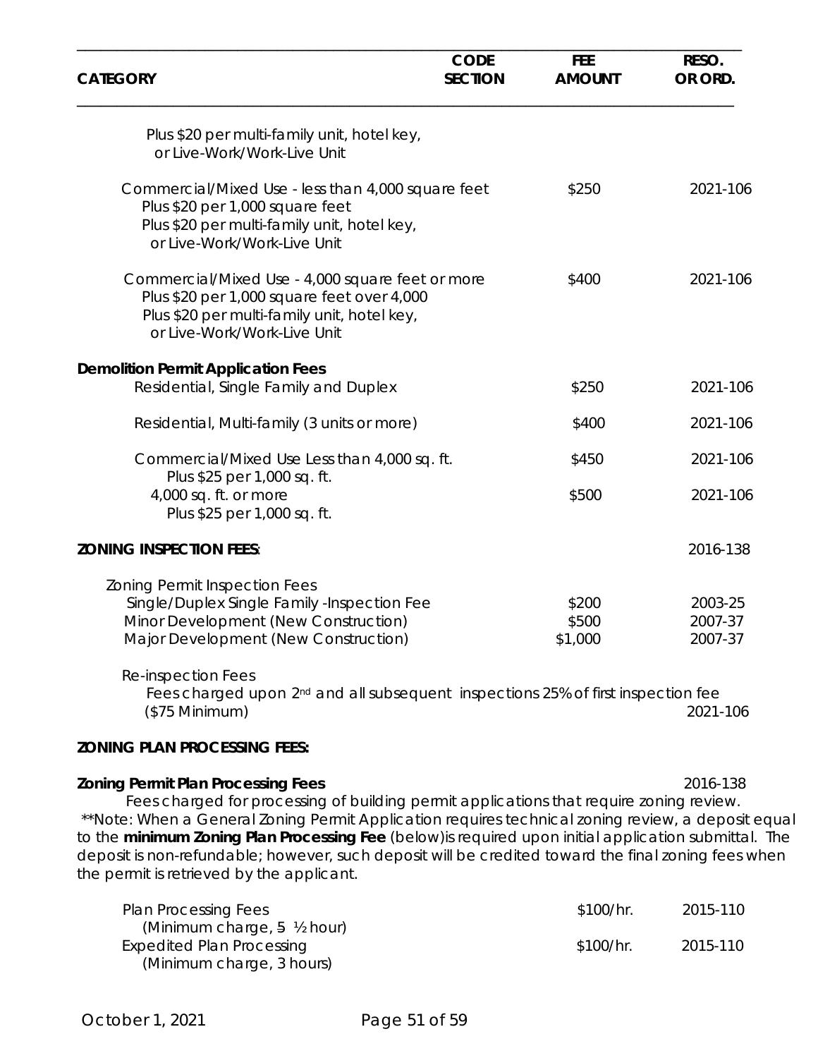| CATEGORY | CODE SECTION | FEE AMOUNT | RESO. OR ORD. |
|---|---|---|---|
| Plus $20 per multi-family unit, hotel key, or Live-Work/Work-Live Unit | | | |
| Commercial/Mixed Use - less than 4,000 square feet<br>Plus $20 per 1,000 square feet<br>Plus $20 per multi-family unit, hotel key, or Live-Work/Work-Live Unit | | $250 | 2021-106 |
| Commercial/Mixed Use - 4,000 square feet or more<br>Plus $20 per 1,000 square feet over 4,000<br>Plus $20 per multi-family unit, hotel key, or Live-Work/Work-Live Unit | | $400 | 2021-106 |
| **Demolition Permit Application Fees** | | | |
| Residential, Single Family and Duplex | | $250 | 2021-106 |
| Residential, Multi-family (3 units or more) | | $400 | 2021-106 |
| Commercial/Mixed Use Less than 4,000 sq. ft.<br>Plus $25 per 1,000 sq. ft. | | $450 | 2021-106 |
| 4,000 sq. ft. or more<br>Plus $25 per 1,000 sq. ft. | | $500 | 2021-106 |
| **ZONING INSPECTION FEES**: | | | 2016-138 |
| Zoning Permit Inspection Fees | | | |
| Single/Duplex Single Family -Inspection Fee | | $200 | 2003-25 |
| Minor Development (New Construction) | | $500 | 2007-37 |
| Major Development (New Construction) | | $1,000 | 2007-37 |
| Re-inspection Fees<br>Fees charged upon 2nd and all subsequent inspections 25% of first inspection fee ($75 Minimum) | | | 2021-106 |

**ZONING PLAN PROCESSING FEES:**

**Zoning Permit Plan Processing Fees** 2016-138

Fees charged for processing of building permit applications that require zoning review.

**Note: When a General Zoning Permit Application requires technical zoning review, a deposit equal to the **minimum Zoning Plan Processing Fee** (below)is required upon initial application submittal. The deposit is non-refundable; however, such deposit will be credited toward the final zoning fees when the permit is retrieved by the applicant.

| CATEGORY | CODE SECTION | FEE AMOUNT | RESO. OR ORD. |
|---|---|---|---|
| Plan Processing Fees<br>(Minimum charge, ~~5~~ ½ hour) | | $100/hr. | 2015-110 |
| Expedited Plan Processing<br>(Minimum charge, 3 hours) | | $100/hr. | 2015-110 |

October 1, 2021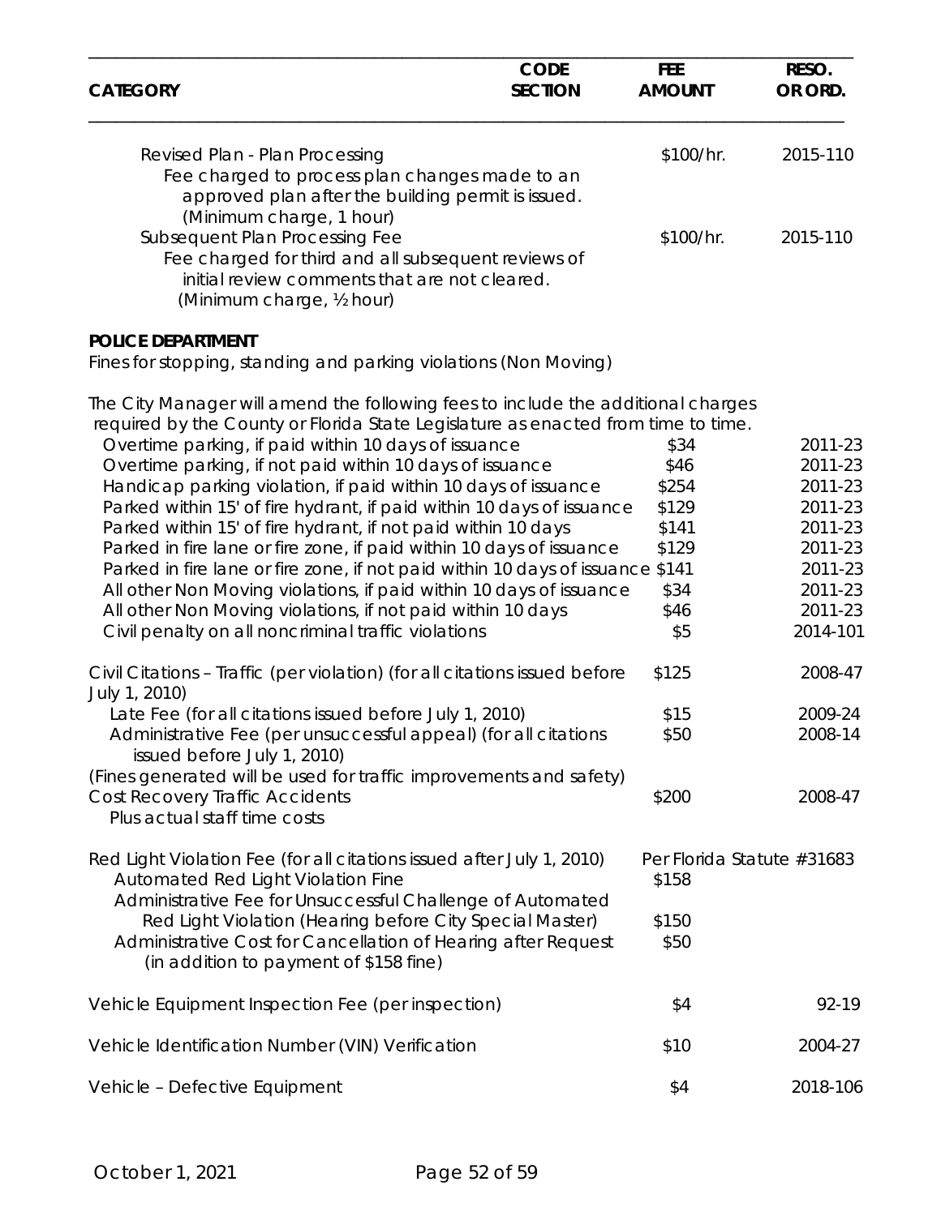| CATEGORY | CODE SECTION | FEE AMOUNT | RESO. OR ORD. |
|---|---|---|---|
| Revised Plan - Plan Processing<br>Fee charged to process plan changes made to an approved plan after the building permit is issued. (Minimum charge, 1 hour) | | \$100/hr. | 2015-110 |
| Subsequent Plan Processing Fee<br>Fee charged for third and all subsequent reviews of initial review comments that are not cleared. (Minimum charge, ½ hour) | | \$100/hr. | 2015-110 |
| **POLICE DEPARTMENT** | | | |
| Fines for stopping, standing and parking violations (Non Moving) | | | |
| The City Manager will amend the following fees to include the additional charges required by the County or Florida State Legislature as enacted from time to time. | | | |
| Overtime parking, if paid within 10 days of issuance | | \$34 | 2011-23 |
| Overtime parking, if not paid within 10 days of issuance | | \$46 | 2011-23 |
| Handicap parking violation, if paid within 10 days of issuance | | \$254 | 2011-23 |
| Parked within 15' of fire hydrant, if paid within 10 days of issuance | | \$129 | 2011-23 |
| Parked within 15' of fire hydrant, if not paid within 10 days | | \$141 | 2011-23 |
| Parked in fire lane or fire zone, if paid within 10 days of issuance | | \$129 | 2011-23 |
| Parked in fire lane or fire zone, if not paid within 10 days of issuance | | \$141 | 2011-23 |
| All other Non Moving violations, if paid within 10 days of issuance | | \$34 | 2011-23 |
| All other Non Moving violations, if not paid within 10 days | | \$46 | 2011-23 |
| Civil penalty on all noncriminal traffic violations | | \$5 | 2014-101 |
| Civil Citations – Traffic (per violation) (for all citations issued before July 1, 2010) | | \$125 | 2008-47 |
| Late Fee (for all citations issued before July 1, 2010) | | \$15 | 2009-24 |
| Administrative Fee (per unsuccessful appeal) (for all citations issued before July 1, 2010) | | \$50 | 2008-14 |
| (Fines generated will be used for traffic improvements and safety) | | | |
| Cost Recovery Traffic Accidents<br>Plus actual staff time costs | | \$200 | 2008-47 |
| Red Light Violation Fee (for all citations issued after July 1, 2010) | | Per Florida Statute #31683 | |
| Automated Red Light Violation Fine | | \$158 | |
| Administrative Fee for Unsuccessful Challenge of Automated Red Light Violation (Hearing before City Special Master) | | \$150 | |
| Administrative Cost for Cancellation of Hearing after Request (in addition to payment of \$158 fine) | | \$50 | |
| Vehicle Equipment Inspection Fee (per inspection) | | \$4 | 92-19 |
| Vehicle Identification Number (VIN) Verification | | \$10 | 2004-27 |
| Vehicle – Defective Equipment | | \$4 | 2018-106 |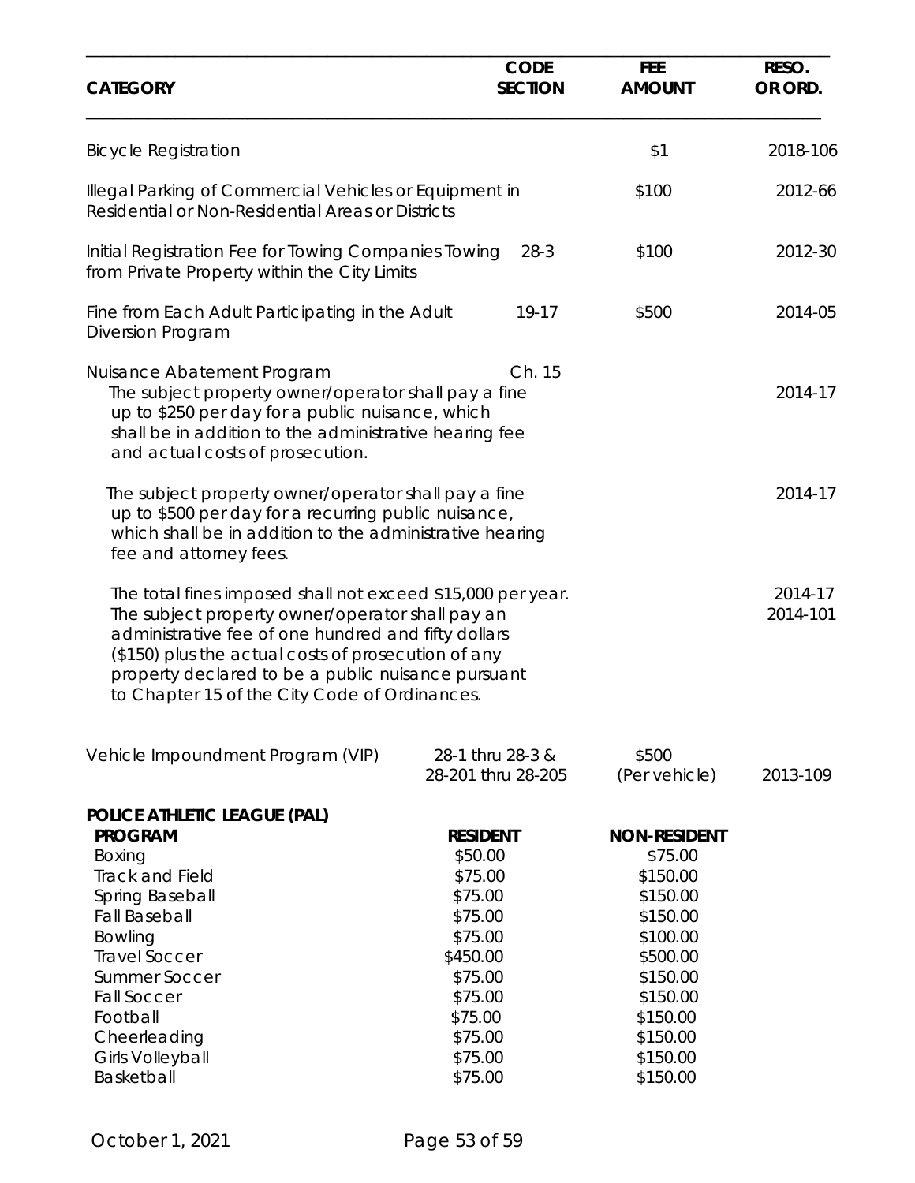| CATEGORY | CODE SECTION | FEE AMOUNT | RESO. OR ORD. |
|---|---|---|---|
| Bicycle Registration | | $1 | 2018-106 |
| Illegal Parking of Commercial Vehicles or Equipment in Residential or Non-Residential Areas or Districts | | $100 | 2012-66 |
| Initial Registration Fee for Towing Companies Towing from Private Property within the City Limits | 28-3 | $100 | 2012-30 |
| Fine from Each Adult Participating in the Adult Diversion Program | 19-17 | $500 | 2014-05 |
| Nuisance Abatement Program | Ch. 15 | | |
| The subject property owner/operator shall pay a fine up to $250 per day for a public nuisance, which shall be in addition to the administrative hearing fee and actual costs of prosecution. | | | 2014-17 |
| The subject property owner/operator shall pay a fine up to $500 per day for a recurring public nuisance, which shall be in addition to the administrative hearing fee and attorney fees. | | | 2014-17 |
| The total fines imposed shall not exceed $15,000 per year. The subject property owner/operator shall pay an administrative fee of one hundred and fifty dollars ($150) plus the actual costs of prosecution of any property declared to be a public nuisance pursuant to Chapter 15 of the City Code of Ordinances. | | | 2014-17<br>2014-101 |
| Vehicle Impoundment Program (VIP) | 28-1 thru 28-3 & 28-201 thru 28-205 | $500 (Per vehicle) | 2013-109 |

**POLICE ATHLETIC LEAGUE (PAL)**

| PROGRAM | RESIDENT | NON-RESIDENT |
|---|---|---|
| Boxing | $50.00 | $75.00 |
| Track and Field | $75.00 | $150.00 |
| Spring Baseball | $75.00 | $150.00 |
| Fall Baseball | $75.00 | $150.00 |
| Bowling | $75.00 | $100.00 |
| Travel Soccer | $450.00 | $500.00 |
| Summer Soccer | $75.00 | $150.00 |
| Fall Soccer | $75.00 | $150.00 |
| Football | $75.00 | $150.00 |
| Cheerleading | $75.00 | $150.00 |
| Girls Volleyball | $75.00 | $150.00 |
| Basketball | $75.00 | $150.00 |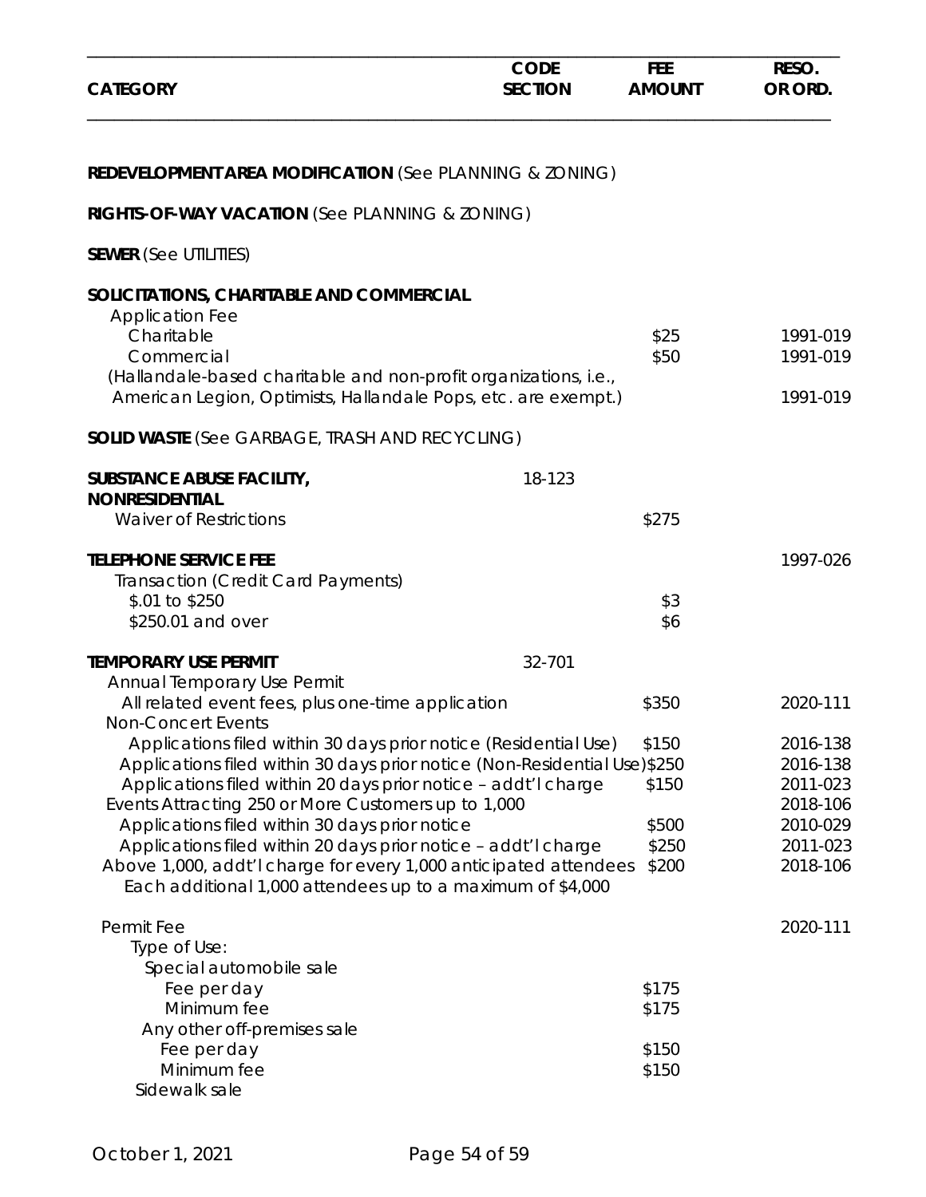| CATEGORY | CODE SECTION | FEE AMOUNT | RESO. OR ORD. |
|---|---|---|---|
| **REDEVELOPMENT AREA MODIFICATION** (See PLANNING & ZONING) | | | |
| **RIGHTS-OF-WAY VACATION** (See PLANNING & ZONING) | | | |
| **SEWER** (See UTILITIES) | | | |
| **SOLICITATIONS, CHARITABLE AND COMMERCIAL** | | | |
| Application Fee | | | |
| Charitable | | $25 | 1991-019 |
| Commercial | | $50 | 1991-019 |
| (Hallandale-based charitable and non-profit organizations, i.e., American Legion, Optimists, Hallandale Pops, etc. are exempt.) | | | 1991-019 |
| **SOLID WASTE** (See GARBAGE, TRASH AND RECYCLING) | | | |
| **SUBSTANCE ABUSE FACILITY, NONRESIDENTIAL** | 18-123 | | |
| Waiver of Restrictions | | $275 | |
| **TELEPHONE SERVICE FEE** | | | 1997-026 |
| Transaction (Credit Card Payments) | | | |
| $.01 to $250 | | $3 | |
| $250.01 and over | | $6 | |
| **TEMPORARY USE PERMIT** | 32-701 | | |
| Annual Temporary Use Permit | | | |
| All related event fees, plus one-time application | | $350 | 2020-111 |
| Non-Concert Events | | | |
| Applications filed within 30 days prior notice (Residential Use) | | $150 | 2016-138 |
| Applications filed within 30 days prior notice (Non-Residential Use) | | $250 | 2016-138 |
| Applications filed within 20 days prior notice – addt'l charge | | $150 | 2011-023 |
| Events Attracting 250 or More Customers up to 1,000 | | | 2018-106 |
| Applications filed within 30 days prior notice | | $500 | 2010-029 |
| Applications filed within 20 days prior notice – addt'l charge | | $250 | 2011-023 |
| Above 1,000, addt'l charge for every 1,000 anticipated attendees Each additional 1,000 attendees up to a maximum of $4,000 | | $200 | 2018-106 |
| Permit Fee | | | 2020-111 |
| Type of Use: | | | |
| Special automobile sale | | | |
| Fee per day | | $175 | |
| Minimum fee | | $175 | |
| Any other off-premises sale | | | |
| Fee per day | | $150 | |
| Minimum fee | | $150 | |
| Sidewalk sale | | | |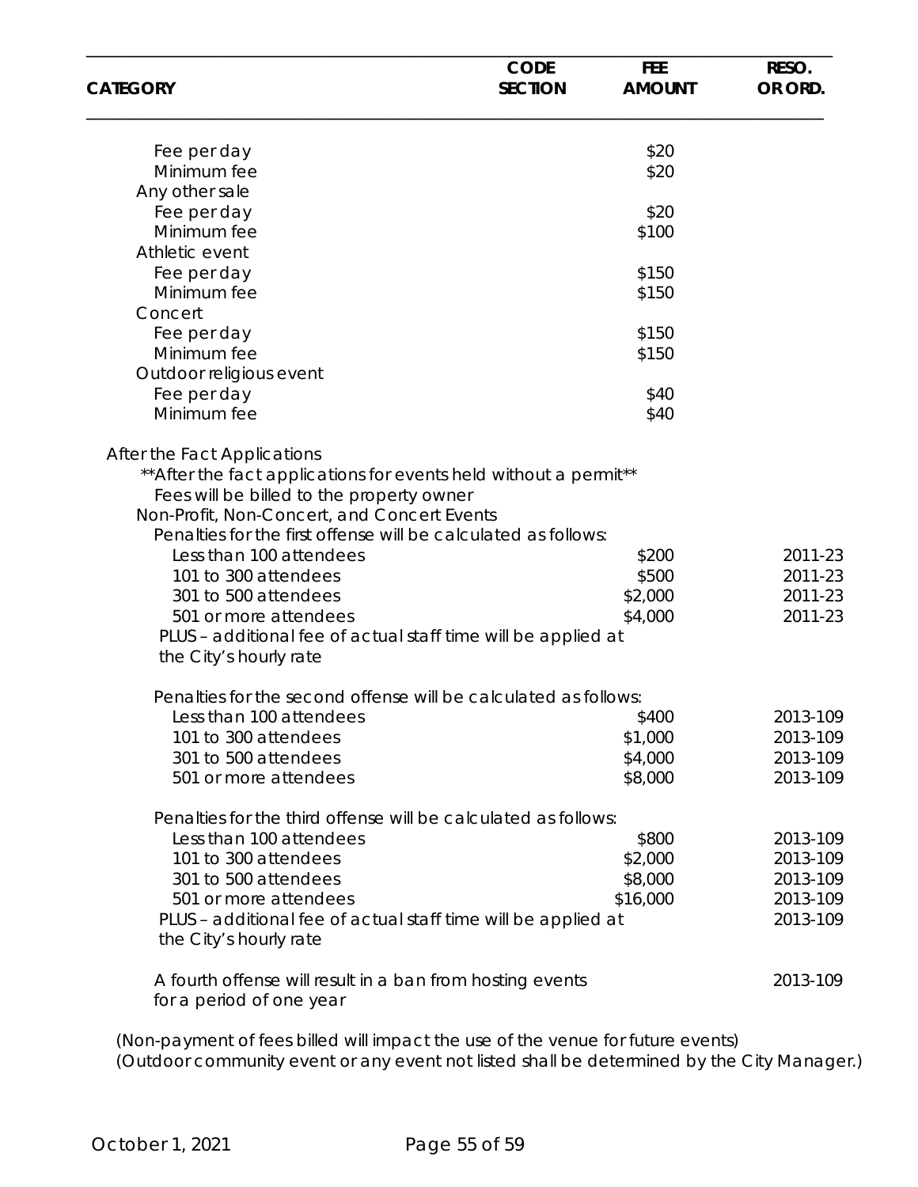| CATEGORY | CODE SECTION | FEE AMOUNT | RESO. OR ORD. |
|---|---|---|---|
| Fee per day | | $20 | |
| Minimum fee | | $20 | |
| Any other sale | | | |
| Fee per day | | $20 | |
| Minimum fee | | $100 | |
| Athletic event | | | |
| Fee per day | | $150 | |
| Minimum fee | | $150 | |
| Concert | | | |
| Fee per day | | $150 | |
| Minimum fee | | $150 | |
| Outdoor religious event | | | |
| Fee per day | | $40 | |
| Minimum fee | | $40 | |
| After the Fact Applications | | | |
| \*\*After the fact applications for events held without a permit\*\* | | | |
| Fees will be billed to the property owner | | | |
| Non-Profit, Non-Concert, and Concert Events | | | |
| Penalties for the first offense will be calculated as follows: | | | |
| Less than 100 attendees | | $200 | 2011-23 |
| 101 to 300 attendees | | $500 | 2011-23 |
| 301 to 500 attendees | | $2,000 | 2011-23 |
| 501 or more attendees | | $4,000 | 2011-23 |
| PLUS – additional fee of actual staff time will be applied at the City's hourly rate | | | |
| Penalties for the second offense will be calculated as follows: | | | |
| Less than 100 attendees | | $400 | 2013-109 |
| 101 to 300 attendees | | $1,000 | 2013-109 |
| 301 to 500 attendees | | $4,000 | 2013-109 |
| 501 or more attendees | | $8,000 | 2013-109 |
| Penalties for the third offense will be calculated as follows: | | | |
| Less than 100 attendees | | $800 | 2013-109 |
| 101 to 300 attendees | | $2,000 | 2013-109 |
| 301 to 500 attendees | | $8,000 | 2013-109 |
| 501 or more attendees | | $16,000 | 2013-109 |
| PLUS – additional fee of actual staff time will be applied at the City's hourly rate | | | 2013-109 |
| A fourth offense will result in a ban from hosting events for a period of one year | | | 2013-109 |

(Non-payment of fees billed will impact the use of the venue for future events)
(Outdoor community event or any event not listed shall be determined by the City Manager.)

October 1, 2021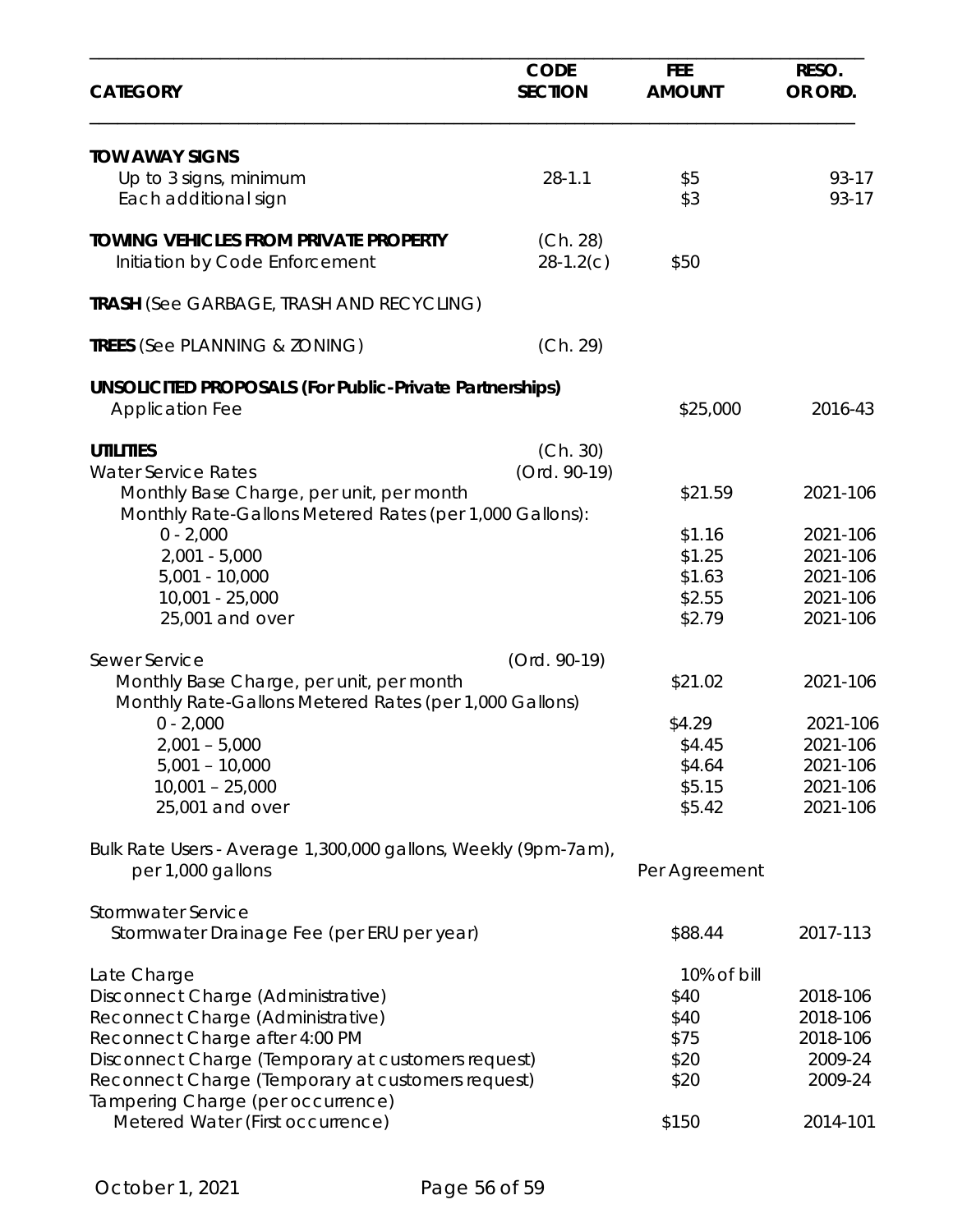| CATEGORY | CODE SECTION | FEE AMOUNT | RESO. OR ORD. |
|---|---|---|---|
| **TOW AWAY SIGNS** | | | |
| Up to 3 signs, minimum | 28-1.1 | $5 | 93-17 |
| Each additional sign | | $3 | 93-17 |
| **TOWING VEHICLES FROM PRIVATE PROPERTY** | (Ch. 28) | | |
| Initiation by Code Enforcement | 28-1.2(c) | $50 | |
| **TRASH** (See GARBAGE, TRASH AND RECYCLING) | | | |
| **TREES** (See PLANNING & ZONING) | (Ch. 29) | | |
| **UNSOLICITED PROPOSALS (For Public-Private Partnerships)** | | | |
| Application Fee | | $25,000 | 2016-43 |
| **UTILITIES** | (Ch. 30) | | |
| Water Service Rates | (Ord. 90-19) | | |
| Monthly Base Charge, per unit, per month | | $21.59 | 2021-106 |
| Monthly Rate-Gallons Metered Rates (per 1,000 Gallons): | | | |
| 0 - 2,000 | | $1.16 | 2021-106 |
| 2,001 - 5,000 | | $1.25 | 2021-106 |
| 5,001 - 10,000 | | $1.63 | 2021-106 |
| 10,001 - 25,000 | | $2.55 | 2021-106 |
| 25,001 and over | | $2.79 | 2021-106 |
| Sewer Service | (Ord. 90-19) | | |
| Monthly Base Charge, per unit, per month | | $21.02 | 2021-106 |
| Monthly Rate-Gallons Metered Rates (per 1,000 Gallons) | | | |
| 0 - 2,000 | | $4.29 | 2021-106 |
| 2,001 – 5,000 | | $4.45 | 2021-106 |
| 5,001 – 10,000 | | $4.64 | 2021-106 |
| 10,001 – 25,000 | | $5.15 | 2021-106 |
| 25,001 and over | | $5.42 | 2021-106 |
| Bulk Rate Users - Average 1,300,000 gallons, Weekly (9pm-7am), per 1,000 gallons | | Per Agreement | |
| Stormwater Service | | | |
| Stormwater Drainage Fee (per ERU per year) | | $88.44 | 2017-113 |
| Late Charge | | 10% of bill | |
| Disconnect Charge (Administrative) | | $40 | 2018-106 |
| Reconnect Charge (Administrative) | | $40 | 2018-106 |
| Reconnect Charge after 4:00 PM | | $75 | 2018-106 |
| Disconnect Charge (Temporary at customers request) | | $20 | 2009-24 |
| Reconnect Charge (Temporary at customers request) | | $20 | 2009-24 |
| Tampering Charge (per occurrence) | | | |
| Metered Water (First occurrence) | | $150 | 2014-101 |

October 1, 2021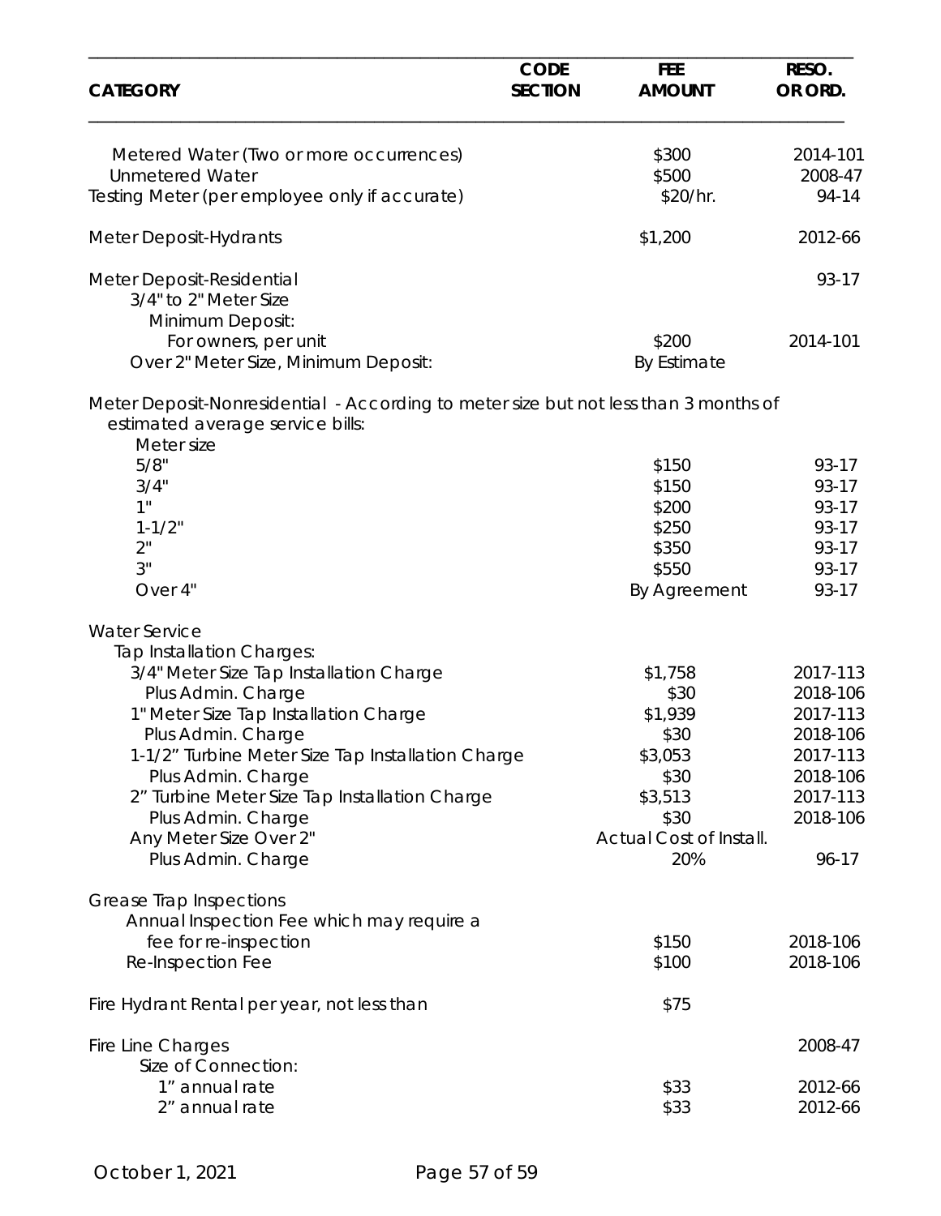| CATEGORY | CODE SECTION | FEE AMOUNT | RESO. OR ORD. |
|---|---|---|---|
| Metered Water (Two or more occurrences) | | $300 | 2014-101 |
| Unmetered Water | | $500 | 2008-47 |
| Testing Meter (per employee only if accurate) | | $20/hr. | 94-14 |
| Meter Deposit-Hydrants | | $1,200 | 2012-66 |
| Meter Deposit-Residential | | | 93-17 |
| 3/4" to 2" Meter Size | | | |
| Minimum Deposit: | | | |
| For owners, per unit | | $200 | 2014-101 |
| Over 2" Meter Size, Minimum Deposit: | | By Estimate | |
| Meter Deposit-Nonresidential - According to meter size but not less than 3 months of estimated average service bills: | | | |
| Meter size | | | |
| 5/8" | | $150 | 93-17 |
| 3/4" | | $150 | 93-17 |
| 1" | | $200 | 93-17 |
| 1-1/2" | | $250 | 93-17 |
| 2" | | $350 | 93-17 |
| 3" | | $550 | 93-17 |
| Over 4" | | By Agreement | 93-17 |
| Water Service | | | |
| Tap Installation Charges: | | | |
| 3/4" Meter Size Tap Installation Charge | | $1,758 | 2017-113 |
| Plus Admin. Charge | | $30 | 2018-106 |
| 1" Meter Size Tap Installation Charge | | $1,939 | 2017-113 |
| Plus Admin. Charge | | $30 | 2018-106 |
| 1-1/2" Turbine Meter Size Tap Installation Charge | | $3,053 | 2017-113 |
| Plus Admin. Charge | | $30 | 2018-106 |
| 2" Turbine Meter Size Tap Installation Charge | | $3,513 | 2017-113 |
| Plus Admin. Charge | | $30 | 2018-106 |
| Any Meter Size Over 2" | | Actual Cost of Install. | |
| Plus Admin. Charge | | 20% | 96-17 |
| Grease Trap Inspections | | | |
| Annual Inspection Fee which may require a fee for re-inspection | | $150 | 2018-106 |
| Re-Inspection Fee | | $100 | 2018-106 |
| Fire Hydrant Rental per year, not less than | | $75 | |
| Fire Line Charges | | | 2008-47 |
| Size of Connection: | | | |
| 1" annual rate | | $33 | 2012-66 |
| 2" annual rate | | $33 | 2012-66 |

October 1, 2021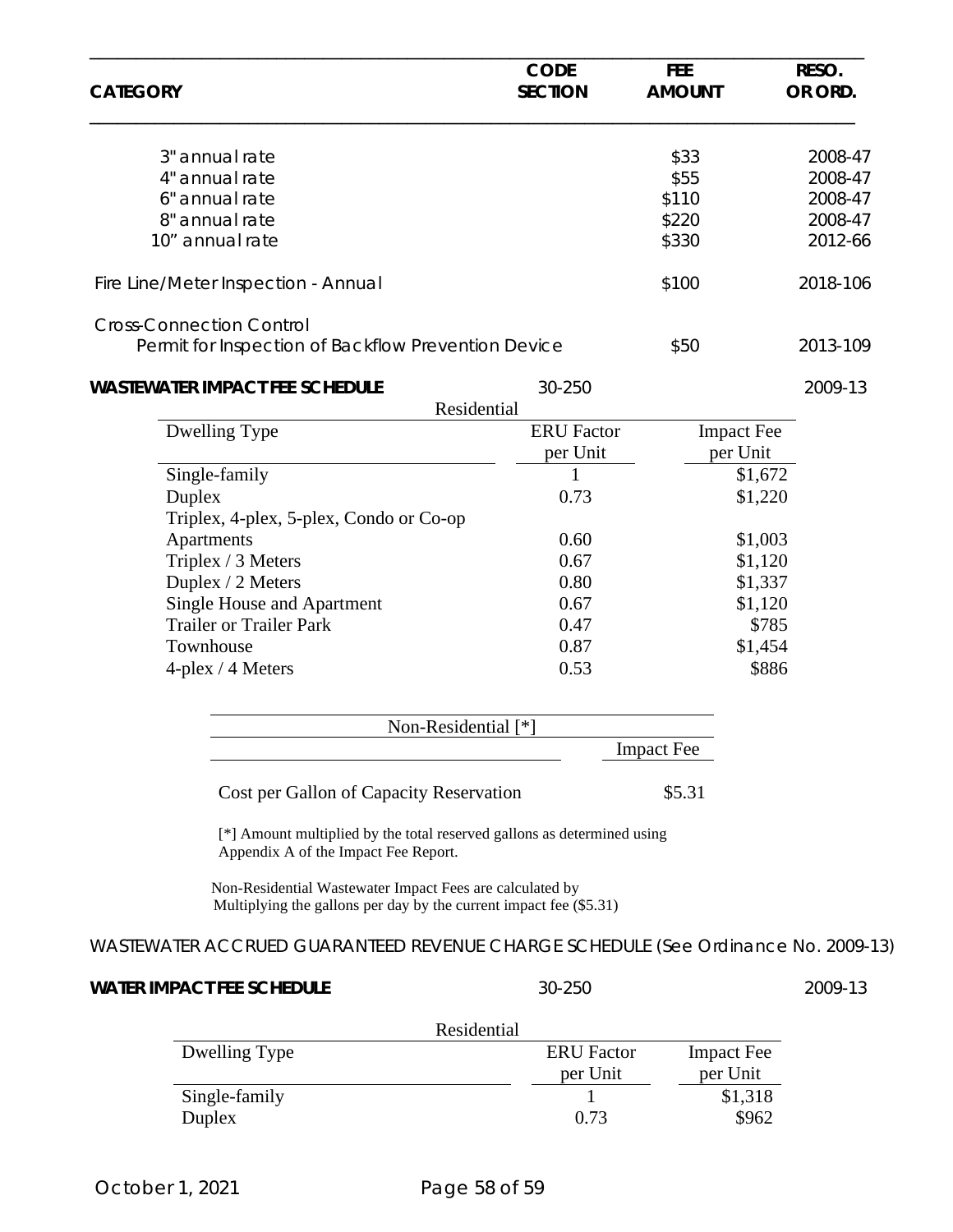| CATEGORY | CODE SECTION | FEE AMOUNT | RESO. OR ORD. |
|---|---|---|---|
| 3" annual rate | | $33 | 2008-47 |
| 4" annual rate | | $55 | 2008-47 |
| 6" annual rate | | $110 | 2008-47 |
| 8" annual rate | | $220 | 2008-47 |
| 10" annual rate | | $330 | 2012-66 |
| Fire Line/Meter Inspection - Annual | | $100 | 2018-106 |
| Cross-Connection Control | | | |
| Permit for Inspection of Backflow Prevention Device | | $50 | 2013-109 |
| **WASTEWATER IMPACT FEE SCHEDULE** | 30-250 | | 2009-13 |

Residential

| Dwelling Type | ERU Factor per Unit | Impact Fee per Unit |
|---|---|---|
| Single-family | 1 | $1,672 |
| Duplex | 0.73 | $1,220 |
| Triplex, 4-plex, 5-plex, Condo or Co-op Apartments | 0.60 | $1,003 |
| Triplex / 3 Meters | 0.67 | $1,120 |
| Duplex / 2 Meters | 0.80 | $1,337 |
| Single House and Apartment | 0.67 | $1,120 |
| Trailer or Trailer Park | 0.47 | $785 |
| Townhouse | 0.87 | $1,454 |
| 4-plex / 4 Meters | 0.53 | $886 |

| Non-Residential [*] | Impact Fee |
|---|---|
| Cost per Gallon of Capacity Reservation | $5.31 |

[*] Amount multiplied by the total reserved gallons as determined using Appendix A of the Impact Fee Report.

Non-Residential Wastewater Impact Fees are calculated by Multiplying the gallons per day by the current impact fee ($5.31)

WASTEWATER ACCRUED GUARANTEED REVENUE CHARGE SCHEDULE (See Ordinance No. 2009-13)

| CATEGORY | CODE SECTION | FEE AMOUNT | RESO. OR ORD. |
|---|---|---|---|
| **WATER IMPACT FEE SCHEDULE** | 30-250 | | 2009-13 |

Residential

| Dwelling Type | ERU Factor per Unit | Impact Fee per Unit |
|---|---|---|
| Single-family | 1 | $1,318 |
| Duplex | 0.73 | $962 |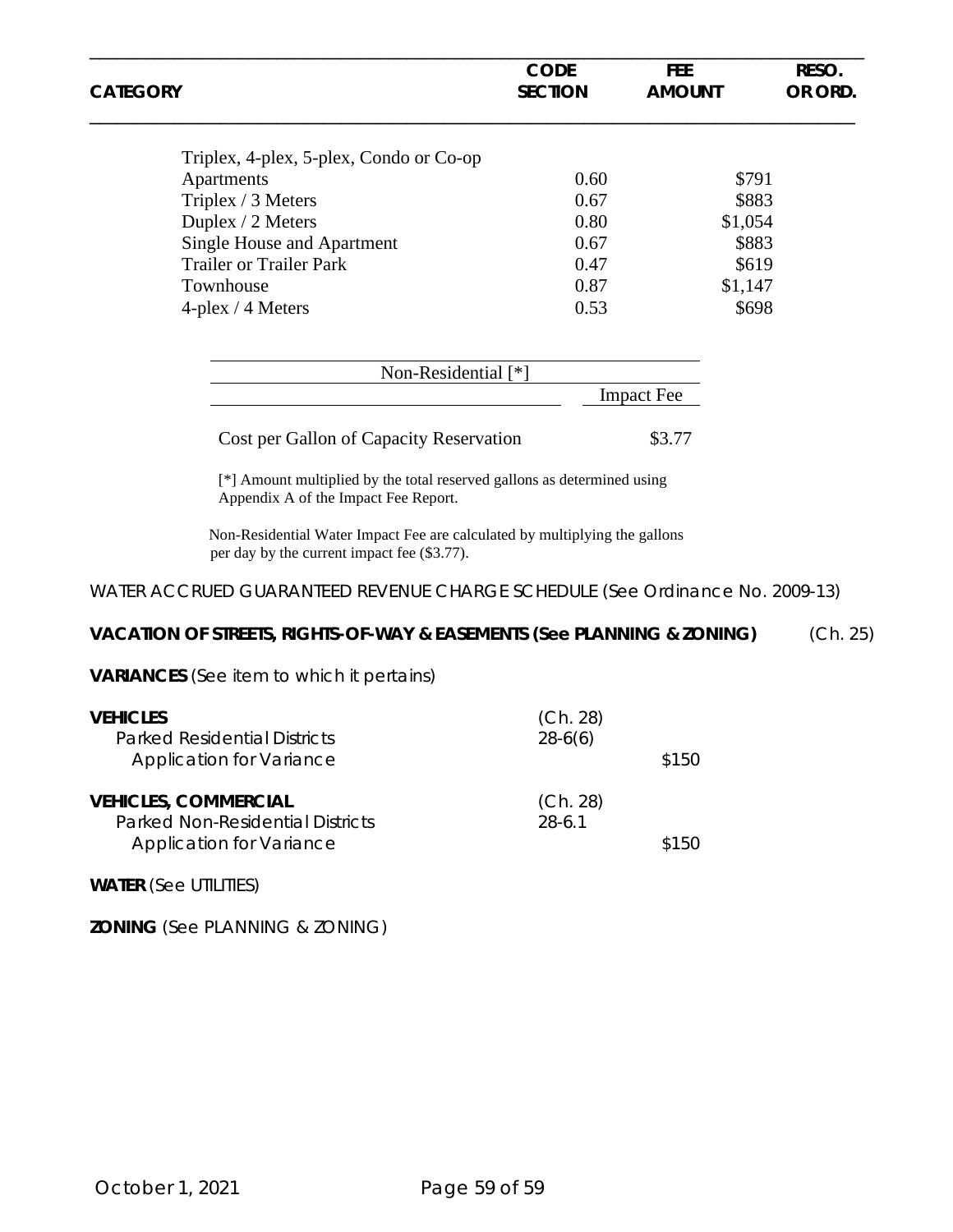| CATEGORY | CODE SECTION | FEE AMOUNT | RESO. OR ORD. |
|---|---|---|---|

| | | |
|---|---|---|
| Triplex, 4-plex, 5-plex, Condo or Co-op Apartments | 0.60 | $791 |
| Triplex / 3 Meters | 0.67 | $883 |
| Duplex / 2 Meters | 0.80 | $1,054 |
| Single House and Apartment | 0.67 | $883 |
| Trailer or Trailer Park | 0.47 | $619 |
| Townhouse | 0.87 | $1,147 |
| 4-plex / 4 Meters | 0.53 | $698 |

| Non-Residential [*] | Impact Fee |
|---|---|
| Cost per Gallon of Capacity Reservation | $3.77 |

[*] Amount multiplied by the total reserved gallons as determined using Appendix A of the Impact Fee Report.

Non-Residential Water Impact Fee are calculated by multiplying the gallons per day by the current impact fee ($3.77).

WATER ACCRUED GUARANTEED REVENUE CHARGE SCHEDULE (See Ordinance No. 2009-13)

**VACATION OF STREETS, RIGHTS-OF-WAY & EASEMENTS (See PLANNING & ZONING)** (Ch. 25)

**VARIANCES** (See item to which it pertains)

| | | | |
|---|---|---|---|
| **VEHICLES** | (Ch. 28) | | |
| Parked Residential Districts | 28-6(6) | | |
| Application for Variance | | $150 | |
| **VEHICLES, COMMERCIAL** | (Ch. 28) | | |
| Parked Non-Residential Districts | 28-6.1 | | |
| Application for Variance | | $150 | |

**WATER** (See UTILITIES)

**ZONING** (See PLANNING & ZONING)